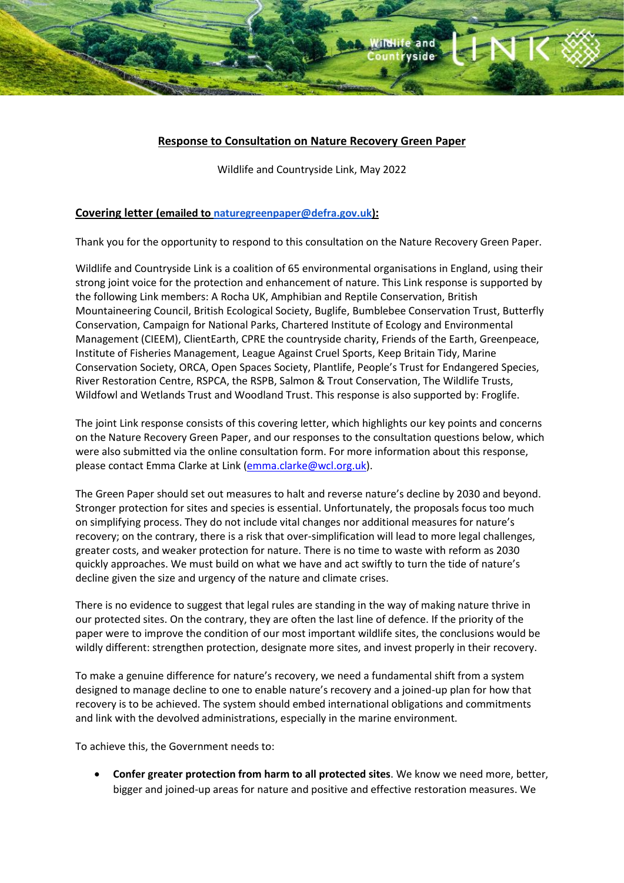**Response to Consultation on Nature Recovery Green Paper**

Wildlife and Countryside Link, May 2022

**Covering letter (emailed to naturegreenpaper@defra.gov.uk):**

Thank you for the opportunity to respond to this consultation on the Nature Recovery Green Paper.

Wildlife and Countryside Link is a coalition of 65 environmental organisations in England, using their strong joint voice for the protection and enhancement of nature. This Link response is supported by the following Link members: A Rocha UK, Amphibian and Reptile Conservation, British Mountaineering Council, British Ecological Society, Buglife, Bumblebee Conservation Trust, Butterfly Conservation, Campaign for National Parks, Chartered Institute of Ecology and Environmental Management (CIEEM), ClientEarth, CPRE the countryside charity, Friends of the Earth, Greenpeace, Institute of Fisheries Management, League Against Cruel Sports, Keep Britain Tidy, Marine Conservation Society, ORCA, Open Spaces Society, Plantlife, People's Trust for Endangered Species, River Restoration Centre, RSPCA, the RSPB, Salmon & Trout Conservation, The Wildlife Trusts, Wildfowl and Wetlands Trust and Woodland Trust. This response is also supported by: Froglife.

The joint Link response consists of this covering letter, which highlights our key points and concerns on the Nature Recovery Green Paper, and our responses to the consultation questions below, which were also submitted via the online consultation form. For more information about this response, please contact Emma Clarke at Link (emma.clarke@wcl.org.uk).

The Green Paper should set out measures to halt and reverse nature's decline by 2030 and beyond. Stronger protection for sites and species is essential. Unfortunately, the proposals focus too much on simplifying process. They do not include vital changes nor additional measures for nature's recovery; on the contrary, there is a risk that over-simplification will lead to more legal challenges, greater costs, and weaker protection for nature. There is no time to waste with reform as 2030 quickly approaches. We must build on what we have and act swiftly to turn the tide of nature's decline given the size and urgency of the nature and climate crises.

There is no evidence to suggest that legal rules are standing in the way of making nature thrive in our protected sites. On the contrary, they are often the last line of defence. If the priority of the paper were to improve the condition of our most important wildlife sites, the conclusions would be wildly different: strengthen protection, designate more sites, and invest properly in their recovery.

To make a genuine difference for nature's recovery, we need a fundamental shift from a system designed to manage decline to one to enable nature's recovery and a joined-up plan for how that recovery is to be achieved. The system should embed international obligations and commitments and link with the devolved administrations, especially in the marine environment.

To achieve this, the Government needs to:

- **Confer greater protection from harm to all protected sites**. We know we need more, better, bigger and joined-up areas for nature and positive and effective restoration measures. We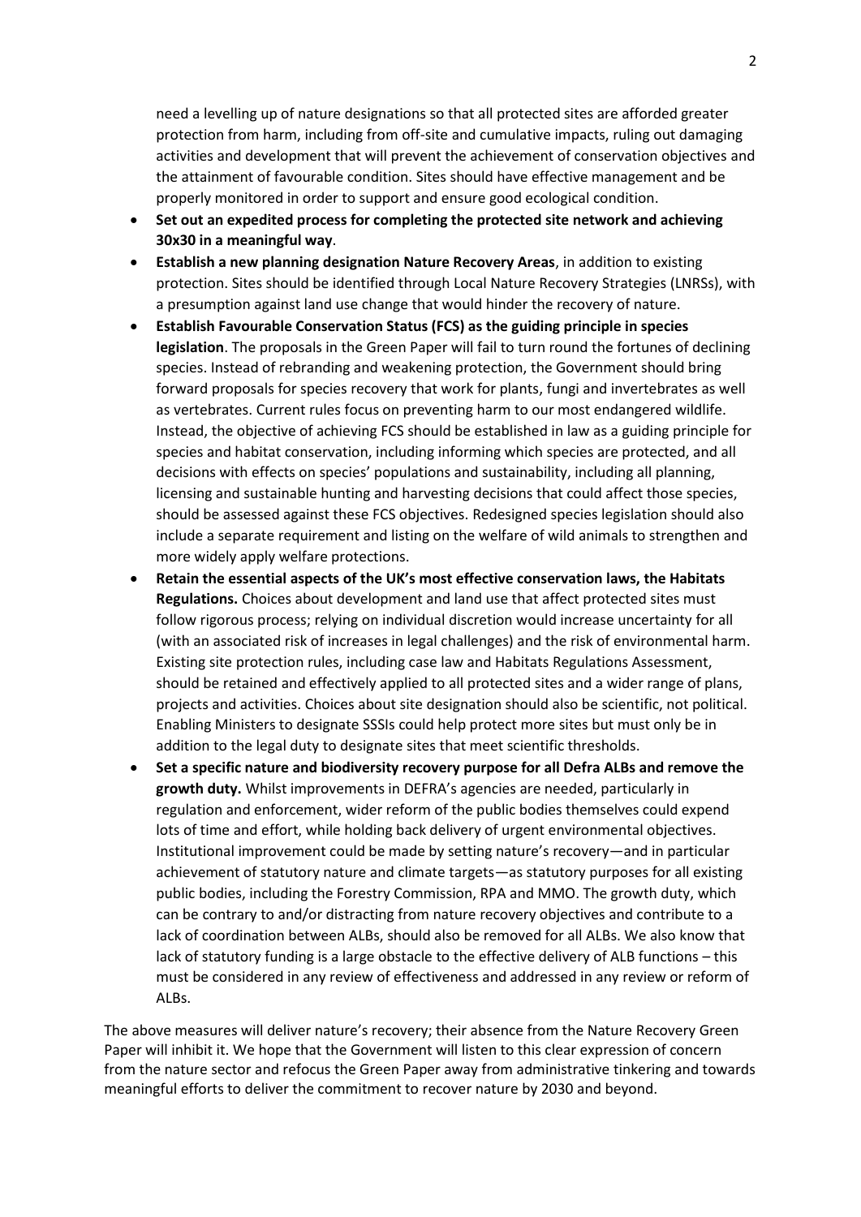need a levelling up of nature designations so that all protected sites are afforded greater protection from harm, including from off-site and cumulative impacts, ruling out damaging activities and development that will prevent the achievement of conservation objectives and the attainment of favourable condition. Sites should have effective management and be properly monitored in order to support and ensure good ecological condition.

- **Set out an expedited process for completing the protected site network and achieving 30x30 in a meaningful way**.
- **Establish a new planning designation Nature Recovery Areas**, in addition to existing protection. Sites should be identified through Local Nature Recovery Strategies (LNRSs), with a presumption against land use change that would hinder the recovery of nature.
- **Establish Favourable Conservation Status (FCS) as the guiding principle in species legislation**. The proposals in the Green Paper will fail to turn round the fortunes of declining species. Instead of rebranding and weakening protection, the Government should bring forward proposals for species recovery that work for plants, fungi and invertebrates as well as vertebrates. Current rules focus on preventing harm to our most endangered wildlife. Instead, the objective of achieving FCS should be established in law as a guiding principle for species and habitat conservation, including informing which species are protected, and all decisions with effects on species' populations and sustainability, including all planning, licensing and sustainable hunting and harvesting decisions that could affect those species, should be assessed against these FCS objectives. Redesigned species legislation should also include a separate requirement and listing on the welfare of wild animals to strengthen and more widely apply welfare protections.
- **Retain the essential aspects of the UK's most effective conservation laws, the Habitats Regulations.** Choices about development and land use that affect protected sites must follow rigorous process; relying on individual discretion would increase uncertainty for all (with an associated risk of increases in legal challenges) and the risk of environmental harm. Existing site protection rules, including case law and Habitats Regulations Assessment, should be retained and effectively applied to all protected sites and a wider range of plans, projects and activities. Choices about site designation should also be scientific, not political. Enabling Ministers to designate SSSIs could help protect more sites but must only be in addition to the legal duty to designate sites that meet scientific thresholds.
- **Set a specific nature and biodiversity recovery purpose for all Defra ALBs and remove the growth duty.** Whilst improvements in DEFRA's agencies are needed, particularly in regulation and enforcement, wider reform of the public bodies themselves could expend lots of time and effort, while holding back delivery of urgent environmental objectives. Institutional improvement could be made by setting nature's recovery—and in particular achievement of statutory nature and climate targets—as statutory purposes for all existing public bodies, including the Forestry Commission, RPA and MMO. The growth duty, which can be contrary to and/or distracting from nature recovery objectives and contribute to a lack of coordination between ALBs, should also be removed for all ALBs. We also know that lack of statutory funding is a large obstacle to the effective delivery of ALB functions – this must be considered in any review of effectiveness and addressed in any review or reform of ALBs.

The above measures will deliver nature's recovery; their absence from the Nature Recovery Green Paper will inhibit it. We hope that the Government will listen to this clear expression of concern from the nature sector and refocus the Green Paper away from administrative tinkering and towards meaningful efforts to deliver the commitment to recover nature by 2030 and beyond.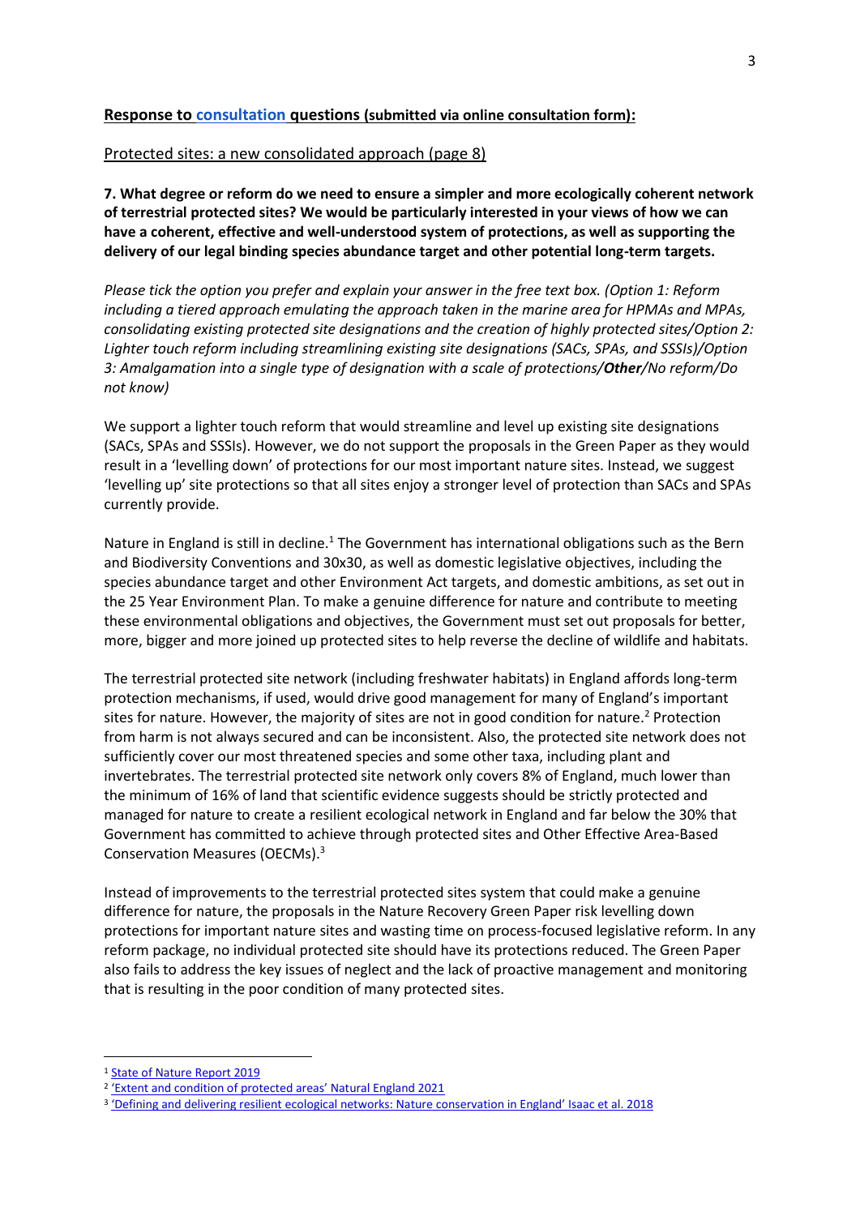## **Response to consultation questions (submitted via online consultation form):**

Protected sites: a new consolidated approach (page 8)

**7. What degree or reform do we need to ensure a simpler and more ecologically coherent network of terrestrial protected sites? We would be particularly interested in your views of how we can have a coherent, effective and well-understood system of protections, as well as supporting the delivery of our legal binding species abundance target and other potential long-term targets.**

*Please tick the option you prefer and explain your answer in the free text box. (Option 1: Reform including a tiered approach emulating the approach taken in the marine area for HPMAs and MPAs, consolidating existing protected site designations and the creation of highly protected sites/Option 2: Lighter touch reform including streamlining existing site designations (SACs, SPAs, and SSSIs)/Option 3: Amalgamation into a single type of designation with a scale of protections/**Other**/No reform/Do not know)*

We support a lighter touch reform that would streamline and level up existing site designations (SACs, SPAs and SSSIs). However, we do not support the proposals in the Green Paper as they would result in a 'levelling down' of protections for our most important nature sites. Instead, we suggest 'levelling up' site protections so that all sites enjoy a stronger level of protection than SACs and SPAs currently provide.

Nature in England is still in decline.[1] The Government has international obligations such as the Bern and Biodiversity Conventions and 30x30, as well as domestic legislative objectives, including the species abundance target and other Environment Act targets, and domestic ambitions, as set out in the 25 Year Environment Plan. To make a genuine difference for nature and contribute to meeting these environmental obligations and objectives, the Government must set out proposals for better, more, bigger and more joined up protected sites to help reverse the decline of wildlife and habitats.

The terrestrial protected site network (including freshwater habitats) in England affords long-term protection mechanisms, if used, would drive good management for many of England's important sites for nature. However, the majority of sites are not in good condition for nature.[2] Protection from harm is not always secured and can be inconsistent. Also, the protected site network does not sufficiently cover our most threatened species and some other taxa, including plant and invertebrates. The terrestrial protected site network only covers 8% of England, much lower than the minimum of 16% of land that scientific evidence suggests should be strictly protected and managed for nature to create a resilient ecological network in England and far below the 30% that Government has committed to achieve through protected sites and Other Effective Area-Based Conservation Measures (OECMs).[3]

Instead of improvements to the terrestrial protected sites system that could make a genuine difference for nature, the proposals in the Nature Recovery Green Paper risk levelling down protections for important nature sites and wasting time on process-focused legislative reform. In any reform package, no individual protected site should have its protections reduced. The Green Paper also fails to address the key issues of neglect and the lack of proactive management and monitoring that is resulting in the poor condition of many protected sites.

---

[1] State of Nature Report 2019

[2] 'Extent and condition of protected areas' Natural England 2021

[3] 'Defining and delivering resilient ecological networks: Nature conservation in England' Isaac et al. 2018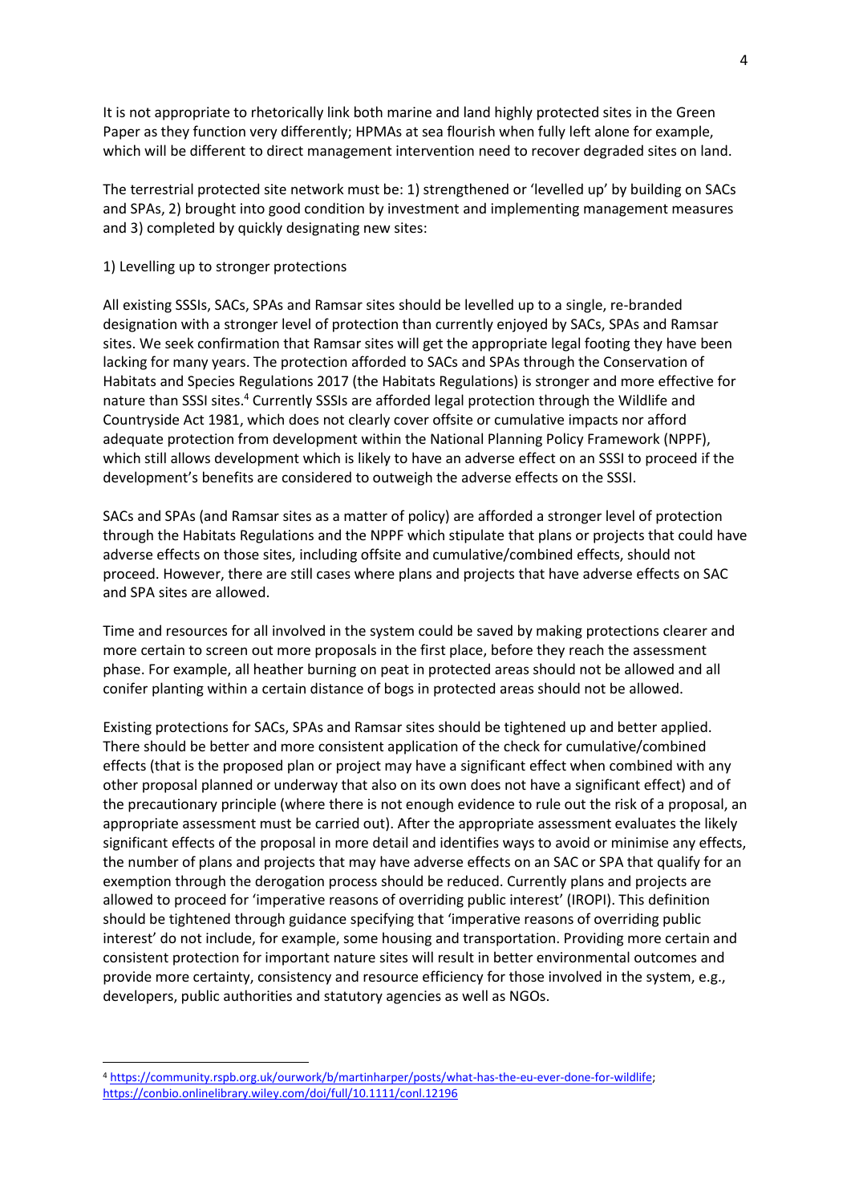It is not appropriate to rhetorically link both marine and land highly protected sites in the Green Paper as they function very differently; HPMAs at sea flourish when fully left alone for example, which will be different to direct management intervention need to recover degraded sites on land.

The terrestrial protected site network must be: 1) strengthened or 'levelled up' by building on SACs and SPAs, 2) brought into good condition by investment and implementing management measures and 3) completed by quickly designating new sites:

1) Levelling up to stronger protections

All existing SSSIs, SACs, SPAs and Ramsar sites should be levelled up to a single, re-branded designation with a stronger level of protection than currently enjoyed by SACs, SPAs and Ramsar sites. We seek confirmation that Ramsar sites will get the appropriate legal footing they have been lacking for many years. The protection afforded to SACs and SPAs through the Conservation of Habitats and Species Regulations 2017 (the Habitats Regulations) is stronger and more effective for nature than SSSI sites.[4] Currently SSSIs are afforded legal protection through the Wildlife and Countryside Act 1981, which does not clearly cover offsite or cumulative impacts nor afford adequate protection from development within the National Planning Policy Framework (NPPF), which still allows development which is likely to have an adverse effect on an SSSI to proceed if the development's benefits are considered to outweigh the adverse effects on the SSSI.

SACs and SPAs (and Ramsar sites as a matter of policy) are afforded a stronger level of protection through the Habitats Regulations and the NPPF which stipulate that plans or projects that could have adverse effects on those sites, including offsite and cumulative/combined effects, should not proceed. However, there are still cases where plans and projects that have adverse effects on SAC and SPA sites are allowed.

Time and resources for all involved in the system could be saved by making protections clearer and more certain to screen out more proposals in the first place, before they reach the assessment phase. For example, all heather burning on peat in protected areas should not be allowed and all conifer planting within a certain distance of bogs in protected areas should not be allowed.

Existing protections for SACs, SPAs and Ramsar sites should be tightened up and better applied. There should be better and more consistent application of the check for cumulative/combined effects (that is the proposed plan or project may have a significant effect when combined with any other proposal planned or underway that also on its own does not have a significant effect) and of the precautionary principle (where there is not enough evidence to rule out the risk of a proposal, an appropriate assessment must be carried out). After the appropriate assessment evaluates the likely significant effects of the proposal in more detail and identifies ways to avoid or minimise any effects, the number of plans and projects that may have adverse effects on an SAC or SPA that qualify for an exemption through the derogation process should be reduced. Currently plans and projects are allowed to proceed for 'imperative reasons of overriding public interest' (IROPI). This definition should be tightened through guidance specifying that 'imperative reasons of overriding public interest' do not include, for example, some housing and transportation. Providing more certain and consistent protection for important nature sites will result in better environmental outcomes and provide more certainty, consistency and resource efficiency for those involved in the system, e.g., developers, public authorities and statutory agencies as well as NGOs.

[4] https://community.rspb.org.uk/ourwork/b/martinharper/posts/what-has-the-eu-ever-done-for-wildlife; https://conbio.onlinelibrary.wiley.com/doi/full/10.1111/conl.12196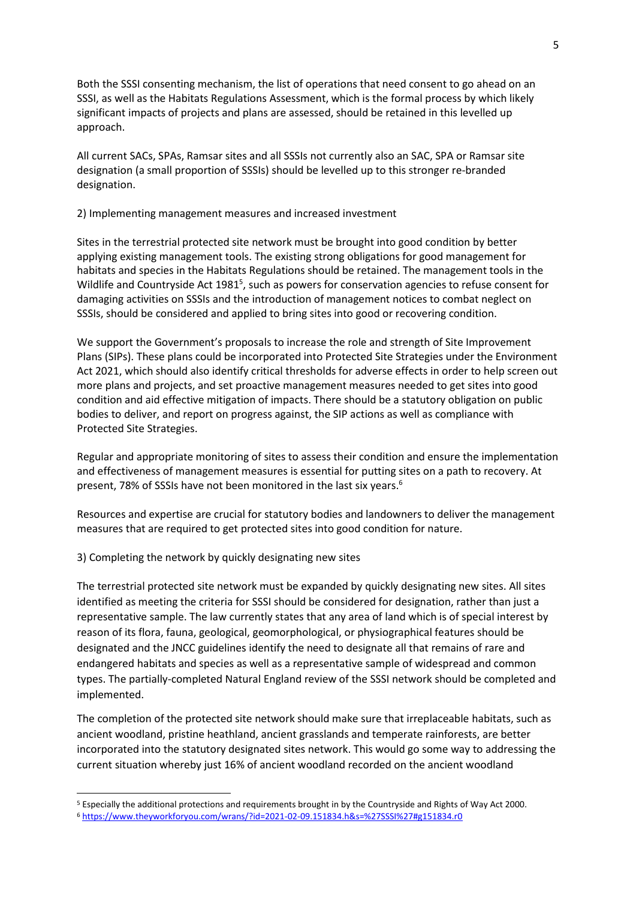Both the SSSI consenting mechanism, the list of operations that need consent to go ahead on an SSSI, as well as the Habitats Regulations Assessment, which is the formal process by which likely significant impacts of projects and plans are assessed, should be retained in this levelled up approach.

All current SACs, SPAs, Ramsar sites and all SSSIs not currently also an SAC, SPA or Ramsar site designation (a small proportion of SSSIs) should be levelled up to this stronger re-branded designation.

2) Implementing management measures and increased investment

Sites in the terrestrial protected site network must be brought into good condition by better applying existing management tools. The existing strong obligations for good management for habitats and species in the Habitats Regulations should be retained. The management tools in the Wildlife and Countryside Act 1981[5], such as powers for conservation agencies to refuse consent for damaging activities on SSSIs and the introduction of management notices to combat neglect on SSSIs, should be considered and applied to bring sites into good or recovering condition.

We support the Government's proposals to increase the role and strength of Site Improvement Plans (SIPs). These plans could be incorporated into Protected Site Strategies under the Environment Act 2021, which should also identify critical thresholds for adverse effects in order to help screen out more plans and projects, and set proactive management measures needed to get sites into good condition and aid effective mitigation of impacts. There should be a statutory obligation on public bodies to deliver, and report on progress against, the SIP actions as well as compliance with Protected Site Strategies.

Regular and appropriate monitoring of sites to assess their condition and ensure the implementation and effectiveness of management measures is essential for putting sites on a path to recovery. At present, 78% of SSSIs have not been monitored in the last six years.[6]

Resources and expertise are crucial for statutory bodies and landowners to deliver the management measures that are required to get protected sites into good condition for nature.

3) Completing the network by quickly designating new sites

The terrestrial protected site network must be expanded by quickly designating new sites. All sites identified as meeting the criteria for SSSI should be considered for designation, rather than just a representative sample. The law currently states that any area of land which is of special interest by reason of its flora, fauna, geological, geomorphological, or physiographical features should be designated and the JNCC guidelines identify the need to designate all that remains of rare and endangered habitats and species as well as a representative sample of widespread and common types. The partially-completed Natural England review of the SSSI network should be completed and implemented.

The completion of the protected site network should make sure that irreplaceable habitats, such as ancient woodland, pristine heathland, ancient grasslands and temperate rainforests, are better incorporated into the statutory designated sites network. This would go some way to addressing the current situation whereby just 16% of ancient woodland recorded on the ancient woodland

---

[5] Especially the additional protections and requirements brought in by the Countryside and Rights of Way Act 2000.

[6] https://www.theyworkforyou.com/wrans/?id=2021-02-09.151834.h&s=%27SSSI%27#g151834.r0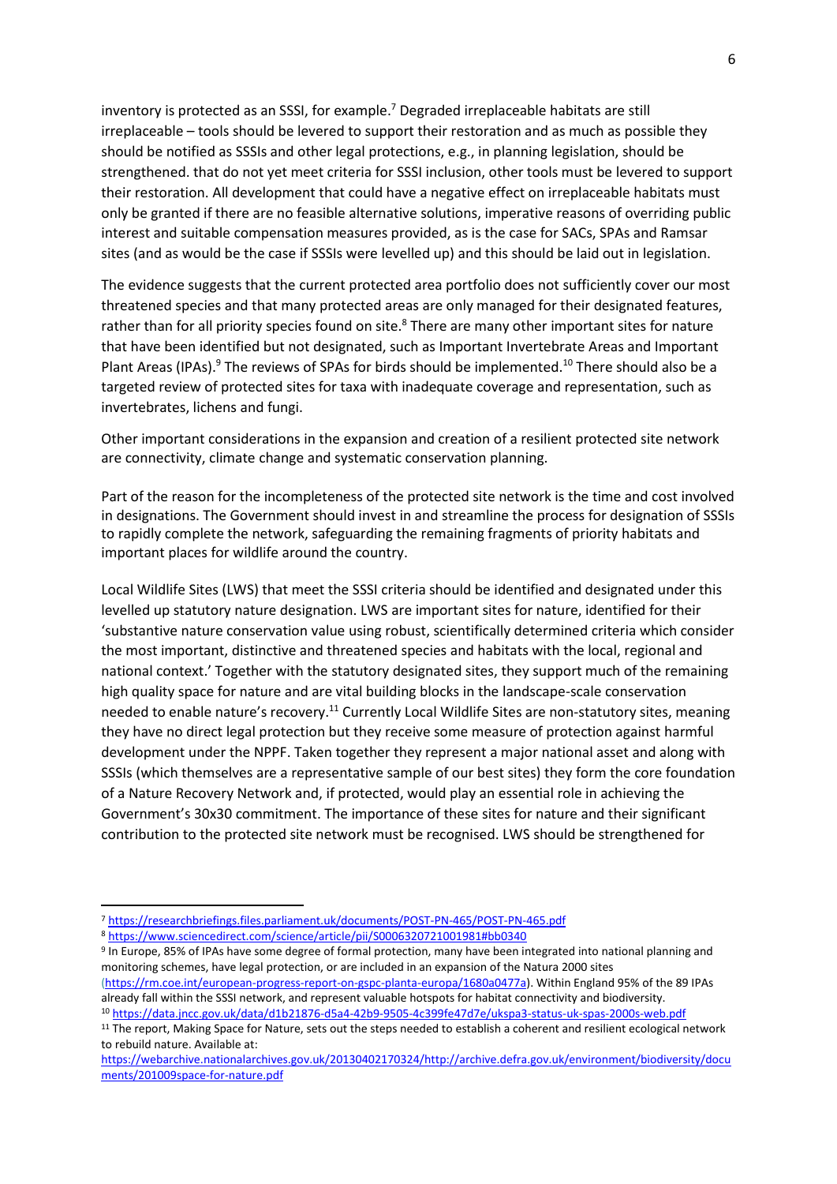inventory is protected as an SSSI, for example.[7] Degraded irreplaceable habitats are still irreplaceable – tools should be levered to support their restoration and as much as possible they should be notified as SSSIs and other legal protections, e.g., in planning legislation, should be strengthened. that do not yet meet criteria for SSSI inclusion, other tools must be levered to support their restoration. All development that could have a negative effect on irreplaceable habitats must only be granted if there are no feasible alternative solutions, imperative reasons of overriding public interest and suitable compensation measures provided, as is the case for SACs, SPAs and Ramsar sites (and as would be the case if SSSIs were levelled up) and this should be laid out in legislation.

The evidence suggests that the current protected area portfolio does not sufficiently cover our most threatened species and that many protected areas are only managed for their designated features, rather than for all priority species found on site.[8] There are many other important sites for nature that have been identified but not designated, such as Important Invertebrate Areas and Important Plant Areas (IPAs).[9] The reviews of SPAs for birds should be implemented.[10] There should also be a targeted review of protected sites for taxa with inadequate coverage and representation, such as invertebrates, lichens and fungi.

Other important considerations in the expansion and creation of a resilient protected site network are connectivity, climate change and systematic conservation planning.

Part of the reason for the incompleteness of the protected site network is the time and cost involved in designations. The Government should invest in and streamline the process for designation of SSSIs to rapidly complete the network, safeguarding the remaining fragments of priority habitats and important places for wildlife around the country.

Local Wildlife Sites (LWS) that meet the SSSI criteria should be identified and designated under this levelled up statutory nature designation. LWS are important sites for nature, identified for their 'substantive nature conservation value using robust, scientifically determined criteria which consider the most important, distinctive and threatened species and habitats with the local, regional and national context.' Together with the statutory designated sites, they support much of the remaining high quality space for nature and are vital building blocks in the landscape-scale conservation needed to enable nature's recovery.[11] Currently Local Wildlife Sites are non-statutory sites, meaning they have no direct legal protection but they receive some measure of protection against harmful development under the NPPF. Taken together they represent a major national asset and along with SSSIs (which themselves are a representative sample of our best sites) they form the core foundation of a Nature Recovery Network and, if protected, would play an essential role in achieving the Government's 30x30 commitment. The importance of these sites for nature and their significant contribution to the protected site network must be recognised. LWS should be strengthened for

---

[7] https://researchbriefings.files.parliament.uk/documents/POST-PN-465/POST-PN-465.pdf

[8] https://www.sciencedirect.com/science/article/pii/S0006320721001981#bb0340

[9] In Europe, 85% of IPAs have some degree of formal protection, many have been integrated into national planning and monitoring schemes, have legal protection, or are included in an expansion of the Natura 2000 sites (https://rm.coe.int/european-progress-report-on-gspc-planta-europa/1680a0477a). Within England 95% of the 89 IPAs already fall within the SSSI network, and represent valuable hotspots for habitat connectivity and biodiversity.

[10] https://data.jncc.gov.uk/data/d1b21876-d5a4-42b9-9505-4c399fe47d7e/ukspa3-status-uk-spas-2000s-web.pdf

[11] The report, Making Space for Nature, sets out the steps needed to establish a coherent and resilient ecological network to rebuild nature. Available at: https://webarchive.nationalarchives.gov.uk/20130402170324/http://archive.defra.gov.uk/environment/biodiversity/documents/201009space-for-nature.pdf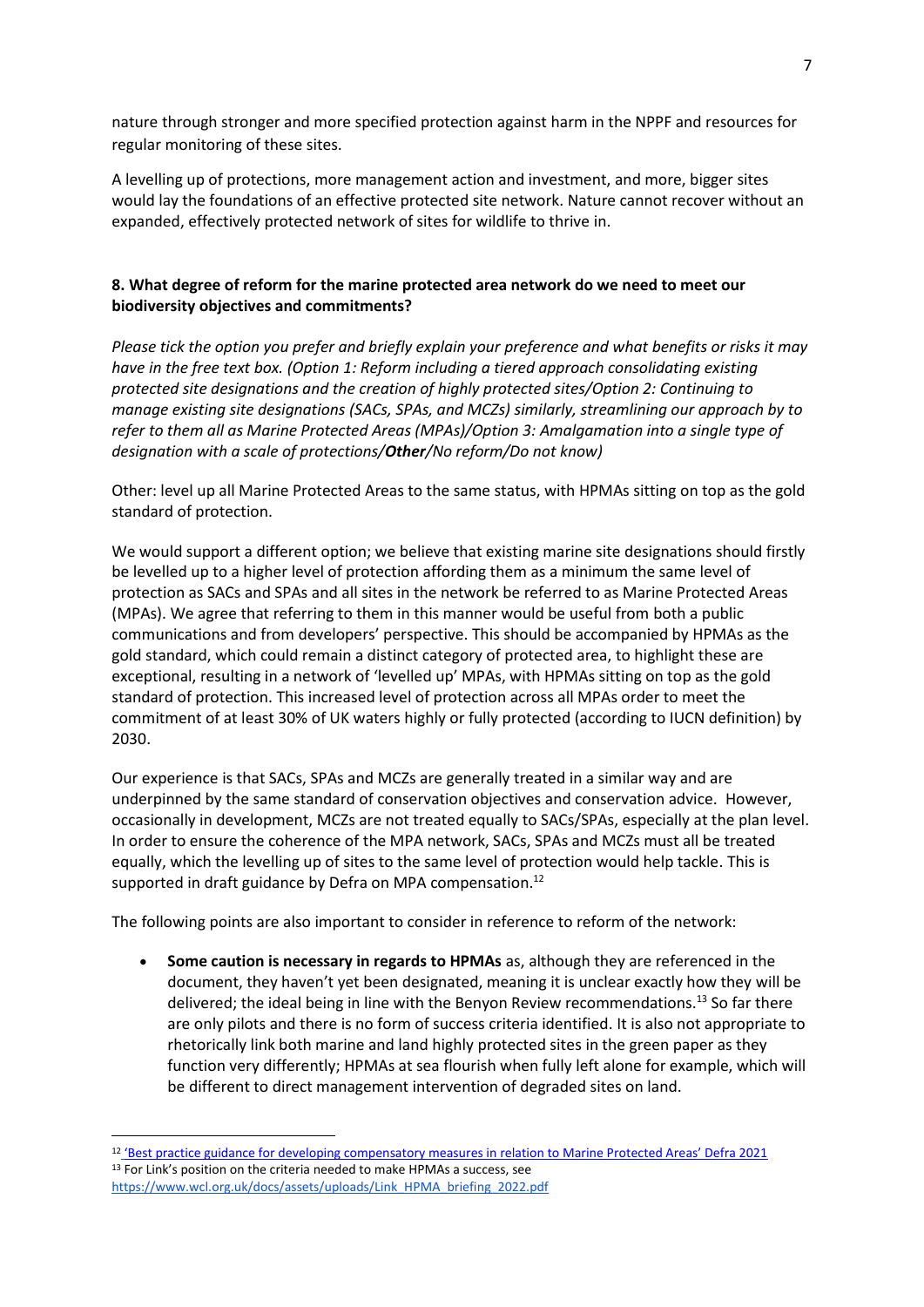nature through stronger and more specified protection against harm in the NPPF and resources for regular monitoring of these sites.

A levelling up of protections, more management action and investment, and more, bigger sites would lay the foundations of an effective protected site network. Nature cannot recover without an expanded, effectively protected network of sites for wildlife to thrive in.

**8. What degree of reform for the marine protected area network do we need to meet our biodiversity objectives and commitments?**

*Please tick the option you prefer and briefly explain your preference and what benefits or risks it may have in the free text box. (Option 1: Reform including a tiered approach consolidating existing protected site designations and the creation of highly protected sites/Option 2: Continuing to manage existing site designations (SACs, SPAs, and MCZs) similarly, streamlining our approach by to refer to them all as Marine Protected Areas (MPAs)/Option 3: Amalgamation into a single type of designation with a scale of protections/**Other**/No reform/Do not know)*

Other: level up all Marine Protected Areas to the same status, with HPMAs sitting on top as the gold standard of protection.

We would support a different option; we believe that existing marine site designations should firstly be levelled up to a higher level of protection affording them as a minimum the same level of protection as SACs and SPAs and all sites in the network be referred to as Marine Protected Areas (MPAs). We agree that referring to them in this manner would be useful from both a public communications and from developers' perspective. This should be accompanied by HPMAs as the gold standard, which could remain a distinct category of protected area, to highlight these are exceptional, resulting in a network of 'levelled up' MPAs, with HPMAs sitting on top as the gold standard of protection. This increased level of protection across all MPAs order to meet the commitment of at least 30% of UK waters highly or fully protected (according to IUCN definition) by 2030.

Our experience is that SACs, SPAs and MCZs are generally treated in a similar way and are underpinned by the same standard of conservation objectives and conservation advice. However, occasionally in development, MCZs are not treated equally to SACs/SPAs, especially at the plan level. In order to ensure the coherence of the MPA network, SACs, SPAs and MCZs must all be treated equally, which the levelling up of sites to the same level of protection would help tackle. This is supported in draft guidance by Defra on MPA compensation.[12]

The following points are also important to consider in reference to reform of the network:

- **Some caution is necessary in regards to HPMAs** as, although they are referenced in the document, they haven't yet been designated, meaning it is unclear exactly how they will be delivered; the ideal being in line with the Benyon Review recommendations.[13] So far there are only pilots and there is no form of success criteria identified. It is also not appropriate to rhetorically link both marine and land highly protected sites in the green paper as they function very differently; HPMAs at sea flourish when fully left alone for example, which will be different to direct management intervention of degraded sites on land.

---

[12] 'Best practice guidance for developing compensatory measures in relation to Marine Protected Areas' Defra 2021

[13] For Link's position on the criteria needed to make HPMAs a success, see https://www.wcl.org.uk/docs/assets/uploads/Link_HPMA_briefing_2022.pdf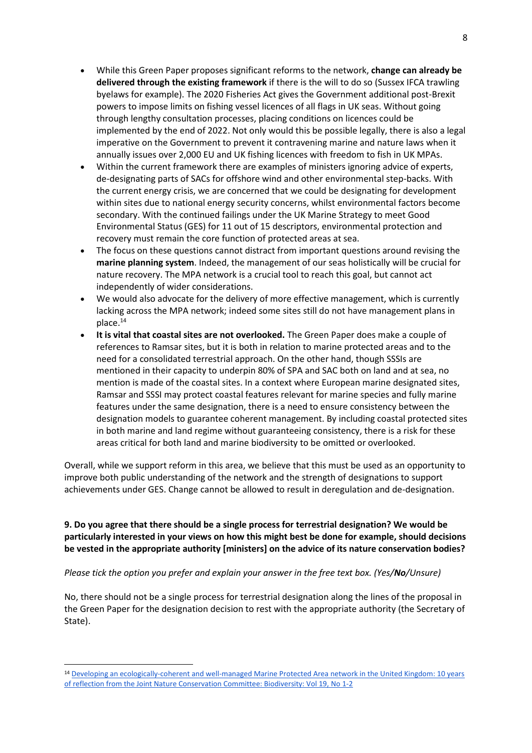- While this Green Paper proposes significant reforms to the network, **change can already be delivered through the existing framework** if there is the will to do so (Sussex IFCA trawling byelaws for example). The 2020 Fisheries Act gives the Government additional post-Brexit powers to impose limits on fishing vessel licences of all flags in UK seas. Without going through lengthy consultation processes, placing conditions on licences could be implemented by the end of 2022. Not only would this be possible legally, there is also a legal imperative on the Government to prevent it contravening marine and nature laws when it annually issues over 2,000 EU and UK fishing licences with freedom to fish in UK MPAs.
- Within the current framework there are examples of ministers ignoring advice of experts, de-designating parts of SACs for offshore wind and other environmental step-backs. With the current energy crisis, we are concerned that we could be designating for development within sites due to national energy security concerns, whilst environmental factors become secondary. With the continued failings under the UK Marine Strategy to meet Good Environmental Status (GES) for 11 out of 15 descriptors, environmental protection and recovery must remain the core function of protected areas at sea.
- The focus on these questions cannot distract from important questions around revising the **marine planning system**. Indeed, the management of our seas holistically will be crucial for nature recovery. The MPA network is a crucial tool to reach this goal, but cannot act independently of wider considerations.
- We would also advocate for the delivery of more effective management, which is currently lacking across the MPA network; indeed some sites still do not have management plans in place.[14]
- **It is vital that coastal sites are not overlooked.** The Green Paper does make a couple of references to Ramsar sites, but it is both in relation to marine protected areas and to the need for a consolidated terrestrial approach. On the other hand, though SSSIs are mentioned in their capacity to underpin 80% of SPA and SAC both on land and at sea, no mention is made of the coastal sites. In a context where European marine designated sites, Ramsar and SSSI may protect coastal features relevant for marine species and fully marine features under the same designation, there is a need to ensure consistency between the designation models to guarantee coherent management. By including coastal protected sites in both marine and land regime without guaranteeing consistency, there is a risk for these areas critical for both land and marine biodiversity to be omitted or overlooked.

Overall, while we support reform in this area, we believe that this must be used as an opportunity to improve both public understanding of the network and the strength of designations to support achievements under GES. Change cannot be allowed to result in deregulation and de-designation.

**9. Do you agree that there should be a single process for terrestrial designation? We would be particularly interested in your views on how this might best be done for example, should decisions be vested in the appropriate authority [ministers] on the advice of its nature conservation bodies?**

*Please tick the option you prefer and explain your answer in the free text box. (Yes/**No**/Unsure)*

No, there should not be a single process for terrestrial designation along the lines of the proposal in the Green Paper for the designation decision to rest with the appropriate authority (the Secretary of State).

[14] Developing an ecologically-coherent and well-managed Marine Protected Area network in the United Kingdom: 10 years of reflection from the Joint Nature Conservation Committee: Biodiversity: Vol 19, No 1-2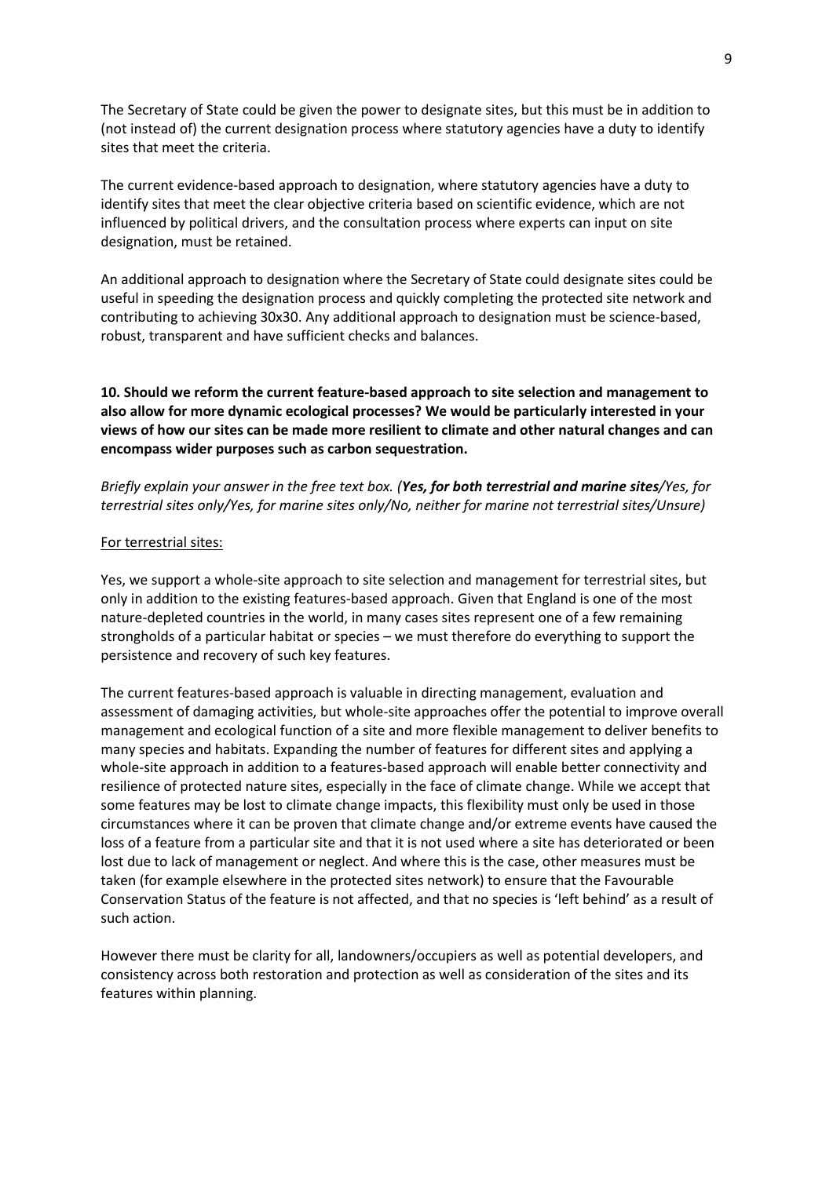The Secretary of State could be given the power to designate sites, but this must be in addition to (not instead of) the current designation process where statutory agencies have a duty to identify sites that meet the criteria.

The current evidence-based approach to designation, where statutory agencies have a duty to identify sites that meet the clear objective criteria based on scientific evidence, which are not influenced by political drivers, and the consultation process where experts can input on site designation, must be retained.

An additional approach to designation where the Secretary of State could designate sites could be useful in speeding the designation process and quickly completing the protected site network and contributing to achieving 30x30. Any additional approach to designation must be science-based, robust, transparent and have sufficient checks and balances.

**10. Should we reform the current feature-based approach to site selection and management to also allow for more dynamic ecological processes? We would be particularly interested in your views of how our sites can be made more resilient to climate and other natural changes and can encompass wider purposes such as carbon sequestration.**

*Briefly explain your answer in the free text box. (**Yes, for both terrestrial and marine sites**/Yes, for terrestrial sites only/Yes, for marine sites only/No, neither for marine not terrestrial sites/Unsure)*

<u>For terrestrial sites:</u>

Yes, we support a whole-site approach to site selection and management for terrestrial sites, but only in addition to the existing features-based approach. Given that England is one of the most nature-depleted countries in the world, in many cases sites represent one of a few remaining strongholds of a particular habitat or species – we must therefore do everything to support the persistence and recovery of such key features.

The current features-based approach is valuable in directing management, evaluation and assessment of damaging activities, but whole-site approaches offer the potential to improve overall management and ecological function of a site and more flexible management to deliver benefits to many species and habitats. Expanding the number of features for different sites and applying a whole-site approach in addition to a features-based approach will enable better connectivity and resilience of protected nature sites, especially in the face of climate change. While we accept that some features may be lost to climate change impacts, this flexibility must only be used in those circumstances where it can be proven that climate change and/or extreme events have caused the loss of a feature from a particular site and that it is not used where a site has deteriorated or been lost due to lack of management or neglect. And where this is the case, other measures must be taken (for example elsewhere in the protected sites network) to ensure that the Favourable Conservation Status of the feature is not affected, and that no species is 'left behind' as a result of such action.

However there must be clarity for all, landowners/occupiers as well as potential developers, and consistency across both restoration and protection as well as consideration of the sites and its features within planning.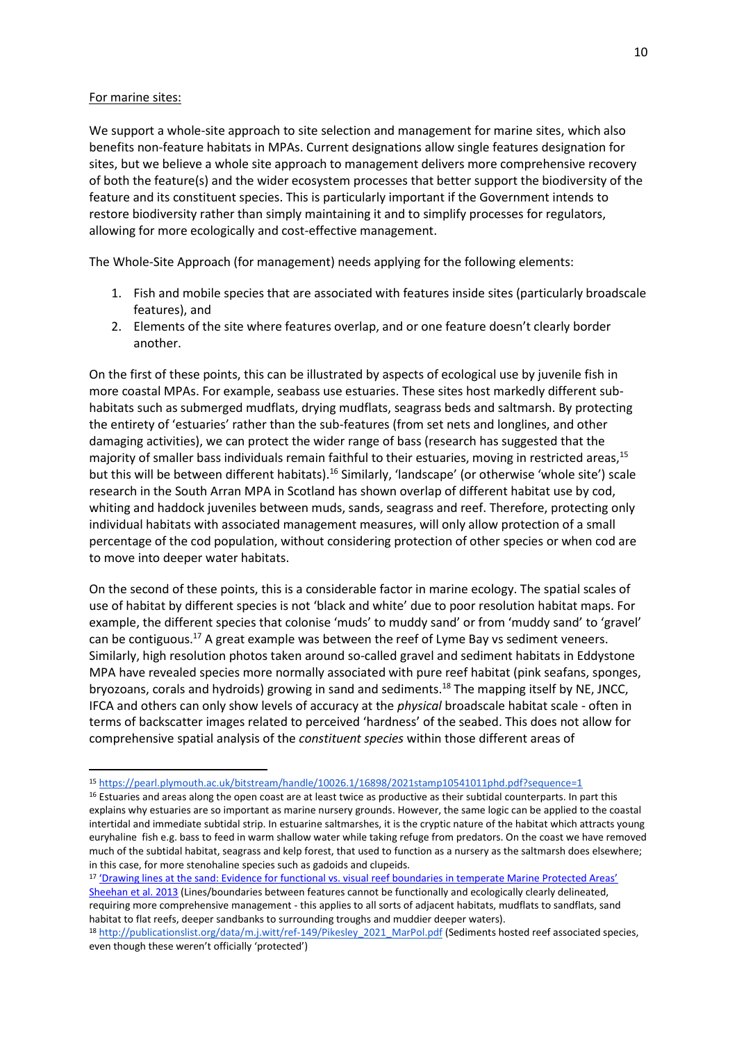For marine sites:

We support a whole-site approach to site selection and management for marine sites, which also benefits non-feature habitats in MPAs. Current designations allow single features designation for sites, but we believe a whole site approach to management delivers more comprehensive recovery of both the feature(s) and the wider ecosystem processes that better support the biodiversity of the feature and its constituent species. This is particularly important if the Government intends to restore biodiversity rather than simply maintaining it and to simplify processes for regulators, allowing for more ecologically and cost-effective management.

The Whole-Site Approach (for management) needs applying for the following elements:

1. Fish and mobile species that are associated with features inside sites (particularly broadscale features), and
2. Elements of the site where features overlap, and or one feature doesn't clearly border another.

On the first of these points, this can be illustrated by aspects of ecological use by juvenile fish in more coastal MPAs. For example, seabass use estuaries. These sites host markedly different sub-habitats such as submerged mudflats, drying mudflats, seagrass beds and saltmarsh. By protecting the entirety of 'estuaries' rather than the sub-features (from set nets and longlines, and other damaging activities), we can protect the wider range of bass (research has suggested that the majority of smaller bass individuals remain faithful to their estuaries, moving in restricted areas,[15] but this will be between different habitats).[16] Similarly, 'landscape' (or otherwise 'whole site') scale research in the South Arran MPA in Scotland has shown overlap of different habitat use by cod, whiting and haddock juveniles between muds, sands, seagrass and reef. Therefore, protecting only individual habitats with associated management measures, will only allow protection of a small percentage of the cod population, without considering protection of other species or when cod are to move into deeper water habitats.

On the second of these points, this is a considerable factor in marine ecology. The spatial scales of use of habitat by different species is not 'black and white' due to poor resolution habitat maps. For example, the different species that colonise 'muds' to muddy sand' or from 'muddy sand' to 'gravel' can be contiguous.[17] A great example was between the reef of Lyme Bay vs sediment veneers. Similarly, high resolution photos taken around so-called gravel and sediment habitats in Eddystone MPA have revealed species more normally associated with pure reef habitat (pink seafans, sponges, bryozoans, corals and hydroids) growing in sand and sediments.[18] The mapping itself by NE, JNCC, IFCA and others can only show levels of accuracy at the *physical* broadscale habitat scale - often in terms of backscatter images related to perceived 'hardness' of the seabed. This does not allow for comprehensive spatial analysis of the *constituent species* within those different areas of

---

[15] https://pearl.plymouth.ac.uk/bitstream/handle/10026.1/16898/2021stamp10541011phd.pdf?sequence=1

[16] Estuaries and areas along the open coast are at least twice as productive as their subtidal counterparts. In part this explains why estuaries are so important as marine nursery grounds. However, the same logic can be applied to the coastal intertidal and immediate subtidal strip. In estuarine saltmarshes, it is the cryptic nature of the habitat which attracts young euryhaline fish e.g. bass to feed in warm shallow water while taking refuge from predators. On the coast we have removed much of the subtidal habitat, seagrass and kelp forest, that used to function as a nursery as the saltmarsh does elsewhere; in this case, for more stenohaline species such as gadoids and clupeids.

[17] 'Drawing lines at the sand: Evidence for functional vs. visual reef boundaries in temperate Marine Protected Areas' Sheehan et al. 2013 (Lines/boundaries between features cannot be functionally and ecologically clearly delineated, requiring more comprehensive management - this applies to all sorts of adjacent habitats, mudflats to sandflats, sand habitat to flat reefs, deeper sandbanks to surrounding troughs and muddier deeper waters).

[18] http://publicationslist.org/data/m.j.witt/ref-149/Pikesley_2021_MarPol.pdf (Sediments hosted reef associated species, even though these weren't officially 'protected')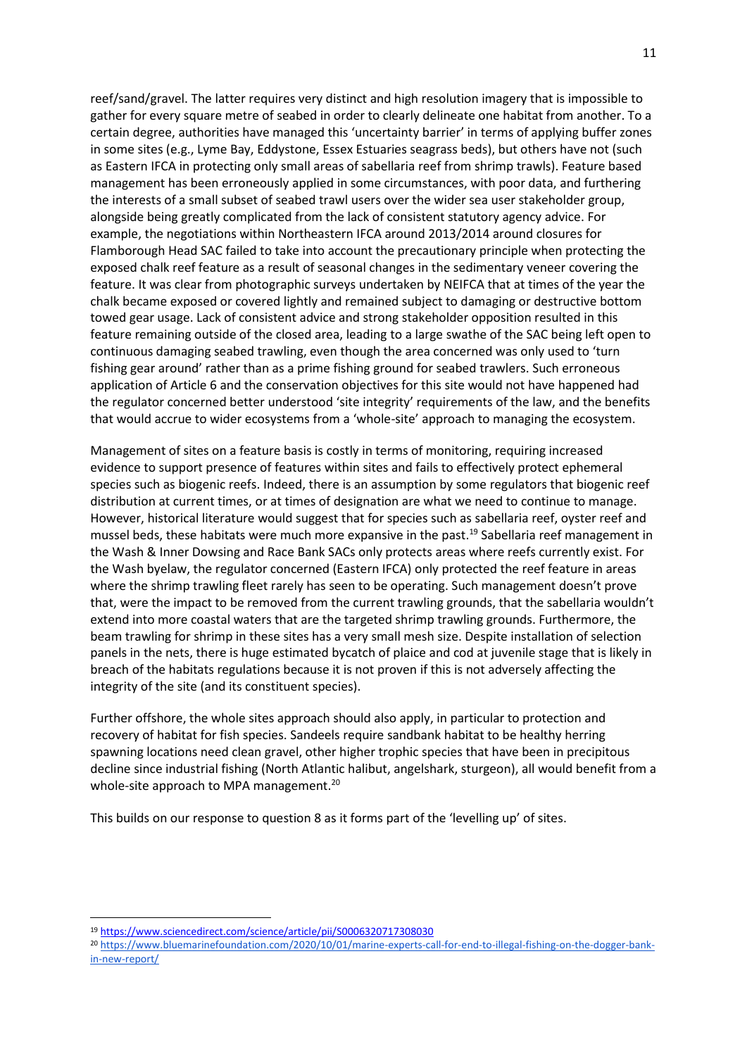reef/sand/gravel. The latter requires very distinct and high resolution imagery that is impossible to gather for every square metre of seabed in order to clearly delineate one habitat from another. To a certain degree, authorities have managed this 'uncertainty barrier' in terms of applying buffer zones in some sites (e.g., Lyme Bay, Eddystone, Essex Estuaries seagrass beds), but others have not (such as Eastern IFCA in protecting only small areas of sabellaria reef from shrimp trawls). Feature based management has been erroneously applied in some circumstances, with poor data, and furthering the interests of a small subset of seabed trawl users over the wider sea user stakeholder group, alongside being greatly complicated from the lack of consistent statutory agency advice. For example, the negotiations within Northeastern IFCA around 2013/2014 around closures for Flamborough Head SAC failed to take into account the precautionary principle when protecting the exposed chalk reef feature as a result of seasonal changes in the sedimentary veneer covering the feature. It was clear from photographic surveys undertaken by NEIFCA that at times of the year the chalk became exposed or covered lightly and remained subject to damaging or destructive bottom towed gear usage. Lack of consistent advice and strong stakeholder opposition resulted in this feature remaining outside of the closed area, leading to a large swathe of the SAC being left open to continuous damaging seabed trawling, even though the area concerned was only used to 'turn fishing gear around' rather than as a prime fishing ground for seabed trawlers. Such erroneous application of Article 6 and the conservation objectives for this site would not have happened had the regulator concerned better understood 'site integrity' requirements of the law, and the benefits that would accrue to wider ecosystems from a 'whole-site' approach to managing the ecosystem.

Management of sites on a feature basis is costly in terms of monitoring, requiring increased evidence to support presence of features within sites and fails to effectively protect ephemeral species such as biogenic reefs. Indeed, there is an assumption by some regulators that biogenic reef distribution at current times, or at times of designation are what we need to continue to manage. However, historical literature would suggest that for species such as sabellaria reef, oyster reef and mussel beds, these habitats were much more expansive in the past.[19] Sabellaria reef management in the Wash & Inner Dowsing and Race Bank SACs only protects areas where reefs currently exist. For the Wash byelaw, the regulator concerned (Eastern IFCA) only protected the reef feature in areas where the shrimp trawling fleet rarely has seen to be operating. Such management doesn't prove that, were the impact to be removed from the current trawling grounds, that the sabellaria wouldn't extend into more coastal waters that are the targeted shrimp trawling grounds. Furthermore, the beam trawling for shrimp in these sites has a very small mesh size. Despite installation of selection panels in the nets, there is huge estimated bycatch of plaice and cod at juvenile stage that is likely in breach of the habitats regulations because it is not proven if this is not adversely affecting the integrity of the site (and its constituent species).

Further offshore, the whole sites approach should also apply, in particular to protection and recovery of habitat for fish species. Sandeels require sandbank habitat to be healthy herring spawning locations need clean gravel, other higher trophic species that have been in precipitous decline since industrial fishing (North Atlantic halibut, angelshark, sturgeon), all would benefit from a whole-site approach to MPA management.[20]

This builds on our response to question 8 as it forms part of the 'levelling up' of sites.

---

[19] https://www.sciencedirect.com/science/article/pii/S0006320717308030

[20] https://www.bluemarinefoundation.com/2020/10/01/marine-experts-call-for-end-to-illegal-fishing-on-the-dogger-bank-in-new-report/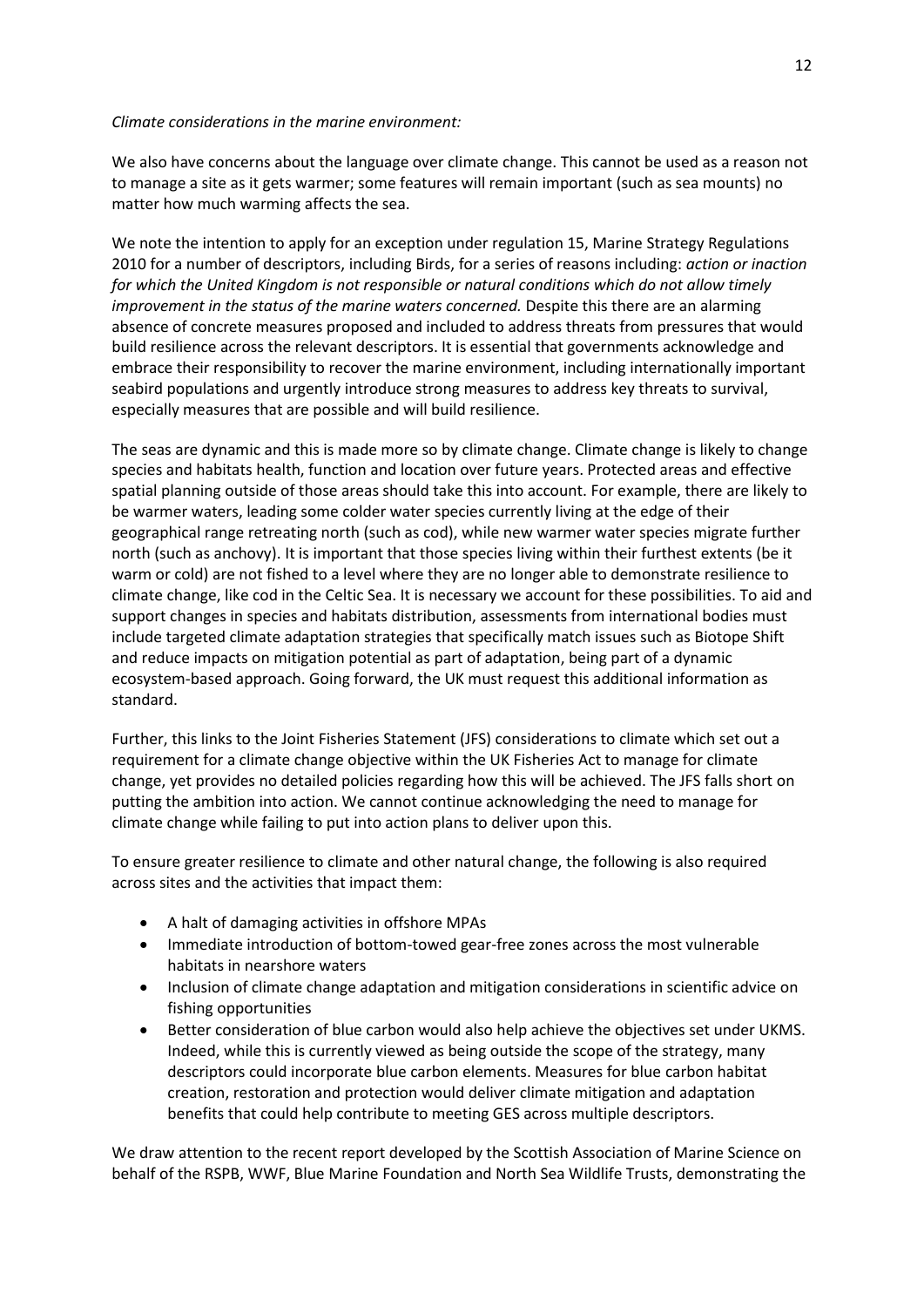*Climate considerations in the marine environment:*

We also have concerns about the language over climate change. This cannot be used as a reason not to manage a site as it gets warmer; some features will remain important (such as sea mounts) no matter how much warming affects the sea.

We note the intention to apply for an exception under regulation 15, Marine Strategy Regulations 2010 for a number of descriptors, including Birds, for a series of reasons including: *action or inaction for which the United Kingdom is not responsible or natural conditions which do not allow timely improvement in the status of the marine waters concerned.* Despite this there are an alarming absence of concrete measures proposed and included to address threats from pressures that would build resilience across the relevant descriptors. It is essential that governments acknowledge and embrace their responsibility to recover the marine environment, including internationally important seabird populations and urgently introduce strong measures to address key threats to survival, especially measures that are possible and will build resilience.

The seas are dynamic and this is made more so by climate change. Climate change is likely to change species and habitats health, function and location over future years. Protected areas and effective spatial planning outside of those areas should take this into account. For example, there are likely to be warmer waters, leading some colder water species currently living at the edge of their geographical range retreating north (such as cod), while new warmer water species migrate further north (such as anchovy). It is important that those species living within their furthest extents (be it warm or cold) are not fished to a level where they are no longer able to demonstrate resilience to climate change, like cod in the Celtic Sea. It is necessary we account for these possibilities. To aid and support changes in species and habitats distribution, assessments from international bodies must include targeted climate adaptation strategies that specifically match issues such as Biotope Shift and reduce impacts on mitigation potential as part of adaptation, being part of a dynamic ecosystem-based approach. Going forward, the UK must request this additional information as standard.

Further, this links to the Joint Fisheries Statement (JFS) considerations to climate which set out a requirement for a climate change objective within the UK Fisheries Act to manage for climate change, yet provides no detailed policies regarding how this will be achieved. The JFS falls short on putting the ambition into action. We cannot continue acknowledging the need to manage for climate change while failing to put into action plans to deliver upon this.

To ensure greater resilience to climate and other natural change, the following is also required across sites and the activities that impact them:

- A halt of damaging activities in offshore MPAs
- Immediate introduction of bottom-towed gear-free zones across the most vulnerable habitats in nearshore waters
- Inclusion of climate change adaptation and mitigation considerations in scientific advice on fishing opportunities
- Better consideration of blue carbon would also help achieve the objectives set under UKMS. Indeed, while this is currently viewed as being outside the scope of the strategy, many descriptors could incorporate blue carbon elements. Measures for blue carbon habitat creation, restoration and protection would deliver climate mitigation and adaptation benefits that could help contribute to meeting GES across multiple descriptors.

We draw attention to the recent report developed by the Scottish Association of Marine Science on behalf of the RSPB, WWF, Blue Marine Foundation and North Sea Wildlife Trusts, demonstrating the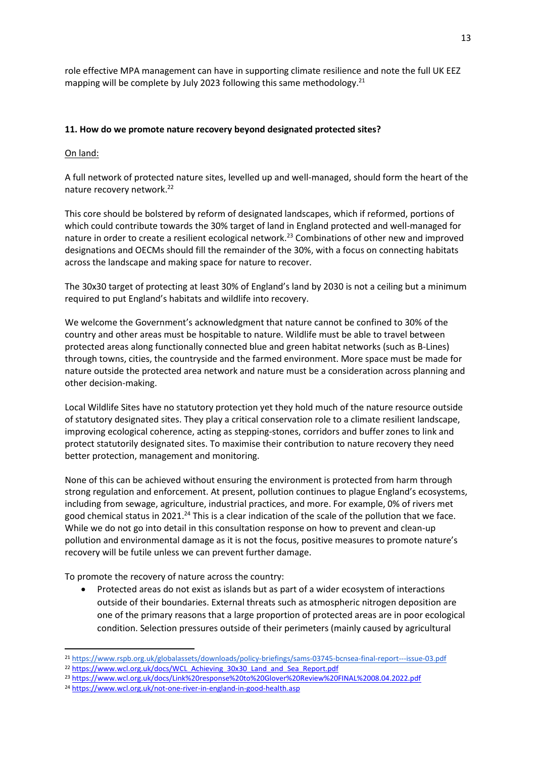role effective MPA management can have in supporting climate resilience and note the full UK EEZ mapping will be complete by July 2023 following this same methodology.[21]

**11. How do we promote nature recovery beyond designated protected sites?**

On land:

A full network of protected nature sites, levelled up and well-managed, should form the heart of the nature recovery network.[22]

This core should be bolstered by reform of designated landscapes, which if reformed, portions of which could contribute towards the 30% target of land in England protected and well-managed for nature in order to create a resilient ecological network.[23] Combinations of other new and improved designations and OECMs should fill the remainder of the 30%, with a focus on connecting habitats across the landscape and making space for nature to recover.

The 30x30 target of protecting at least 30% of England's land by 2030 is not a ceiling but a minimum required to put England's habitats and wildlife into recovery.

We welcome the Government's acknowledgment that nature cannot be confined to 30% of the country and other areas must be hospitable to nature. Wildlife must be able to travel between protected areas along functionally connected blue and green habitat networks (such as B-Lines) through towns, cities, the countryside and the farmed environment. More space must be made for nature outside the protected area network and nature must be a consideration across planning and other decision-making.

Local Wildlife Sites have no statutory protection yet they hold much of the nature resource outside of statutory designated sites. They play a critical conservation role to a climate resilient landscape, improving ecological coherence, acting as stepping-stones, corridors and buffer zones to link and protect statutorily designated sites. To maximise their contribution to nature recovery they need better protection, management and monitoring.

None of this can be achieved without ensuring the environment is protected from harm through strong regulation and enforcement. At present, pollution continues to plague England's ecosystems, including from sewage, agriculture, industrial practices, and more. For example, 0% of rivers met good chemical status in 2021.[24] This is a clear indication of the scale of the pollution that we face. While we do not go into detail in this consultation response on how to prevent and clean-up pollution and environmental damage as it is not the focus, positive measures to promote nature's recovery will be futile unless we can prevent further damage.

To promote the recovery of nature across the country:

- Protected areas do not exist as islands but as part of a wider ecosystem of interactions outside of their boundaries. External threats such as atmospheric nitrogen deposition are one of the primary reasons that a large proportion of protected areas are in poor ecological condition. Selection pressures outside of their perimeters (mainly caused by agricultural

[21] https://www.rspb.org.uk/globalassets/downloads/policy-briefings/sams-03745-bcnsea-final-report---issue-03.pdf

[22] https://www.wcl.org.uk/docs/WCL_Achieving_30x30_Land_and_Sea_Report.pdf

[23] https://www.wcl.org.uk/docs/Link%20response%20to%20Glover%20Review%20FINAL%2008.04.2022.pdf

[24] https://www.wcl.org.uk/not-one-river-in-england-in-good-health.asp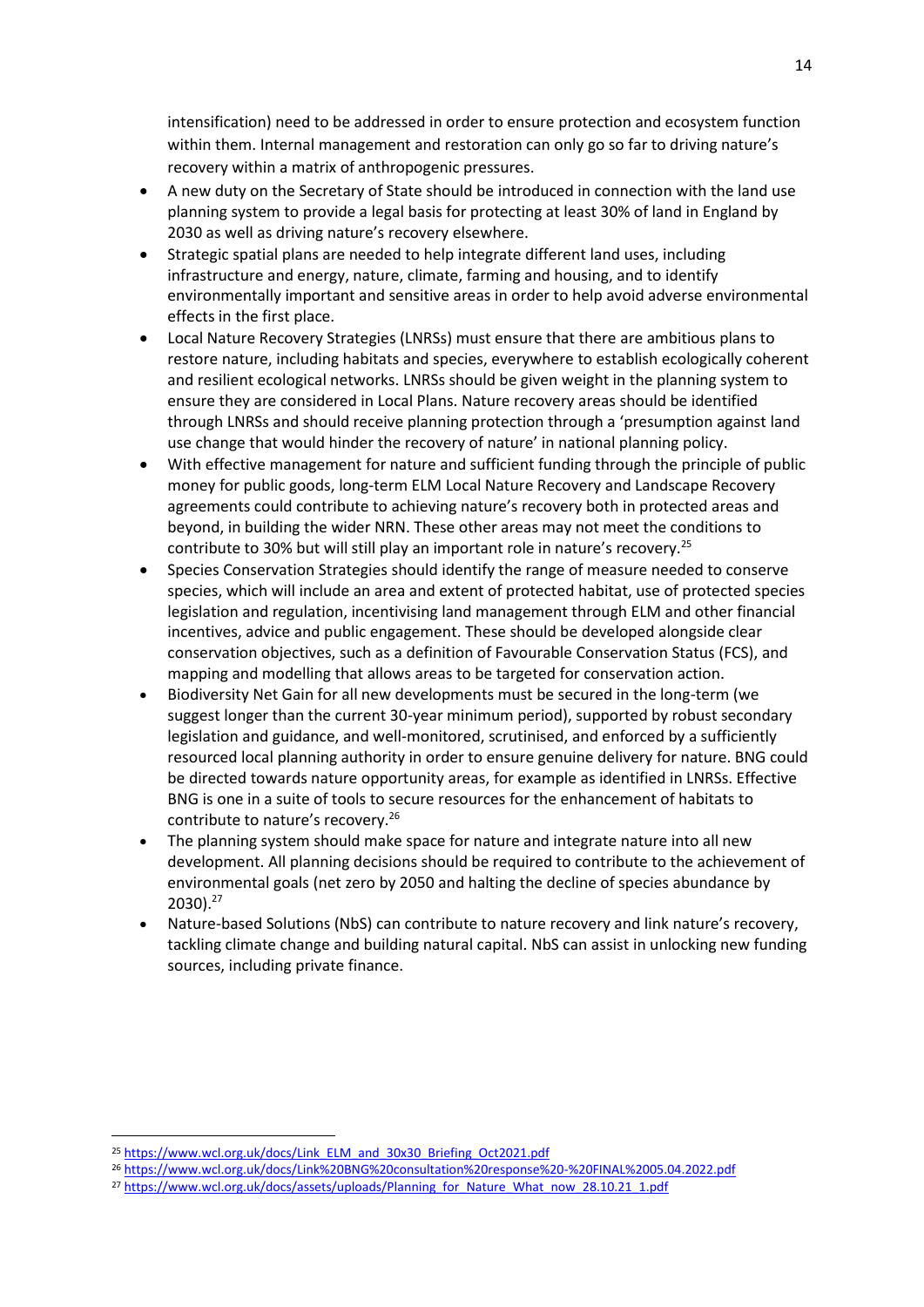intensification) need to be addressed in order to ensure protection and ecosystem function within them. Internal management and restoration can only go so far to driving nature's recovery within a matrix of anthropogenic pressures.

- A new duty on the Secretary of State should be introduced in connection with the land use planning system to provide a legal basis for protecting at least 30% of land in England by 2030 as well as driving nature's recovery elsewhere.
- Strategic spatial plans are needed to help integrate different land uses, including infrastructure and energy, nature, climate, farming and housing, and to identify environmentally important and sensitive areas in order to help avoid adverse environmental effects in the first place.
- Local Nature Recovery Strategies (LNRSs) must ensure that there are ambitious plans to restore nature, including habitats and species, everywhere to establish ecologically coherent and resilient ecological networks. LNRSs should be given weight in the planning system to ensure they are considered in Local Plans. Nature recovery areas should be identified through LNRSs and should receive planning protection through a 'presumption against land use change that would hinder the recovery of nature' in national planning policy.
- With effective management for nature and sufficient funding through the principle of public money for public goods, long-term ELM Local Nature Recovery and Landscape Recovery agreements could contribute to achieving nature's recovery both in protected areas and beyond, in building the wider NRN. These other areas may not meet the conditions to contribute to 30% but will still play an important role in nature's recovery.[25]
- Species Conservation Strategies should identify the range of measure needed to conserve species, which will include an area and extent of protected habitat, use of protected species legislation and regulation, incentivising land management through ELM and other financial incentives, advice and public engagement. These should be developed alongside clear conservation objectives, such as a definition of Favourable Conservation Status (FCS), and mapping and modelling that allows areas to be targeted for conservation action.
- Biodiversity Net Gain for all new developments must be secured in the long-term (we suggest longer than the current 30-year minimum period), supported by robust secondary legislation and guidance, and well-monitored, scrutinised, and enforced by a sufficiently resourced local planning authority in order to ensure genuine delivery for nature. BNG could be directed towards nature opportunity areas, for example as identified in LNRSs. Effective BNG is one in a suite of tools to secure resources for the enhancement of habitats to contribute to nature's recovery.[26]
- The planning system should make space for nature and integrate nature into all new development. All planning decisions should be required to contribute to the achievement of environmental goals (net zero by 2050 and halting the decline of species abundance by 2030).[27]
- Nature-based Solutions (NbS) can contribute to nature recovery and link nature's recovery, tackling climate change and building natural capital. NbS can assist in unlocking new funding sources, including private finance.

---

[25] https://www.wcl.org.uk/docs/Link_ELM_and_30x30_Briefing_Oct2021.pdf

[26] https://www.wcl.org.uk/docs/Link%20BNG%20consultation%20response%20-%20FINAL%2005.04.2022.pdf

[27] https://www.wcl.org.uk/docs/assets/uploads/Planning_for_Nature_What_now_28.10.21_1.pdf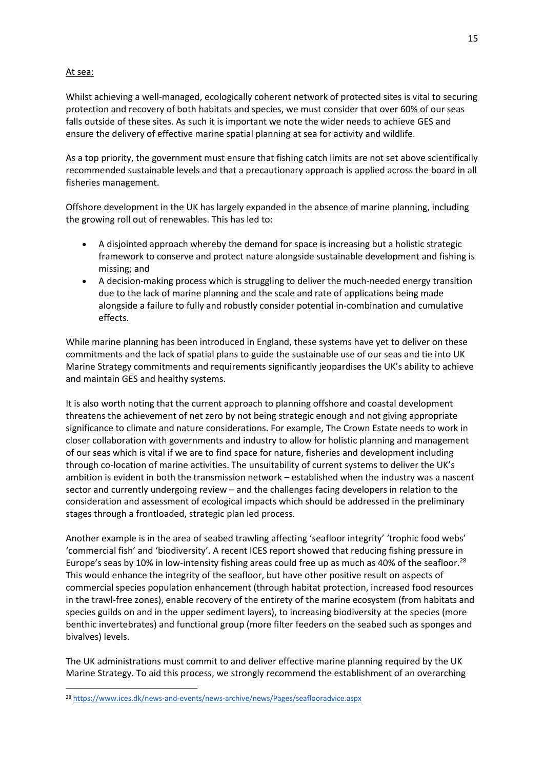At sea:

Whilst achieving a well-managed, ecologically coherent network of protected sites is vital to securing protection and recovery of both habitats and species, we must consider that over 60% of our seas falls outside of these sites. As such it is important we note the wider needs to achieve GES and ensure the delivery of effective marine spatial planning at sea for activity and wildlife.

As a top priority, the government must ensure that fishing catch limits are not set above scientifically recommended sustainable levels and that a precautionary approach is applied across the board in all fisheries management.

Offshore development in the UK has largely expanded in the absence of marine planning, including the growing roll out of renewables. This has led to:

- A disjointed approach whereby the demand for space is increasing but a holistic strategic framework to conserve and protect nature alongside sustainable development and fishing is missing; and
- A decision-making process which is struggling to deliver the much-needed energy transition due to the lack of marine planning and the scale and rate of applications being made alongside a failure to fully and robustly consider potential in-combination and cumulative effects.

While marine planning has been introduced in England, these systems have yet to deliver on these commitments and the lack of spatial plans to guide the sustainable use of our seas and tie into UK Marine Strategy commitments and requirements significantly jeopardises the UK's ability to achieve and maintain GES and healthy systems.

It is also worth noting that the current approach to planning offshore and coastal development threatens the achievement of net zero by not being strategic enough and not giving appropriate significance to climate and nature considerations. For example, The Crown Estate needs to work in closer collaboration with governments and industry to allow for holistic planning and management of our seas which is vital if we are to find space for nature, fisheries and development including through co-location of marine activities. The unsuitability of current systems to deliver the UK's ambition is evident in both the transmission network – established when the industry was a nascent sector and currently undergoing review – and the challenges facing developers in relation to the consideration and assessment of ecological impacts which should be addressed in the preliminary stages through a frontloaded, strategic plan led process.

Another example is in the area of seabed trawling affecting 'seafloor integrity' 'trophic food webs' 'commercial fish' and 'biodiversity'. A recent ICES report showed that reducing fishing pressure in Europe's seas by 10% in low-intensity fishing areas could free up as much as 40% of the seafloor.[28] This would enhance the integrity of the seafloor, but have other positive result on aspects of commercial species population enhancement (through habitat protection, increased food resources in the trawl-free zones), enable recovery of the entirety of the marine ecosystem (from habitats and species guilds on and in the upper sediment layers), to increasing biodiversity at the species (more benthic invertebrates) and functional group (more filter feeders on the seabed such as sponges and bivalves) levels.

The UK administrations must commit to and deliver effective marine planning required by the UK Marine Strategy. To aid this process, we strongly recommend the establishment of an overarching

[28] https://www.ices.dk/news-and-events/news-archive/news/Pages/seaflooradvice.aspx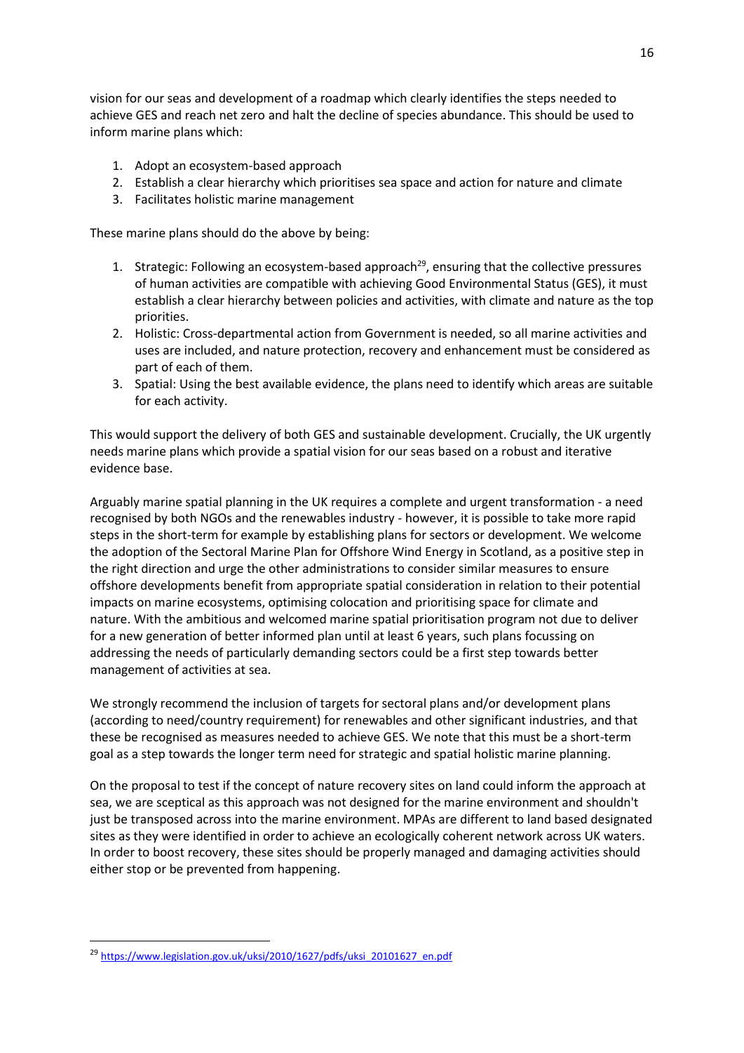vision for our seas and development of a roadmap which clearly identifies the steps needed to achieve GES and reach net zero and halt the decline of species abundance. This should be used to inform marine plans which:

1. Adopt an ecosystem-based approach
2. Establish a clear hierarchy which prioritises sea space and action for nature and climate
3. Facilitates holistic marine management

These marine plans should do the above by being:

1. Strategic: Following an ecosystem-based approach[29], ensuring that the collective pressures of human activities are compatible with achieving Good Environmental Status (GES), it must establish a clear hierarchy between policies and activities, with climate and nature as the top priorities.
2. Holistic: Cross-departmental action from Government is needed, so all marine activities and uses are included, and nature protection, recovery and enhancement must be considered as part of each of them.
3. Spatial: Using the best available evidence, the plans need to identify which areas are suitable for each activity.

This would support the delivery of both GES and sustainable development. Crucially, the UK urgently needs marine plans which provide a spatial vision for our seas based on a robust and iterative evidence base.

Arguably marine spatial planning in the UK requires a complete and urgent transformation - a need recognised by both NGOs and the renewables industry - however, it is possible to take more rapid steps in the short-term for example by establishing plans for sectors or development. We welcome the adoption of the Sectoral Marine Plan for Offshore Wind Energy in Scotland, as a positive step in the right direction and urge the other administrations to consider similar measures to ensure offshore developments benefit from appropriate spatial consideration in relation to their potential impacts on marine ecosystems, optimising colocation and prioritising space for climate and nature. With the ambitious and welcomed marine spatial prioritisation program not due to deliver for a new generation of better informed plan until at least 6 years, such plans focussing on addressing the needs of particularly demanding sectors could be a first step towards better management of activities at sea.

We strongly recommend the inclusion of targets for sectoral plans and/or development plans (according to need/country requirement) for renewables and other significant industries, and that these be recognised as measures needed to achieve GES. We note that this must be a short-term goal as a step towards the longer term need for strategic and spatial holistic marine planning.

On the proposal to test if the concept of nature recovery sites on land could inform the approach at sea, we are sceptical as this approach was not designed for the marine environment and shouldn't just be transposed across into the marine environment. MPAs are different to land based designated sites as they were identified in order to achieve an ecologically coherent network across UK waters. In order to boost recovery, these sites should be properly managed and damaging activities should either stop or be prevented from happening.

[29] https://www.legislation.gov.uk/uksi/2010/1627/pdfs/uksi_20101627_en.pdf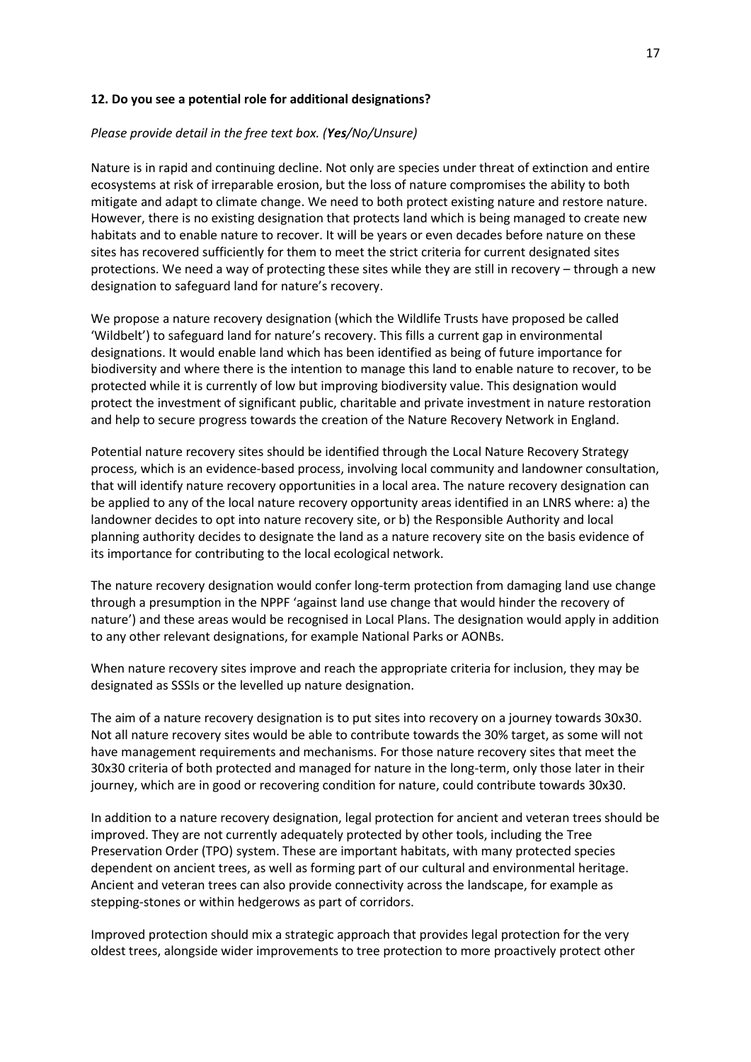**12. Do you see a potential role for additional designations?**

*Please provide detail in the free text box. (**Yes**/No/Unsure)*

Nature is in rapid and continuing decline. Not only are species under threat of extinction and entire ecosystems at risk of irreparable erosion, but the loss of nature compromises the ability to both mitigate and adapt to climate change. We need to both protect existing nature and restore nature. However, there is no existing designation that protects land which is being managed to create new habitats and to enable nature to recover. It will be years or even decades before nature on these sites has recovered sufficiently for them to meet the strict criteria for current designated sites protections. We need a way of protecting these sites while they are still in recovery – through a new designation to safeguard land for nature's recovery.

We propose a nature recovery designation (which the Wildlife Trusts have proposed be called 'Wildbelt') to safeguard land for nature's recovery. This fills a current gap in environmental designations. It would enable land which has been identified as being of future importance for biodiversity and where there is the intention to manage this land to enable nature to recover, to be protected while it is currently of low but improving biodiversity value. This designation would protect the investment of significant public, charitable and private investment in nature restoration and help to secure progress towards the creation of the Nature Recovery Network in England.

Potential nature recovery sites should be identified through the Local Nature Recovery Strategy process, which is an evidence-based process, involving local community and landowner consultation, that will identify nature recovery opportunities in a local area. The nature recovery designation can be applied to any of the local nature recovery opportunity areas identified in an LNRS where: a) the landowner decides to opt into nature recovery site, or b) the Responsible Authority and local planning authority decides to designate the land as a nature recovery site on the basis evidence of its importance for contributing to the local ecological network.

The nature recovery designation would confer long-term protection from damaging land use change through a presumption in the NPPF 'against land use change that would hinder the recovery of nature') and these areas would be recognised in Local Plans. The designation would apply in addition to any other relevant designations, for example National Parks or AONBs.

When nature recovery sites improve and reach the appropriate criteria for inclusion, they may be designated as SSSIs or the levelled up nature designation.

The aim of a nature recovery designation is to put sites into recovery on a journey towards 30x30. Not all nature recovery sites would be able to contribute towards the 30% target, as some will not have management requirements and mechanisms. For those nature recovery sites that meet the 30x30 criteria of both protected and managed for nature in the long-term, only those later in their journey, which are in good or recovering condition for nature, could contribute towards 30x30.

In addition to a nature recovery designation, legal protection for ancient and veteran trees should be improved. They are not currently adequately protected by other tools, including the Tree Preservation Order (TPO) system. These are important habitats, with many protected species dependent on ancient trees, as well as forming part of our cultural and environmental heritage. Ancient and veteran trees can also provide connectivity across the landscape, for example as stepping-stones or within hedgerows as part of corridors.

Improved protection should mix a strategic approach that provides legal protection for the very oldest trees, alongside wider improvements to tree protection to more proactively protect other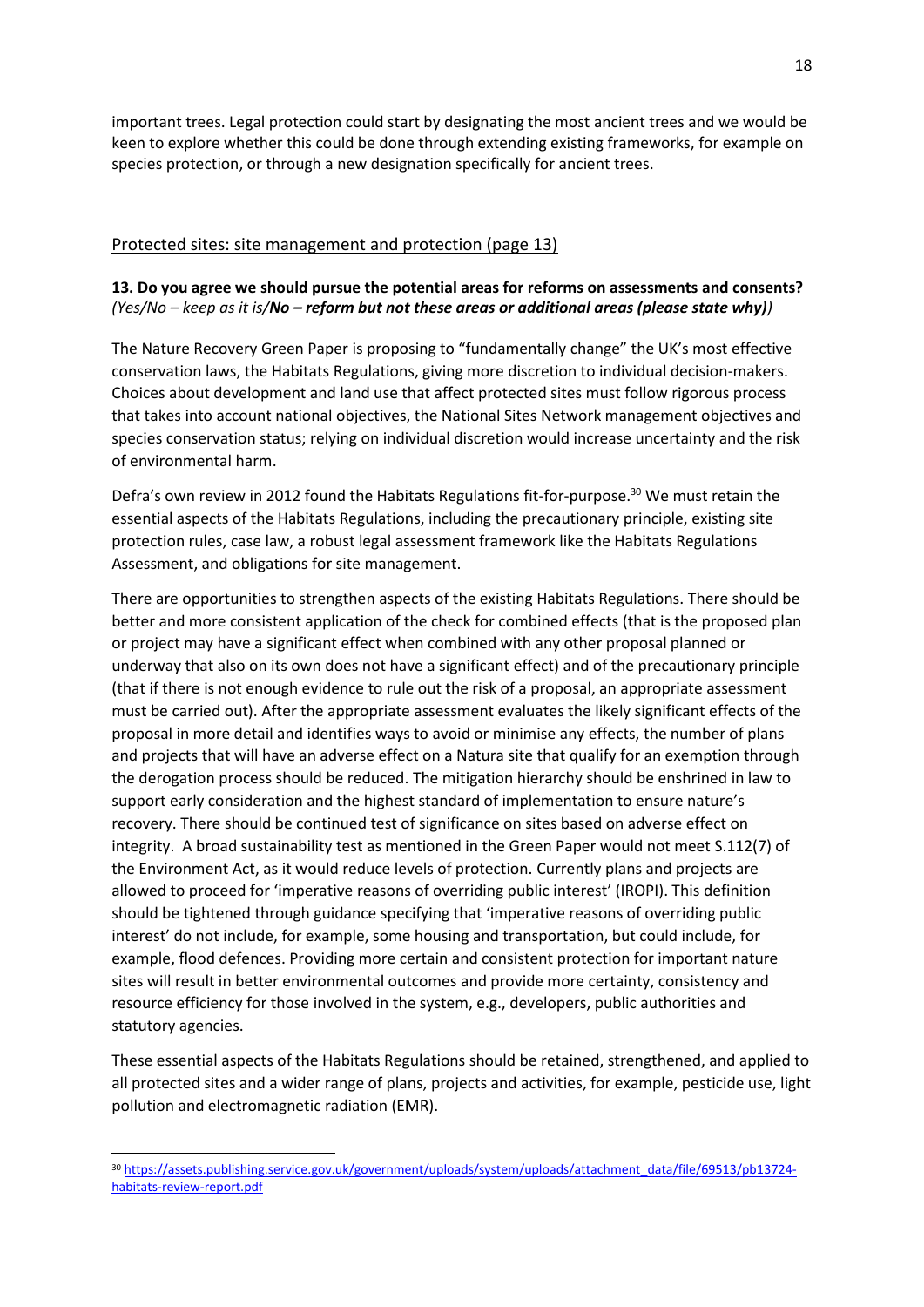important trees. Legal protection could start by designating the most ancient trees and we would be keen to explore whether this could be done through extending existing frameworks, for example on species protection, or through a new designation specifically for ancient trees.

## Protected sites: site management and protection (page 13)

**13. Do you agree we should pursue the potential areas for reforms on assessments and consents?** *(Yes/No – keep as it is/**No – reform but not these areas or additional areas (please state why)**)*

The Nature Recovery Green Paper is proposing to "fundamentally change" the UK's most effective conservation laws, the Habitats Regulations, giving more discretion to individual decision-makers. Choices about development and land use that affect protected sites must follow rigorous process that takes into account national objectives, the National Sites Network management objectives and species conservation status; relying on individual discretion would increase uncertainty and the risk of environmental harm.

Defra's own review in 2012 found the Habitats Regulations fit-for-purpose.[30] We must retain the essential aspects of the Habitats Regulations, including the precautionary principle, existing site protection rules, case law, a robust legal assessment framework like the Habitats Regulations Assessment, and obligations for site management.

There are opportunities to strengthen aspects of the existing Habitats Regulations. There should be better and more consistent application of the check for combined effects (that is the proposed plan or project may have a significant effect when combined with any other proposal planned or underway that also on its own does not have a significant effect) and of the precautionary principle (that if there is not enough evidence to rule out the risk of a proposal, an appropriate assessment must be carried out). After the appropriate assessment evaluates the likely significant effects of the proposal in more detail and identifies ways to avoid or minimise any effects, the number of plans and projects that will have an adverse effect on a Natura site that qualify for an exemption through the derogation process should be reduced. The mitigation hierarchy should be enshrined in law to support early consideration and the highest standard of implementation to ensure nature's recovery. There should be continued test of significance on sites based on adverse effect on integrity. A broad sustainability test as mentioned in the Green Paper would not meet S.112(7) of the Environment Act, as it would reduce levels of protection. Currently plans and projects are allowed to proceed for 'imperative reasons of overriding public interest' (IROPI). This definition should be tightened through guidance specifying that 'imperative reasons of overriding public interest' do not include, for example, some housing and transportation, but could include, for example, flood defences. Providing more certain and consistent protection for important nature sites will result in better environmental outcomes and provide more certainty, consistency and resource efficiency for those involved in the system, e.g., developers, public authorities and statutory agencies.

These essential aspects of the Habitats Regulations should be retained, strengthened, and applied to all protected sites and a wider range of plans, projects and activities, for example, pesticide use, light pollution and electromagnetic radiation (EMR).

---

[30] https://assets.publishing.service.gov.uk/government/uploads/system/uploads/attachment_data/file/69513/pb13724-habitats-review-report.pdf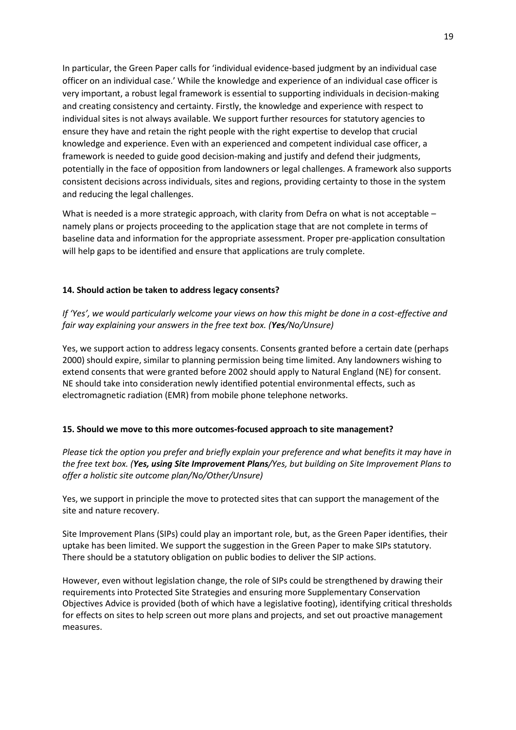In particular, the Green Paper calls for 'individual evidence-based judgment by an individual case officer on an individual case.' While the knowledge and experience of an individual case officer is very important, a robust legal framework is essential to supporting individuals in decision-making and creating consistency and certainty. Firstly, the knowledge and experience with respect to individual sites is not always available. We support further resources for statutory agencies to ensure they have and retain the right people with the right expertise to develop that crucial knowledge and experience. Even with an experienced and competent individual case officer, a framework is needed to guide good decision-making and justify and defend their judgments, potentially in the face of opposition from landowners or legal challenges. A framework also supports consistent decisions across individuals, sites and regions, providing certainty to those in the system and reducing the legal challenges.

What is needed is a more strategic approach, with clarity from Defra on what is not acceptable – namely plans or projects proceeding to the application stage that are not complete in terms of baseline data and information for the appropriate assessment. Proper pre-application consultation will help gaps to be identified and ensure that applications are truly complete.

**14. Should action be taken to address legacy consents?**

*If 'Yes', we would particularly welcome your views on how this might be done in a cost-effective and fair way explaining your answers in the free text box. (**Yes**/No/Unsure)*

Yes, we support action to address legacy consents. Consents granted before a certain date (perhaps 2000) should expire, similar to planning permission being time limited. Any landowners wishing to extend consents that were granted before 2002 should apply to Natural England (NE) for consent. NE should take into consideration newly identified potential environmental effects, such as electromagnetic radiation (EMR) from mobile phone telephone networks.

**15. Should we move to this more outcomes-focused approach to site management?**

*Please tick the option you prefer and briefly explain your preference and what benefits it may have in the free text box. (**Yes, using Site Improvement Plans**/Yes, but building on Site Improvement Plans to offer a holistic site outcome plan/No/Other/Unsure)*

Yes, we support in principle the move to protected sites that can support the management of the site and nature recovery.

Site Improvement Plans (SIPs) could play an important role, but, as the Green Paper identifies, their uptake has been limited. We support the suggestion in the Green Paper to make SIPs statutory. There should be a statutory obligation on public bodies to deliver the SIP actions.

However, even without legislation change, the role of SIPs could be strengthened by drawing their requirements into Protected Site Strategies and ensuring more Supplementary Conservation Objectives Advice is provided (both of which have a legislative footing), identifying critical thresholds for effects on sites to help screen out more plans and projects, and set out proactive management measures.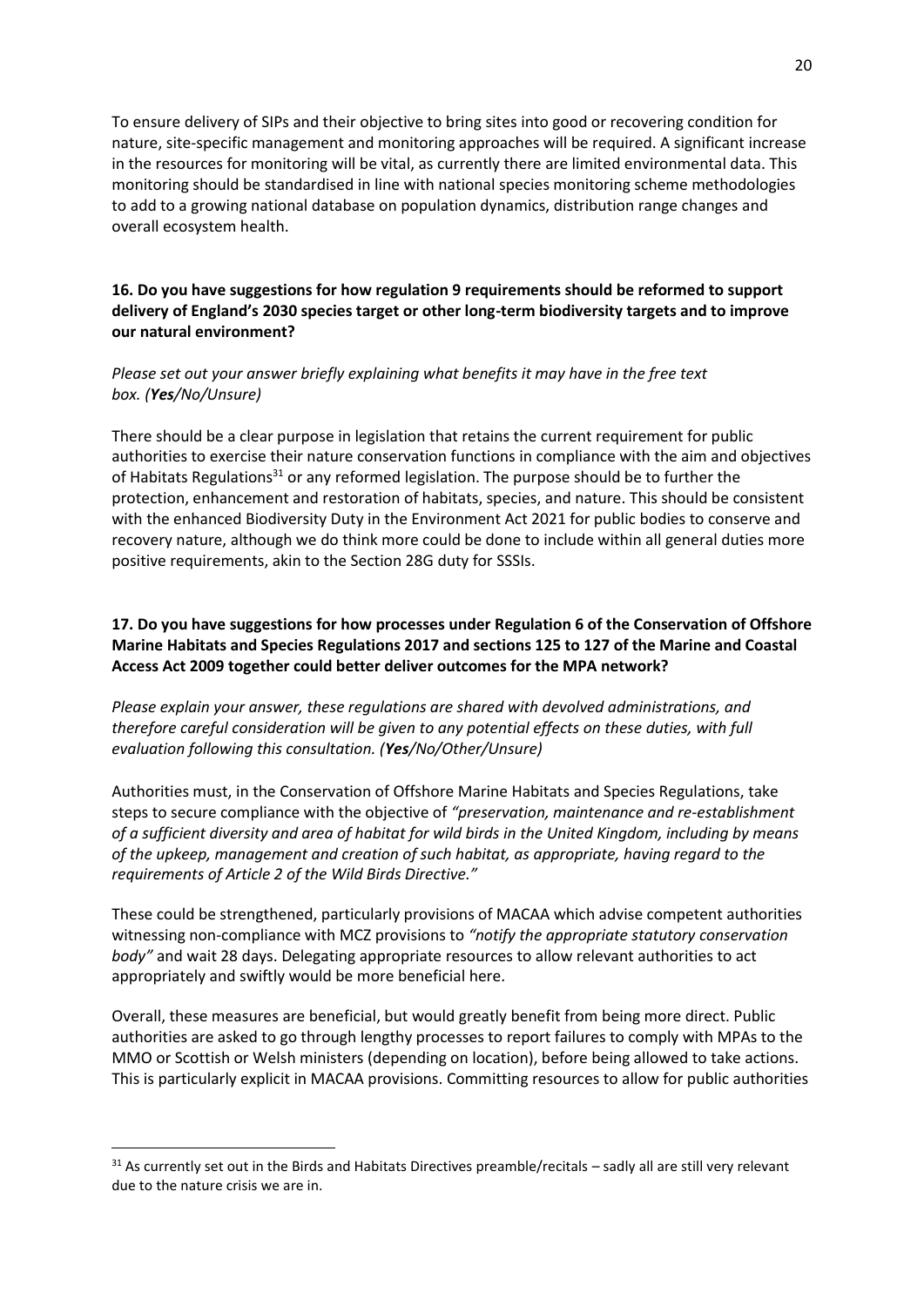To ensure delivery of SIPs and their objective to bring sites into good or recovering condition for nature, site-specific management and monitoring approaches will be required. A significant increase in the resources for monitoring will be vital, as currently there are limited environmental data. This monitoring should be standardised in line with national species monitoring scheme methodologies to add to a growing national database on population dynamics, distribution range changes and overall ecosystem health.

**16. Do you have suggestions for how regulation 9 requirements should be reformed to support delivery of England's 2030 species target or other long-term biodiversity targets and to improve our natural environment?**

*Please set out your answer briefly explaining what benefits it may have in the free text box. (**Yes**/No/Unsure)*

There should be a clear purpose in legislation that retains the current requirement for public authorities to exercise their nature conservation functions in compliance with the aim and objectives of Habitats Regulations[31] or any reformed legislation. The purpose should be to further the protection, enhancement and restoration of habitats, species, and nature. This should be consistent with the enhanced Biodiversity Duty in the Environment Act 2021 for public bodies to conserve and recovery nature, although we do think more could be done to include within all general duties more positive requirements, akin to the Section 28G duty for SSSIs.

**17. Do you have suggestions for how processes under Regulation 6 of the Conservation of Offshore Marine Habitats and Species Regulations 2017 and sections 125 to 127 of the Marine and Coastal Access Act 2009 together could better deliver outcomes for the MPA network?**

*Please explain your answer, these regulations are shared with devolved administrations, and therefore careful consideration will be given to any potential effects on these duties, with full evaluation following this consultation. (**Yes**/No/Other/Unsure)*

Authorities must, in the Conservation of Offshore Marine Habitats and Species Regulations, take steps to secure compliance with the objective of *"preservation, maintenance and re-establishment of a sufficient diversity and area of habitat for wild birds in the United Kingdom, including by means of the upkeep, management and creation of such habitat, as appropriate, having regard to the requirements of Article 2 of the Wild Birds Directive."*

These could be strengthened, particularly provisions of MACAA which advise competent authorities witnessing non-compliance with MCZ provisions to *"notify the appropriate statutory conservation body"* and wait 28 days. Delegating appropriate resources to allow relevant authorities to act appropriately and swiftly would be more beneficial here.

Overall, these measures are beneficial, but would greatly benefit from being more direct. Public authorities are asked to go through lengthy processes to report failures to comply with MPAs to the MMO or Scottish or Welsh ministers (depending on location), before being allowed to take actions. This is particularly explicit in MACAA provisions. Committing resources to allow for public authorities

[31] As currently set out in the Birds and Habitats Directives preamble/recitals – sadly all are still very relevant due to the nature crisis we are in.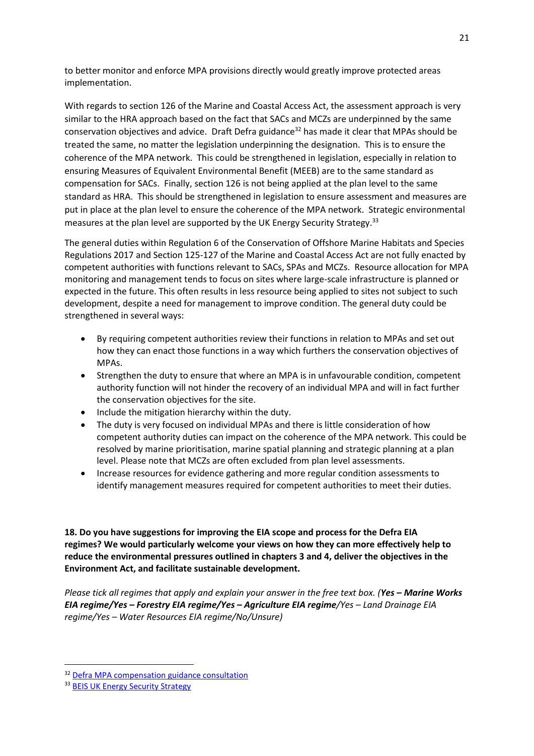to better monitor and enforce MPA provisions directly would greatly improve protected areas implementation.

With regards to section 126 of the Marine and Coastal Access Act, the assessment approach is very similar to the HRA approach based on the fact that SACs and MCZs are underpinned by the same conservation objectives and advice. Draft Defra guidance[32] has made it clear that MPAs should be treated the same, no matter the legislation underpinning the designation. This is to ensure the coherence of the MPA network. This could be strengthened in legislation, especially in relation to ensuring Measures of Equivalent Environmental Benefit (MEEB) are to the same standard as compensation for SACs. Finally, section 126 is not being applied at the plan level to the same standard as HRA. This should be strengthened in legislation to ensure assessment and measures are put in place at the plan level to ensure the coherence of the MPA network. Strategic environmental measures at the plan level are supported by the UK Energy Security Strategy.[33]

The general duties within Regulation 6 of the Conservation of Offshore Marine Habitats and Species Regulations 2017 and Section 125-127 of the Marine and Coastal Access Act are not fully enacted by competent authorities with functions relevant to SACs, SPAs and MCZs. Resource allocation for MPA monitoring and management tends to focus on sites where large-scale infrastructure is planned or expected in the future. This often results in less resource being applied to sites not subject to such development, despite a need for management to improve condition. The general duty could be strengthened in several ways:

- By requiring competent authorities review their functions in relation to MPAs and set out how they can enact those functions in a way which furthers the conservation objectives of MPAs.
- Strengthen the duty to ensure that where an MPA is in unfavourable condition, competent authority function will not hinder the recovery of an individual MPA and will in fact further the conservation objectives for the site.
- Include the mitigation hierarchy within the duty.
- The duty is very focused on individual MPAs and there is little consideration of how competent authority duties can impact on the coherence of the MPA network. This could be resolved by marine prioritisation, marine spatial planning and strategic planning at a plan level. Please note that MCZs are often excluded from plan level assessments.
- Increase resources for evidence gathering and more regular condition assessments to identify management measures required for competent authorities to meet their duties.

**18. Do you have suggestions for improving the EIA scope and process for the Defra EIA regimes? We would particularly welcome your views on how they can more effectively help to reduce the environmental pressures outlined in chapters 3 and 4, deliver the objectives in the Environment Act, and facilitate sustainable development.**

*Please tick all regimes that apply and explain your answer in the free text box. (**Yes – Marine Works EIA regime/Yes – Forestry EIA regime/Yes – Agriculture EIA regime**/Yes – Land Drainage EIA regime/Yes – Water Resources EIA regime/No/Unsure)*

[32] Defra MPA compensation guidance consultation

[33] BEIS UK Energy Security Strategy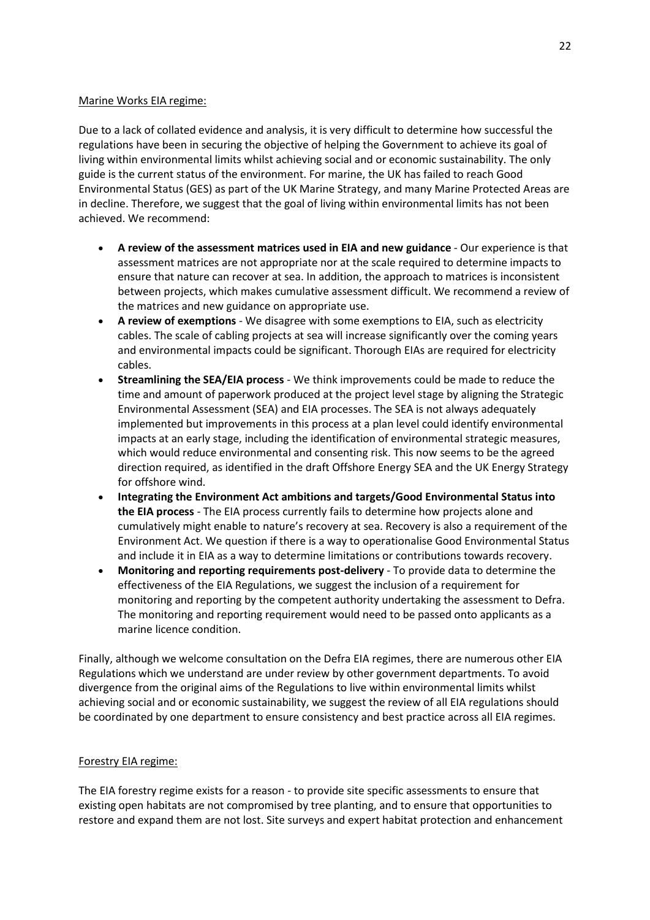Marine Works EIA regime:

Due to a lack of collated evidence and analysis, it is very difficult to determine how successful the regulations have been in securing the objective of helping the Government to achieve its goal of living within environmental limits whilst achieving social and or economic sustainability. The only guide is the current status of the environment. For marine, the UK has failed to reach Good Environmental Status (GES) as part of the UK Marine Strategy, and many Marine Protected Areas are in decline. Therefore, we suggest that the goal of living within environmental limits has not been achieved. We recommend:

- **A review of the assessment matrices used in EIA and new guidance** - Our experience is that assessment matrices are not appropriate nor at the scale required to determine impacts to ensure that nature can recover at sea. In addition, the approach to matrices is inconsistent between projects, which makes cumulative assessment difficult. We recommend a review of the matrices and new guidance on appropriate use.
- **A review of exemptions** - We disagree with some exemptions to EIA, such as electricity cables. The scale of cabling projects at sea will increase significantly over the coming years and environmental impacts could be significant. Thorough EIAs are required for electricity cables.
- **Streamlining the SEA/EIA process** - We think improvements could be made to reduce the time and amount of paperwork produced at the project level stage by aligning the Strategic Environmental Assessment (SEA) and EIA processes. The SEA is not always adequately implemented but improvements in this process at a plan level could identify environmental impacts at an early stage, including the identification of environmental strategic measures, which would reduce environmental and consenting risk. This now seems to be the agreed direction required, as identified in the draft Offshore Energy SEA and the UK Energy Strategy for offshore wind.
- **Integrating the Environment Act ambitions and targets/Good Environmental Status into the EIA process** - The EIA process currently fails to determine how projects alone and cumulatively might enable to nature's recovery at sea. Recovery is also a requirement of the Environment Act. We question if there is a way to operationalise Good Environmental Status and include it in EIA as a way to determine limitations or contributions towards recovery.
- **Monitoring and reporting requirements post-delivery** - To provide data to determine the effectiveness of the EIA Regulations, we suggest the inclusion of a requirement for monitoring and reporting by the competent authority undertaking the assessment to Defra. The monitoring and reporting requirement would need to be passed onto applicants as a marine licence condition.

Finally, although we welcome consultation on the Defra EIA regimes, there are numerous other EIA Regulations which we understand are under review by other government departments. To avoid divergence from the original aims of the Regulations to live within environmental limits whilst achieving social and or economic sustainability, we suggest the review of all EIA regulations should be coordinated by one department to ensure consistency and best practice across all EIA regimes.

Forestry EIA regime:

The EIA forestry regime exists for a reason - to provide site specific assessments to ensure that existing open habitats are not compromised by tree planting, and to ensure that opportunities to restore and expand them are not lost. Site surveys and expert habitat protection and enhancement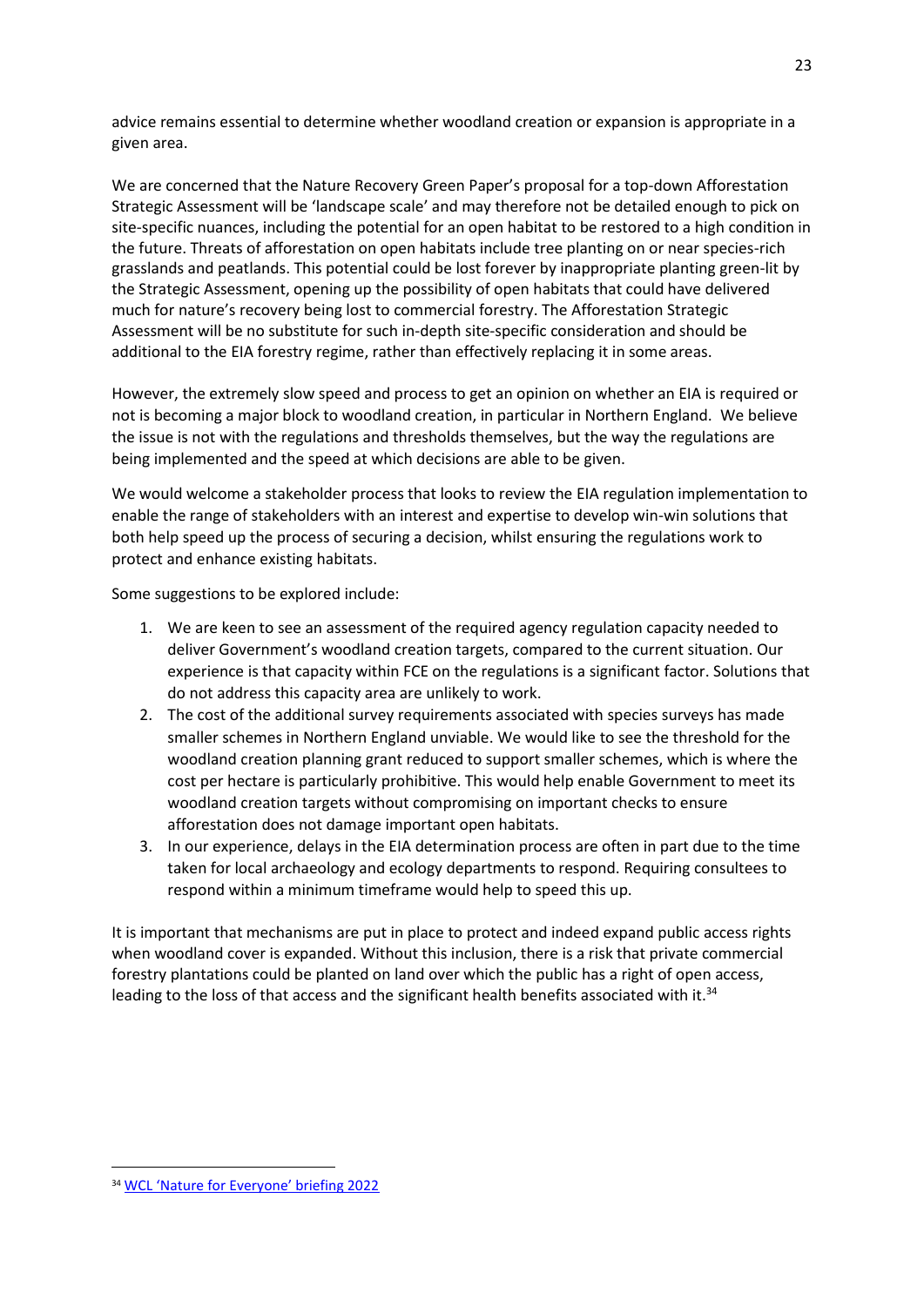advice remains essential to determine whether woodland creation or expansion is appropriate in a given area.

We are concerned that the Nature Recovery Green Paper's proposal for a top-down Afforestation Strategic Assessment will be 'landscape scale' and may therefore not be detailed enough to pick on site-specific nuances, including the potential for an open habitat to be restored to a high condition in the future. Threats of afforestation on open habitats include tree planting on or near species-rich grasslands and peatlands. This potential could be lost forever by inappropriate planting green-lit by the Strategic Assessment, opening up the possibility of open habitats that could have delivered much for nature's recovery being lost to commercial forestry. The Afforestation Strategic Assessment will be no substitute for such in-depth site-specific consideration and should be additional to the EIA forestry regime, rather than effectively replacing it in some areas.

However, the extremely slow speed and process to get an opinion on whether an EIA is required or not is becoming a major block to woodland creation, in particular in Northern England. We believe the issue is not with the regulations and thresholds themselves, but the way the regulations are being implemented and the speed at which decisions are able to be given.

We would welcome a stakeholder process that looks to review the EIA regulation implementation to enable the range of stakeholders with an interest and expertise to develop win-win solutions that both help speed up the process of securing a decision, whilst ensuring the regulations work to protect and enhance existing habitats.

Some suggestions to be explored include:

1. We are keen to see an assessment of the required agency regulation capacity needed to deliver Government's woodland creation targets, compared to the current situation. Our experience is that capacity within FCE on the regulations is a significant factor. Solutions that do not address this capacity area are unlikely to work.
2. The cost of the additional survey requirements associated with species surveys has made smaller schemes in Northern England unviable. We would like to see the threshold for the woodland creation planning grant reduced to support smaller schemes, which is where the cost per hectare is particularly prohibitive. This would help enable Government to meet its woodland creation targets without compromising on important checks to ensure afforestation does not damage important open habitats.
3. In our experience, delays in the EIA determination process are often in part due to the time taken for local archaeology and ecology departments to respond. Requiring consultees to respond within a minimum timeframe would help to speed this up.

It is important that mechanisms are put in place to protect and indeed expand public access rights when woodland cover is expanded. Without this inclusion, there is a risk that private commercial forestry plantations could be planted on land over which the public has a right of open access, leading to the loss of that access and the significant health benefits associated with it.[34]

[34] WCL 'Nature for Everyone' briefing 2022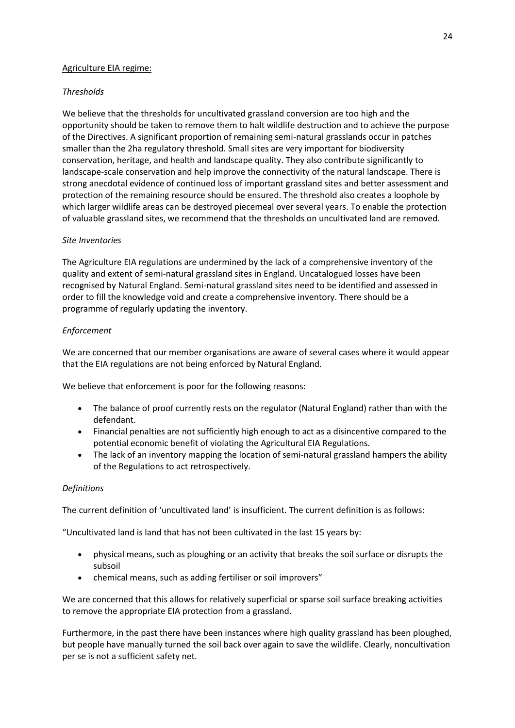Agriculture EIA regime:

*Thresholds*

We believe that the thresholds for uncultivated grassland conversion are too high and the opportunity should be taken to remove them to halt wildlife destruction and to achieve the purpose of the Directives. A significant proportion of remaining semi-natural grasslands occur in patches smaller than the 2ha regulatory threshold. Small sites are very important for biodiversity conservation, heritage, and health and landscape quality. They also contribute significantly to landscape-scale conservation and help improve the connectivity of the natural landscape. There is strong anecdotal evidence of continued loss of important grassland sites and better assessment and protection of the remaining resource should be ensured. The threshold also creates a loophole by which larger wildlife areas can be destroyed piecemeal over several years. To enable the protection of valuable grassland sites, we recommend that the thresholds on uncultivated land are removed.

*Site Inventories*

The Agriculture EIA regulations are undermined by the lack of a comprehensive inventory of the quality and extent of semi-natural grassland sites in England. Uncatalogued losses have been recognised by Natural England. Semi-natural grassland sites need to be identified and assessed in order to fill the knowledge void and create a comprehensive inventory. There should be a programme of regularly updating the inventory.

*Enforcement*

We are concerned that our member organisations are aware of several cases where it would appear that the EIA regulations are not being enforced by Natural England.

We believe that enforcement is poor for the following reasons:

- The balance of proof currently rests on the regulator (Natural England) rather than with the defendant.
- Financial penalties are not sufficiently high enough to act as a disincentive compared to the potential economic benefit of violating the Agricultural EIA Regulations.
- The lack of an inventory mapping the location of semi-natural grassland hampers the ability of the Regulations to act retrospectively.

*Definitions*

The current definition of 'uncultivated land' is insufficient. The current definition is as follows:

"Uncultivated land is land that has not been cultivated in the last 15 years by:

- physical means, such as ploughing or an activity that breaks the soil surface or disrupts the subsoil
- chemical means, such as adding fertiliser or soil improvers"

We are concerned that this allows for relatively superficial or sparse soil surface breaking activities to remove the appropriate EIA protection from a grassland.

Furthermore, in the past there have been instances where high quality grassland has been ploughed, but people have manually turned the soil back over again to save the wildlife. Clearly, noncultivation per se is not a sufficient safety net.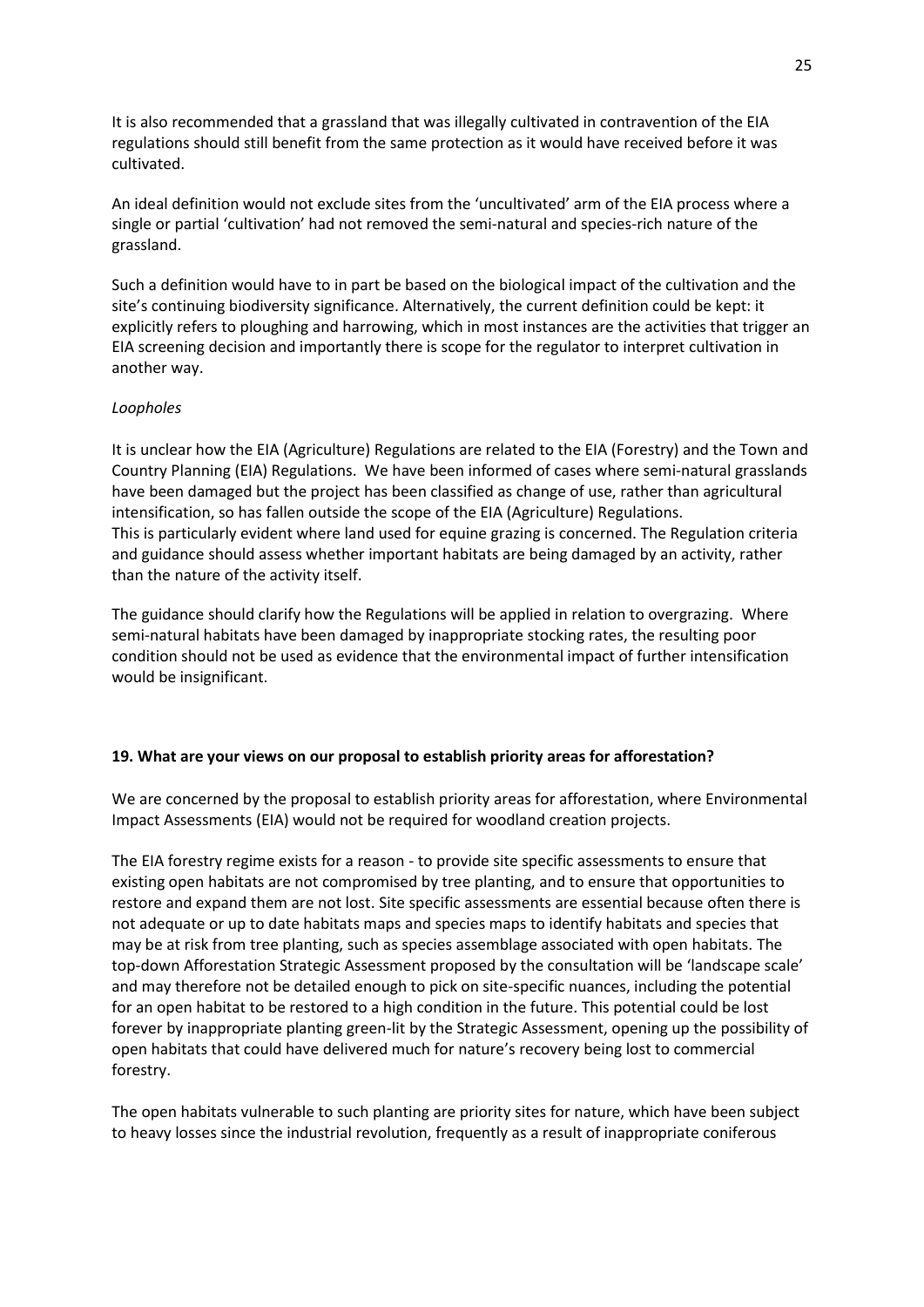It is also recommended that a grassland that was illegally cultivated in contravention of the EIA regulations should still benefit from the same protection as it would have received before it was cultivated.

An ideal definition would not exclude sites from the 'uncultivated' arm of the EIA process where a single or partial 'cultivation' had not removed the semi-natural and species-rich nature of the grassland.

Such a definition would have to in part be based on the biological impact of the cultivation and the site's continuing biodiversity significance. Alternatively, the current definition could be kept: it explicitly refers to ploughing and harrowing, which in most instances are the activities that trigger an EIA screening decision and importantly there is scope for the regulator to interpret cultivation in another way.

*Loopholes*

It is unclear how the EIA (Agriculture) Regulations are related to the EIA (Forestry) and the Town and Country Planning (EIA) Regulations. We have been informed of cases where semi-natural grasslands have been damaged but the project has been classified as change of use, rather than agricultural intensification, so has fallen outside the scope of the EIA (Agriculture) Regulations.
This is particularly evident where land used for equine grazing is concerned. The Regulation criteria and guidance should assess whether important habitats are being damaged by an activity, rather than the nature of the activity itself.

The guidance should clarify how the Regulations will be applied in relation to overgrazing. Where semi-natural habitats have been damaged by inappropriate stocking rates, the resulting poor condition should not be used as evidence that the environmental impact of further intensification would be insignificant.

**19. What are your views on our proposal to establish priority areas for afforestation?**

We are concerned by the proposal to establish priority areas for afforestation, where Environmental Impact Assessments (EIA) would not be required for woodland creation projects.

The EIA forestry regime exists for a reason - to provide site specific assessments to ensure that existing open habitats are not compromised by tree planting, and to ensure that opportunities to restore and expand them are not lost. Site specific assessments are essential because often there is not adequate or up to date habitats maps and species maps to identify habitats and species that may be at risk from tree planting, such as species assemblage associated with open habitats. The top-down Afforestation Strategic Assessment proposed by the consultation will be 'landscape scale' and may therefore not be detailed enough to pick on site-specific nuances, including the potential for an open habitat to be restored to a high condition in the future. This potential could be lost forever by inappropriate planting green-lit by the Strategic Assessment, opening up the possibility of open habitats that could have delivered much for nature's recovery being lost to commercial forestry.

The open habitats vulnerable to such planting are priority sites for nature, which have been subject to heavy losses since the industrial revolution, frequently as a result of inappropriate coniferous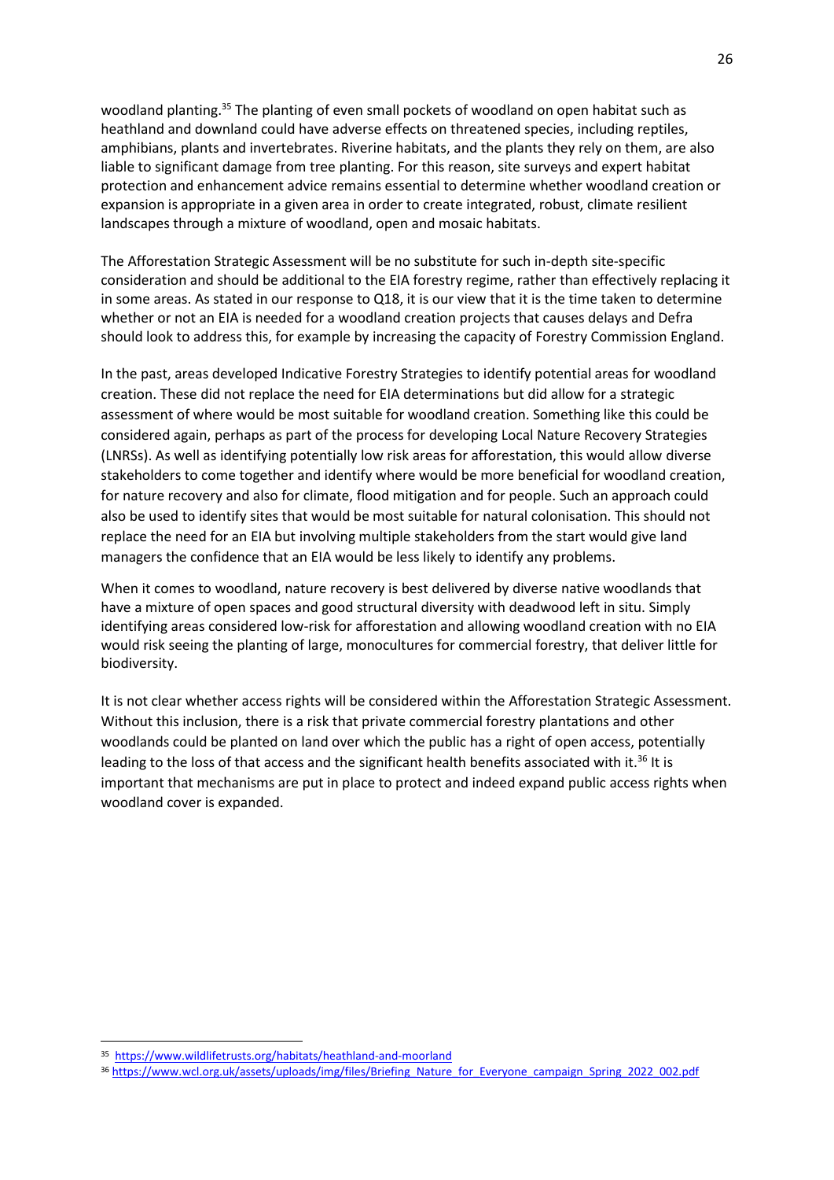woodland planting.[35] The planting of even small pockets of woodland on open habitat such as heathland and downland could have adverse effects on threatened species, including reptiles, amphibians, plants and invertebrates. Riverine habitats, and the plants they rely on them, are also liable to significant damage from tree planting. For this reason, site surveys and expert habitat protection and enhancement advice remains essential to determine whether woodland creation or expansion is appropriate in a given area in order to create integrated, robust, climate resilient landscapes through a mixture of woodland, open and mosaic habitats.

The Afforestation Strategic Assessment will be no substitute for such in-depth site-specific consideration and should be additional to the EIA forestry regime, rather than effectively replacing it in some areas. As stated in our response to Q18, it is our view that it is the time taken to determine whether or not an EIA is needed for a woodland creation projects that causes delays and Defra should look to address this, for example by increasing the capacity of Forestry Commission England.

In the past, areas developed Indicative Forestry Strategies to identify potential areas for woodland creation. These did not replace the need for EIA determinations but did allow for a strategic assessment of where would be most suitable for woodland creation. Something like this could be considered again, perhaps as part of the process for developing Local Nature Recovery Strategies (LNRSs). As well as identifying potentially low risk areas for afforestation, this would allow diverse stakeholders to come together and identify where would be more beneficial for woodland creation, for nature recovery and also for climate, flood mitigation and for people. Such an approach could also be used to identify sites that would be most suitable for natural colonisation. This should not replace the need for an EIA but involving multiple stakeholders from the start would give land managers the confidence that an EIA would be less likely to identify any problems.

When it comes to woodland, nature recovery is best delivered by diverse native woodlands that have a mixture of open spaces and good structural diversity with deadwood left in situ. Simply identifying areas considered low-risk for afforestation and allowing woodland creation with no EIA would risk seeing the planting of large, monocultures for commercial forestry, that deliver little for biodiversity.

It is not clear whether access rights will be considered within the Afforestation Strategic Assessment. Without this inclusion, there is a risk that private commercial forestry plantations and other woodlands could be planted on land over which the public has a right of open access, potentially leading to the loss of that access and the significant health benefits associated with it.[36] It is important that mechanisms are put in place to protect and indeed expand public access rights when woodland cover is expanded.

[35] https://www.wildlifetrusts.org/habitats/heathland-and-moorland

[36] https://www.wcl.org.uk/assets/uploads/img/files/Briefing_Nature_for_Everyone_campaign_Spring_2022_002.pdf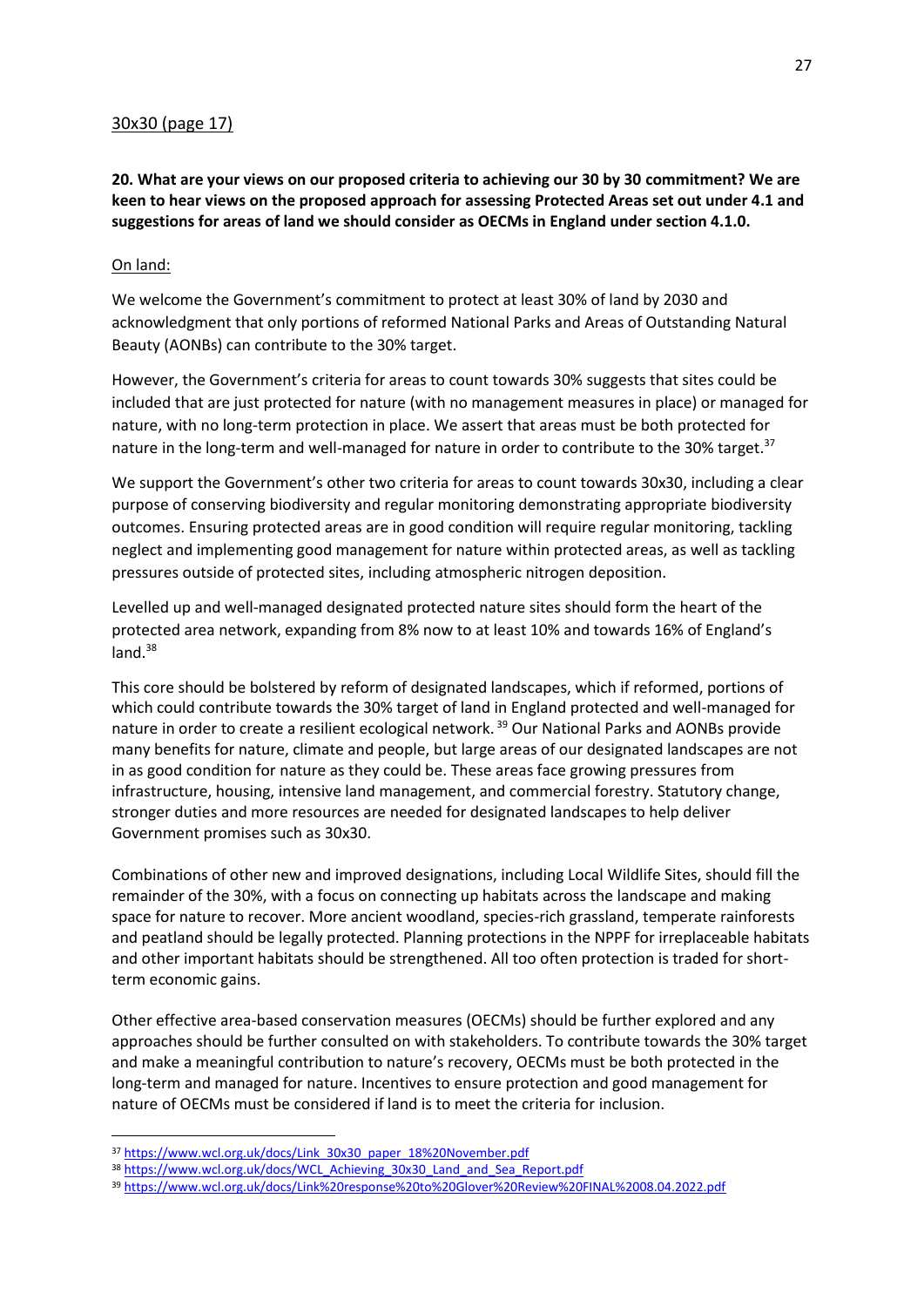30x30 (page 17)

**20. What are your views on our proposed criteria to achieving our 30 by 30 commitment? We are keen to hear views on the proposed approach for assessing Protected Areas set out under 4.1 and suggestions for areas of land we should consider as OECMs in England under section 4.1.0.**

On land:

We welcome the Government's commitment to protect at least 30% of land by 2030 and acknowledgment that only portions of reformed National Parks and Areas of Outstanding Natural Beauty (AONBs) can contribute to the 30% target.

However, the Government's criteria for areas to count towards 30% suggests that sites could be included that are just protected for nature (with no management measures in place) or managed for nature, with no long-term protection in place. We assert that areas must be both protected for nature in the long-term and well-managed for nature in order to contribute to the 30% target.[37]

We support the Government's other two criteria for areas to count towards 30x30, including a clear purpose of conserving biodiversity and regular monitoring demonstrating appropriate biodiversity outcomes. Ensuring protected areas are in good condition will require regular monitoring, tackling neglect and implementing good management for nature within protected areas, as well as tackling pressures outside of protected sites, including atmospheric nitrogen deposition.

Levelled up and well-managed designated protected nature sites should form the heart of the protected area network, expanding from 8% now to at least 10% and towards 16% of England's land.[38]

This core should be bolstered by reform of designated landscapes, which if reformed, portions of which could contribute towards the 30% target of land in England protected and well-managed for nature in order to create a resilient ecological network.[39] Our National Parks and AONBs provide many benefits for nature, climate and people, but large areas of our designated landscapes are not in as good condition for nature as they could be. These areas face growing pressures from infrastructure, housing, intensive land management, and commercial forestry. Statutory change, stronger duties and more resources are needed for designated landscapes to help deliver Government promises such as 30x30.

Combinations of other new and improved designations, including Local Wildlife Sites, should fill the remainder of the 30%, with a focus on connecting up habitats across the landscape and making space for nature to recover. More ancient woodland, species-rich grassland, temperate rainforests and peatland should be legally protected. Planning protections in the NPPF for irreplaceable habitats and other important habitats should be strengthened. All too often protection is traded for short-term economic gains.

Other effective area-based conservation measures (OECMs) should be further explored and any approaches should be further consulted on with stakeholders. To contribute towards the 30% target and make a meaningful contribution to nature's recovery, OECMs must be both protected in the long-term and managed for nature. Incentives to ensure protection and good management for nature of OECMs must be considered if land is to meet the criteria for inclusion.

---

[37] https://www.wcl.org.uk/docs/Link_30x30_paper_18%20November.pdf

[38] https://www.wcl.org.uk/docs/WCL_Achieving_30x30_Land_and_Sea_Report.pdf

[39] https://www.wcl.org.uk/docs/Link%20response%20to%20Glover%20Review%20FINAL%2008.04.2022.pdf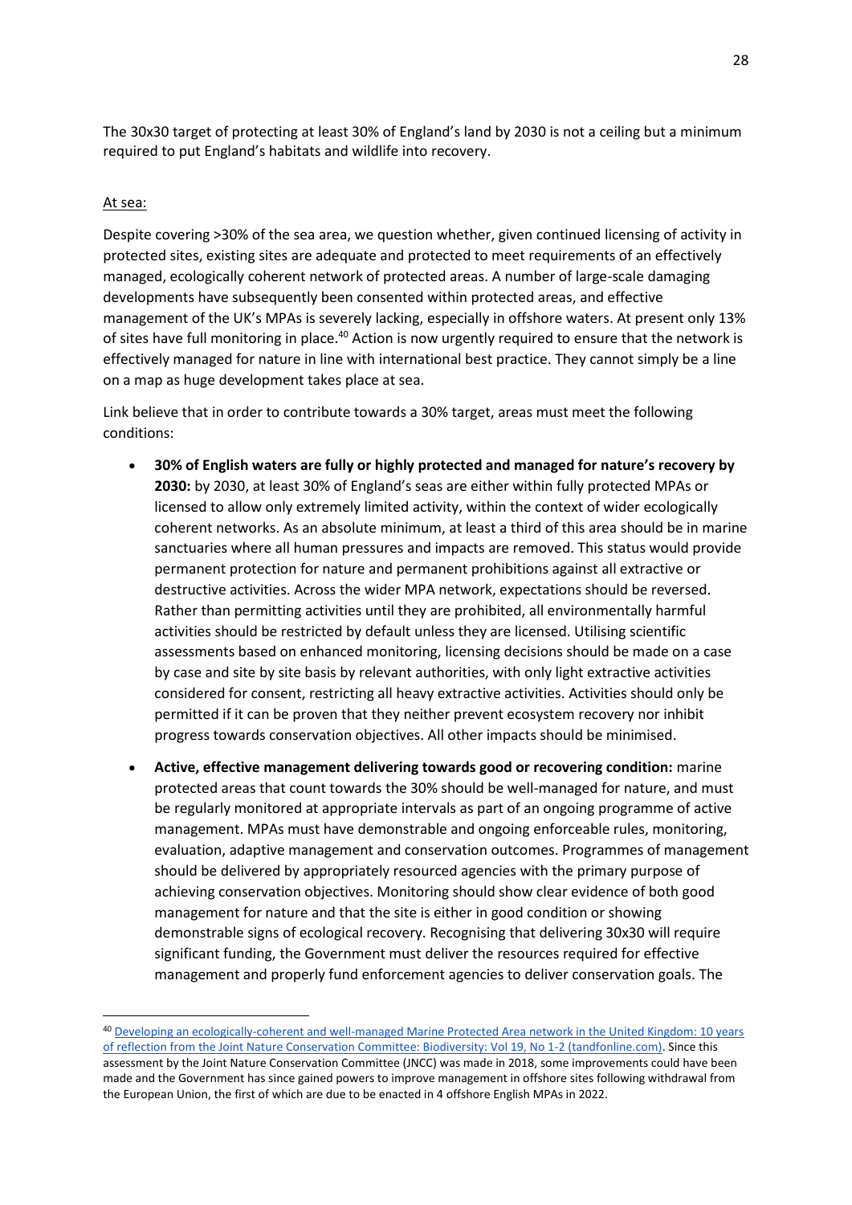The 30x30 target of protecting at least 30% of England's land by 2030 is not a ceiling but a minimum required to put England's habitats and wildlife into recovery.

At sea:

Despite covering >30% of the sea area, we question whether, given continued licensing of activity in protected sites, existing sites are adequate and protected to meet requirements of an effectively managed, ecologically coherent network of protected areas. A number of large-scale damaging developments have subsequently been consented within protected areas, and effective management of the UK's MPAs is severely lacking, especially in offshore waters. At present only 13% of sites have full monitoring in place.[40] Action is now urgently required to ensure that the network is effectively managed for nature in line with international best practice. They cannot simply be a line on a map as huge development takes place at sea.

Link believe that in order to contribute towards a 30% target, areas must meet the following conditions:

- **30% of English waters are fully or highly protected and managed for nature's recovery by 2030:** by 2030, at least 30% of England's seas are either within fully protected MPAs or licensed to allow only extremely limited activity, within the context of wider ecologically coherent networks. As an absolute minimum, at least a third of this area should be in marine sanctuaries where all human pressures and impacts are removed. This status would provide permanent protection for nature and permanent prohibitions against all extractive or destructive activities. Across the wider MPA network, expectations should be reversed. Rather than permitting activities until they are prohibited, all environmentally harmful activities should be restricted by default unless they are licensed. Utilising scientific assessments based on enhanced monitoring, licensing decisions should be made on a case by case and site by site basis by relevant authorities, with only light extractive activities considered for consent, restricting all heavy extractive activities. Activities should only be permitted if it can be proven that they neither prevent ecosystem recovery nor inhibit progress towards conservation objectives. All other impacts should be minimised.
- **Active, effective management delivering towards good or recovering condition:** marine protected areas that count towards the 30% should be well-managed for nature, and must be regularly monitored at appropriate intervals as part of an ongoing programme of active management. MPAs must have demonstrable and ongoing enforceable rules, monitoring, evaluation, adaptive management and conservation outcomes. Programmes of management should be delivered by appropriately resourced agencies with the primary purpose of achieving conservation objectives. Monitoring should show clear evidence of both good management for nature and that the site is either in good condition or showing demonstrable signs of ecological recovery. Recognising that delivering 30x30 will require significant funding, the Government must deliver the resources required for effective management and properly fund enforcement agencies to deliver conservation goals. The

[40] Developing an ecologically-coherent and well-managed Marine Protected Area network in the United Kingdom: 10 years of reflection from the Joint Nature Conservation Committee: Biodiversity: Vol 19, No 1-2 (tandfonline.com). Since this assessment by the Joint Nature Conservation Committee (JNCC) was made in 2018, some improvements could have been made and the Government has since gained powers to improve management in offshore sites following withdrawal from the European Union, the first of which are due to be enacted in 4 offshore English MPAs in 2022.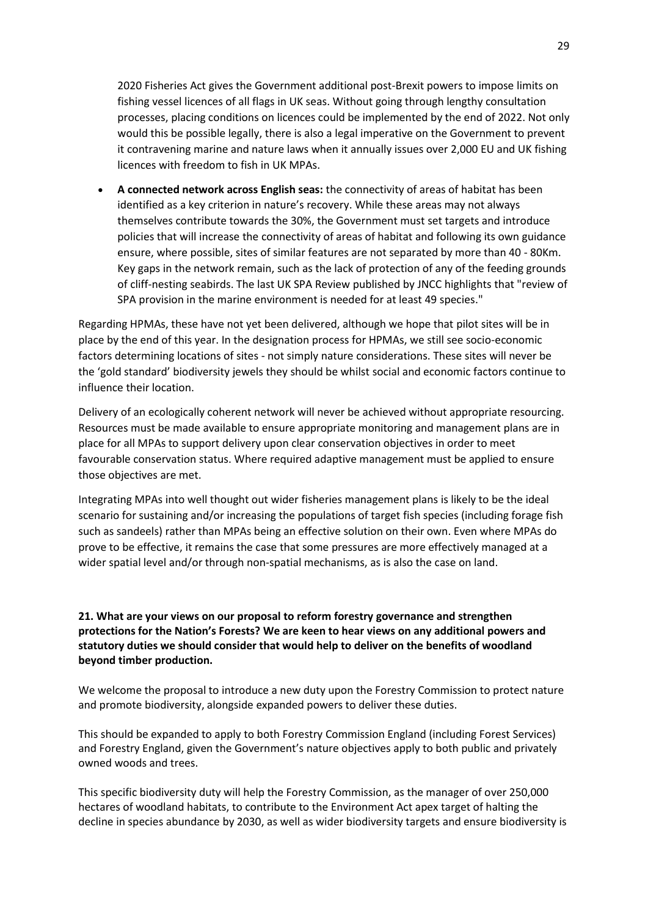2020 Fisheries Act gives the Government additional post-Brexit powers to impose limits on fishing vessel licences of all flags in UK seas. Without going through lengthy consultation processes, placing conditions on licences could be implemented by the end of 2022. Not only would this be possible legally, there is also a legal imperative on the Government to prevent it contravening marine and nature laws when it annually issues over 2,000 EU and UK fishing licences with freedom to fish in UK MPAs.

- **A connected network across English seas:** the connectivity of areas of habitat has been identified as a key criterion in nature's recovery. While these areas may not always themselves contribute towards the 30%, the Government must set targets and introduce policies that will increase the connectivity of areas of habitat and following its own guidance ensure, where possible, sites of similar features are not separated by more than 40 - 80Km. Key gaps in the network remain, such as the lack of protection of any of the feeding grounds of cliff-nesting seabirds. The last UK SPA Review published by JNCC highlights that "review of SPA provision in the marine environment is needed for at least 49 species."

Regarding HPMAs, these have not yet been delivered, although we hope that pilot sites will be in place by the end of this year. In the designation process for HPMAs, we still see socio-economic factors determining locations of sites - not simply nature considerations. These sites will never be the 'gold standard' biodiversity jewels they should be whilst social and economic factors continue to influence their location.

Delivery of an ecologically coherent network will never be achieved without appropriate resourcing. Resources must be made available to ensure appropriate monitoring and management plans are in place for all MPAs to support delivery upon clear conservation objectives in order to meet favourable conservation status. Where required adaptive management must be applied to ensure those objectives are met.

Integrating MPAs into well thought out wider fisheries management plans is likely to be the ideal scenario for sustaining and/or increasing the populations of target fish species (including forage fish such as sandeels) rather than MPAs being an effective solution on their own. Even where MPAs do prove to be effective, it remains the case that some pressures are more effectively managed at a wider spatial level and/or through non-spatial mechanisms, as is also the case on land.

**21. What are your views on our proposal to reform forestry governance and strengthen protections for the Nation's Forests? We are keen to hear views on any additional powers and statutory duties we should consider that would help to deliver on the benefits of woodland beyond timber production.**

We welcome the proposal to introduce a new duty upon the Forestry Commission to protect nature and promote biodiversity, alongside expanded powers to deliver these duties.

This should be expanded to apply to both Forestry Commission England (including Forest Services) and Forestry England, given the Government's nature objectives apply to both public and privately owned woods and trees.

This specific biodiversity duty will help the Forestry Commission, as the manager of over 250,000 hectares of woodland habitats, to contribute to the Environment Act apex target of halting the decline in species abundance by 2030, as well as wider biodiversity targets and ensure biodiversity is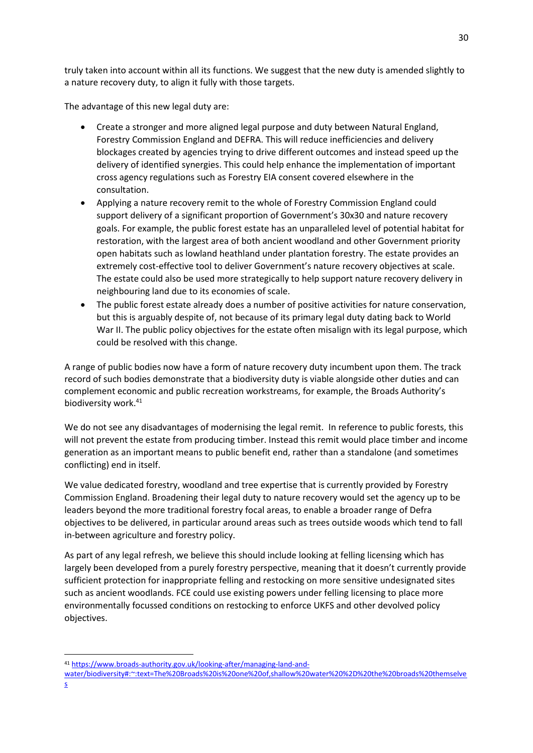truly taken into account within all its functions. We suggest that the new duty is amended slightly to a nature recovery duty, to align it fully with those targets.

The advantage of this new legal duty are:

- Create a stronger and more aligned legal purpose and duty between Natural England, Forestry Commission England and DEFRA. This will reduce inefficiencies and delivery blockages created by agencies trying to drive different outcomes and instead speed up the delivery of identified synergies. This could help enhance the implementation of important cross agency regulations such as Forestry EIA consent covered elsewhere in the consultation.
- Applying a nature recovery remit to the whole of Forestry Commission England could support delivery of a significant proportion of Government's 30x30 and nature recovery goals. For example, the public forest estate has an unparalleled level of potential habitat for restoration, with the largest area of both ancient woodland and other Government priority open habitats such as lowland heathland under plantation forestry. The estate provides an extremely cost-effective tool to deliver Government's nature recovery objectives at scale. The estate could also be used more strategically to help support nature recovery delivery in neighbouring land due to its economies of scale.
- The public forest estate already does a number of positive activities for nature conservation, but this is arguably despite of, not because of its primary legal duty dating back to World War II. The public policy objectives for the estate often misalign with its legal purpose, which could be resolved with this change.

A range of public bodies now have a form of nature recovery duty incumbent upon them. The track record of such bodies demonstrate that a biodiversity duty is viable alongside other duties and can complement economic and public recreation workstreams, for example, the Broads Authority's biodiversity work.[41]

We do not see any disadvantages of modernising the legal remit. In reference to public forests, this will not prevent the estate from producing timber. Instead this remit would place timber and income generation as an important means to public benefit end, rather than a standalone (and sometimes conflicting) end in itself.

We value dedicated forestry, woodland and tree expertise that is currently provided by Forestry Commission England. Broadening their legal duty to nature recovery would set the agency up to be leaders beyond the more traditional forestry focal areas, to enable a broader range of Defra objectives to be delivered, in particular around areas such as trees outside woods which tend to fall in-between agriculture and forestry policy.

As part of any legal refresh, we believe this should include looking at felling licensing which has largely been developed from a purely forestry perspective, meaning that it doesn't currently provide sufficient protection for inappropriate felling and restocking on more sensitive undesignated sites such as ancient woodlands. FCE could use existing powers under felling licensing to place more environmentally focussed conditions on restocking to enforce UKFS and other devolved policy objectives.

---

[41] https://www.broads-authority.gov.uk/looking-after/managing-land-and-water/biodiversity#:~:text=The%20Broads%20is%20one%20of,shallow%20water%20%2D%20the%20broads%20themselves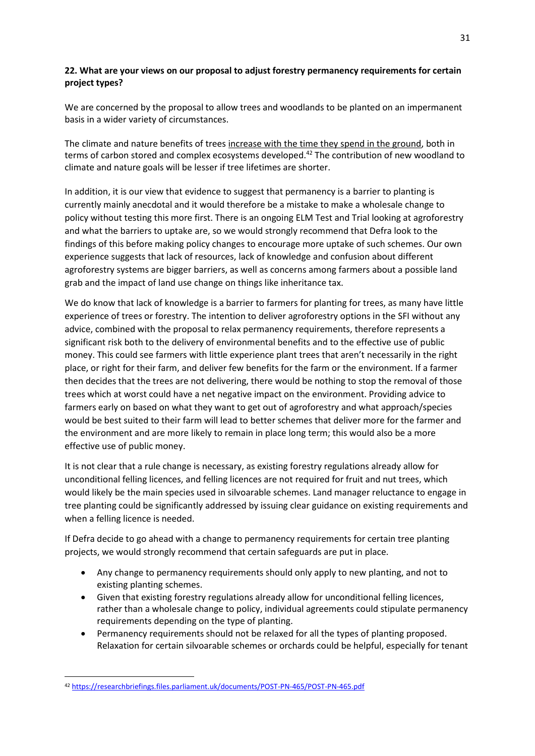**22. What are your views on our proposal to adjust forestry permanency requirements for certain project types?**

We are concerned by the proposal to allow trees and woodlands to be planted on an impermanent basis in a wider variety of circumstances.

The climate and nature benefits of trees increase with the time they spend in the ground, both in terms of carbon stored and complex ecosystems developed.[42] The contribution of new woodland to climate and nature goals will be lesser if tree lifetimes are shorter.

In addition, it is our view that evidence to suggest that permanency is a barrier to planting is currently mainly anecdotal and it would therefore be a mistake to make a wholesale change to policy without testing this more first. There is an ongoing ELM Test and Trial looking at agroforestry and what the barriers to uptake are, so we would strongly recommend that Defra look to the findings of this before making policy changes to encourage more uptake of such schemes. Our own experience suggests that lack of resources, lack of knowledge and confusion about different agroforestry systems are bigger barriers, as well as concerns among farmers about a possible land grab and the impact of land use change on things like inheritance tax.

We do know that lack of knowledge is a barrier to farmers for planting for trees, as many have little experience of trees or forestry. The intention to deliver agroforestry options in the SFI without any advice, combined with the proposal to relax permanency requirements, therefore represents a significant risk both to the delivery of environmental benefits and to the effective use of public money. This could see farmers with little experience plant trees that aren't necessarily in the right place, or right for their farm, and deliver few benefits for the farm or the environment. If a farmer then decides that the trees are not delivering, there would be nothing to stop the removal of those trees which at worst could have a net negative impact on the environment. Providing advice to farmers early on based on what they want to get out of agroforestry and what approach/species would be best suited to their farm will lead to better schemes that deliver more for the farmer and the environment and are more likely to remain in place long term; this would also be a more effective use of public money.

It is not clear that a rule change is necessary, as existing forestry regulations already allow for unconditional felling licences, and felling licences are not required for fruit and nut trees, which would likely be the main species used in silvoarable schemes. Land manager reluctance to engage in tree planting could be significantly addressed by issuing clear guidance on existing requirements and when a felling licence is needed.

If Defra decide to go ahead with a change to permanency requirements for certain tree planting projects, we would strongly recommend that certain safeguards are put in place.

- Any change to permanency requirements should only apply to new planting, and not to existing planting schemes.
- Given that existing forestry regulations already allow for unconditional felling licences, rather than a wholesale change to policy, individual agreements could stipulate permanency requirements depending on the type of planting.
- Permanency requirements should not be relaxed for all the types of planting proposed. Relaxation for certain silvoarable schemes or orchards could be helpful, especially for tenant

[42] https://researchbriefings.files.parliament.uk/documents/POST-PN-465/POST-PN-465.pdf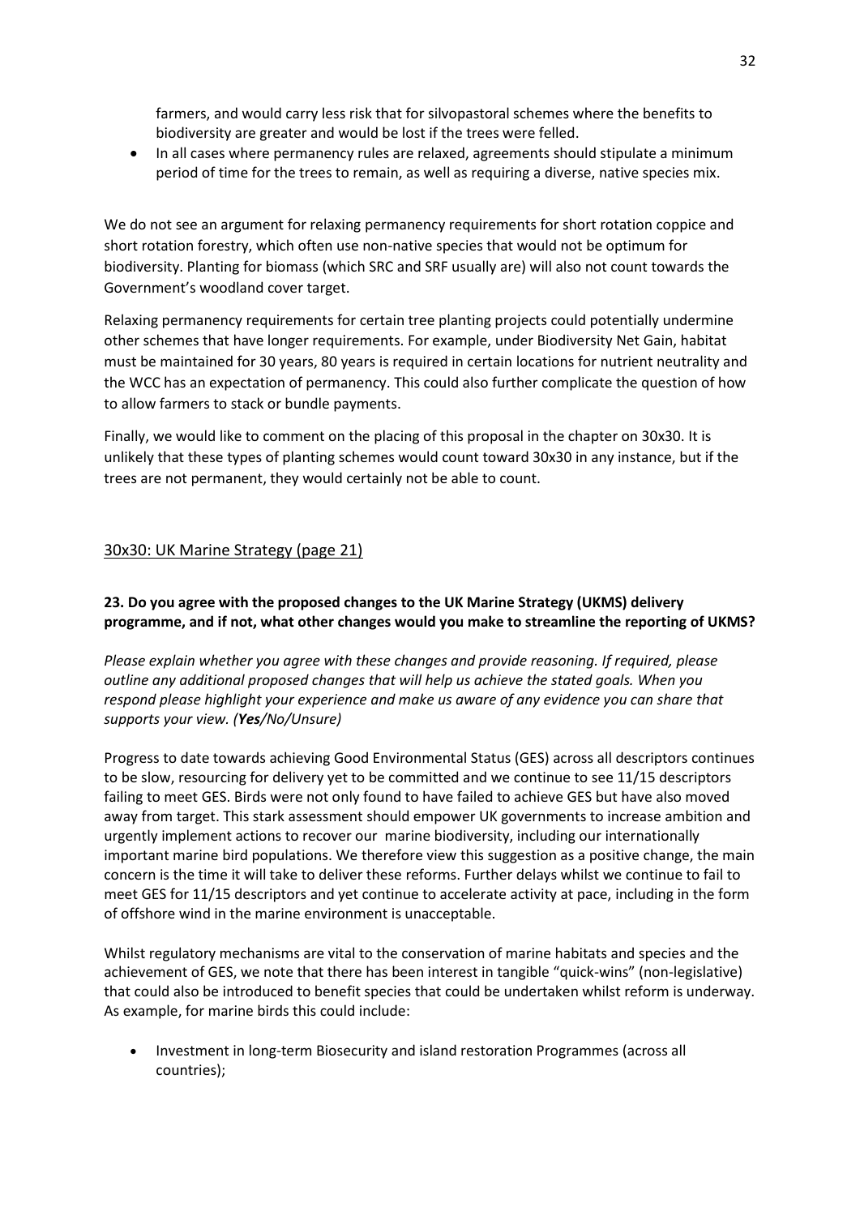farmers, and would carry less risk that for silvopastoral schemes where the benefits to biodiversity are greater and would be lost if the trees were felled.

- In all cases where permanency rules are relaxed, agreements should stipulate a minimum period of time for the trees to remain, as well as requiring a diverse, native species mix.

We do not see an argument for relaxing permanency requirements for short rotation coppice and short rotation forestry, which often use non-native species that would not be optimum for biodiversity. Planting for biomass (which SRC and SRF usually are) will also not count towards the Government's woodland cover target.

Relaxing permanency requirements for certain tree planting projects could potentially undermine other schemes that have longer requirements. For example, under Biodiversity Net Gain, habitat must be maintained for 30 years, 80 years is required in certain locations for nutrient neutrality and the WCC has an expectation of permanency. This could also further complicate the question of how to allow farmers to stack or bundle payments.

Finally, we would like to comment on the placing of this proposal in the chapter on 30x30. It is unlikely that these types of planting schemes would count toward 30x30 in any instance, but if the trees are not permanent, they would certainly not be able to count.

## 30x30: UK Marine Strategy (page 21)

**23. Do you agree with the proposed changes to the UK Marine Strategy (UKMS) delivery programme, and if not, what other changes would you make to streamline the reporting of UKMS?**

*Please explain whether you agree with these changes and provide reasoning. If required, please outline any additional proposed changes that will help us achieve the stated goals. When you respond please highlight your experience and make us aware of any evidence you can share that supports your view. (**Yes**/No/Unsure)*

Progress to date towards achieving Good Environmental Status (GES) across all descriptors continues to be slow, resourcing for delivery yet to be committed and we continue to see 11/15 descriptors failing to meet GES. Birds were not only found to have failed to achieve GES but have also moved away from target. This stark assessment should empower UK governments to increase ambition and urgently implement actions to recover our marine biodiversity, including our internationally important marine bird populations. We therefore view this suggestion as a positive change, the main concern is the time it will take to deliver these reforms. Further delays whilst we continue to fail to meet GES for 11/15 descriptors and yet continue to accelerate activity at pace, including in the form of offshore wind in the marine environment is unacceptable.

Whilst regulatory mechanisms are vital to the conservation of marine habitats and species and the achievement of GES, we note that there has been interest in tangible "quick-wins" (non-legislative) that could also be introduced to benefit species that could be undertaken whilst reform is underway. As example, for marine birds this could include:

- Investment in long-term Biosecurity and island restoration Programmes (across all countries);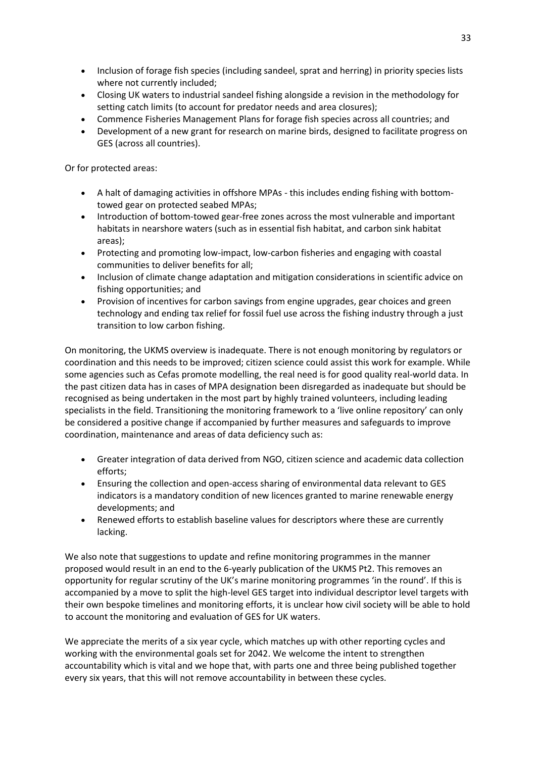- Inclusion of forage fish species (including sandeel, sprat and herring) in priority species lists where not currently included;
- Closing UK waters to industrial sandeel fishing alongside a revision in the methodology for setting catch limits (to account for predator needs and area closures);
- Commence Fisheries Management Plans for forage fish species across all countries; and
- Development of a new grant for research on marine birds, designed to facilitate progress on GES (across all countries).

Or for protected areas:

- A halt of damaging activities in offshore MPAs - this includes ending fishing with bottom-towed gear on protected seabed MPAs;
- Introduction of bottom-towed gear-free zones across the most vulnerable and important habitats in nearshore waters (such as in essential fish habitat, and carbon sink habitat areas);
- Protecting and promoting low-impact, low-carbon fisheries and engaging with coastal communities to deliver benefits for all;
- Inclusion of climate change adaptation and mitigation considerations in scientific advice on fishing opportunities; and
- Provision of incentives for carbon savings from engine upgrades, gear choices and green technology and ending tax relief for fossil fuel use across the fishing industry through a just transition to low carbon fishing.

On monitoring, the UKMS overview is inadequate. There is not enough monitoring by regulators or coordination and this needs to be improved; citizen science could assist this work for example. While some agencies such as Cefas promote modelling, the real need is for good quality real-world data. In the past citizen data has in cases of MPA designation been disregarded as inadequate but should be recognised as being undertaken in the most part by highly trained volunteers, including leading specialists in the field. Transitioning the monitoring framework to a 'live online repository' can only be considered a positive change if accompanied by further measures and safeguards to improve coordination, maintenance and areas of data deficiency such as:

- Greater integration of data derived from NGO, citizen science and academic data collection efforts;
- Ensuring the collection and open-access sharing of environmental data relevant to GES indicators is a mandatory condition of new licences granted to marine renewable energy developments; and
- Renewed efforts to establish baseline values for descriptors where these are currently lacking.

We also note that suggestions to update and refine monitoring programmes in the manner proposed would result in an end to the 6-yearly publication of the UKMS Pt2. This removes an opportunity for regular scrutiny of the UK's marine monitoring programmes 'in the round'. If this is accompanied by a move to split the high-level GES target into individual descriptor level targets with their own bespoke timelines and monitoring efforts, it is unclear how civil society will be able to hold to account the monitoring and evaluation of GES for UK waters.

We appreciate the merits of a six year cycle, which matches up with other reporting cycles and working with the environmental goals set for 2042. We welcome the intent to strengthen accountability which is vital and we hope that, with parts one and three being published together every six years, that this will not remove accountability in between these cycles.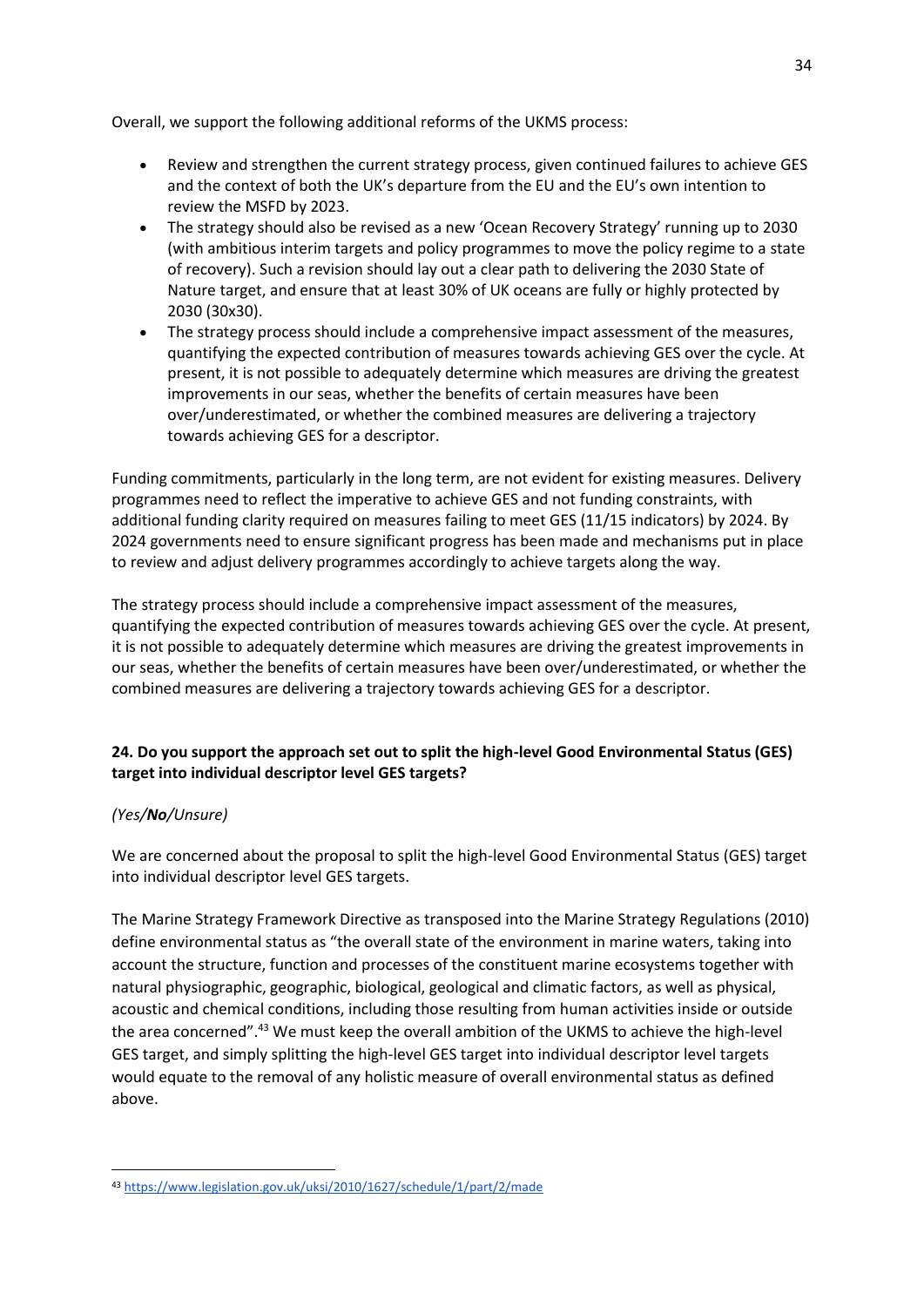Overall, we support the following additional reforms of the UKMS process:

- Review and strengthen the current strategy process, given continued failures to achieve GES and the context of both the UK's departure from the EU and the EU's own intention to review the MSFD by 2023.
- The strategy should also be revised as a new 'Ocean Recovery Strategy' running up to 2030 (with ambitious interim targets and policy programmes to move the policy regime to a state of recovery). Such a revision should lay out a clear path to delivering the 2030 State of Nature target, and ensure that at least 30% of UK oceans are fully or highly protected by 2030 (30x30).
- The strategy process should include a comprehensive impact assessment of the measures, quantifying the expected contribution of measures towards achieving GES over the cycle. At present, it is not possible to adequately determine which measures are driving the greatest improvements in our seas, whether the benefits of certain measures have been over/underestimated, or whether the combined measures are delivering a trajectory towards achieving GES for a descriptor.

Funding commitments, particularly in the long term, are not evident for existing measures. Delivery programmes need to reflect the imperative to achieve GES and not funding constraints, with additional funding clarity required on measures failing to meet GES (11/15 indicators) by 2024. By 2024 governments need to ensure significant progress has been made and mechanisms put in place to review and adjust delivery programmes accordingly to achieve targets along the way.

The strategy process should include a comprehensive impact assessment of the measures, quantifying the expected contribution of measures towards achieving GES over the cycle. At present, it is not possible to adequately determine which measures are driving the greatest improvements in our seas, whether the benefits of certain measures have been over/underestimated, or whether the combined measures are delivering a trajectory towards achieving GES for a descriptor.

**24. Do you support the approach set out to split the high-level Good Environmental Status (GES) target into individual descriptor level GES targets?**

*(Yes/**No**/Unsure)*

We are concerned about the proposal to split the high-level Good Environmental Status (GES) target into individual descriptor level GES targets.

The Marine Strategy Framework Directive as transposed into the Marine Strategy Regulations (2010) define environmental status as "the overall state of the environment in marine waters, taking into account the structure, function and processes of the constituent marine ecosystems together with natural physiographic, geographic, biological, geological and climatic factors, as well as physical, acoustic and chemical conditions, including those resulting from human activities inside or outside the area concerned".[43] We must keep the overall ambition of the UKMS to achieve the high-level GES target, and simply splitting the high-level GES target into individual descriptor level targets would equate to the removal of any holistic measure of overall environmental status as defined above.

[43] https://www.legislation.gov.uk/uksi/2010/1627/schedule/1/part/2/made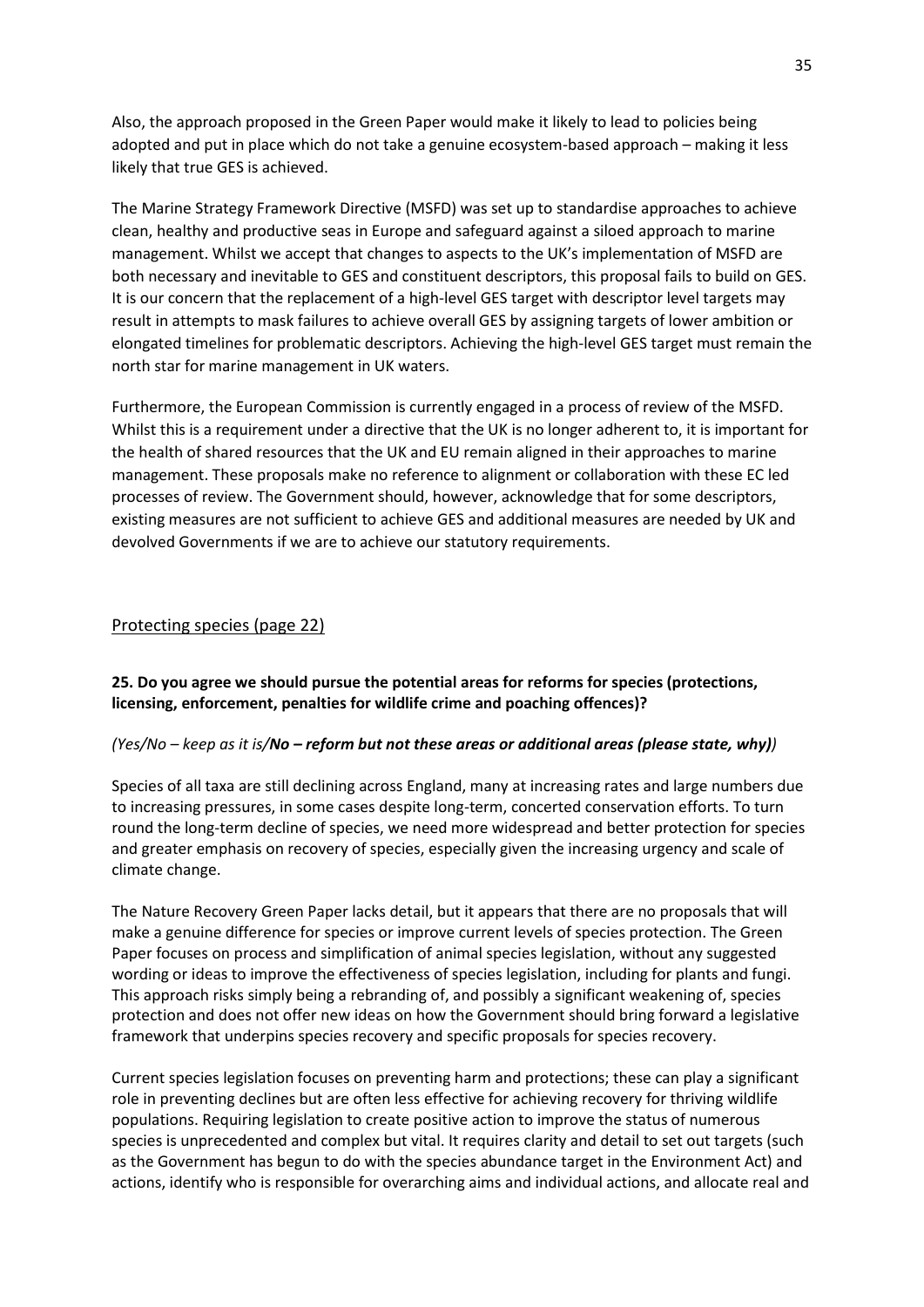Also, the approach proposed in the Green Paper would make it likely to lead to policies being adopted and put in place which do not take a genuine ecosystem-based approach – making it less likely that true GES is achieved.

The Marine Strategy Framework Directive (MSFD) was set up to standardise approaches to achieve clean, healthy and productive seas in Europe and safeguard against a siloed approach to marine management. Whilst we accept that changes to aspects to the UK's implementation of MSFD are both necessary and inevitable to GES and constituent descriptors, this proposal fails to build on GES. It is our concern that the replacement of a high-level GES target with descriptor level targets may result in attempts to mask failures to achieve overall GES by assigning targets of lower ambition or elongated timelines for problematic descriptors. Achieving the high-level GES target must remain the north star for marine management in UK waters.

Furthermore, the European Commission is currently engaged in a process of review of the MSFD. Whilst this is a requirement under a directive that the UK is no longer adherent to, it is important for the health of shared resources that the UK and EU remain aligned in their approaches to marine management. These proposals make no reference to alignment or collaboration with these EC led processes of review. The Government should, however, acknowledge that for some descriptors, existing measures are not sufficient to achieve GES and additional measures are needed by UK and devolved Governments if we are to achieve our statutory requirements.

## Protecting species (page 22)

**25. Do you agree we should pursue the potential areas for reforms for species (protections, licensing, enforcement, penalties for wildlife crime and poaching offences)?**

*(Yes/No – keep as it is/**No – reform but not these areas or additional areas (please state, why)**)*

Species of all taxa are still declining across England, many at increasing rates and large numbers due to increasing pressures, in some cases despite long-term, concerted conservation efforts. To turn round the long-term decline of species, we need more widespread and better protection for species and greater emphasis on recovery of species, especially given the increasing urgency and scale of climate change.

The Nature Recovery Green Paper lacks detail, but it appears that there are no proposals that will make a genuine difference for species or improve current levels of species protection. The Green Paper focuses on process and simplification of animal species legislation, without any suggested wording or ideas to improve the effectiveness of species legislation, including for plants and fungi. This approach risks simply being a rebranding of, and possibly a significant weakening of, species protection and does not offer new ideas on how the Government should bring forward a legislative framework that underpins species recovery and specific proposals for species recovery.

Current species legislation focuses on preventing harm and protections; these can play a significant role in preventing declines but are often less effective for achieving recovery for thriving wildlife populations. Requiring legislation to create positive action to improve the status of numerous species is unprecedented and complex but vital. It requires clarity and detail to set out targets (such as the Government has begun to do with the species abundance target in the Environment Act) and actions, identify who is responsible for overarching aims and individual actions, and allocate real and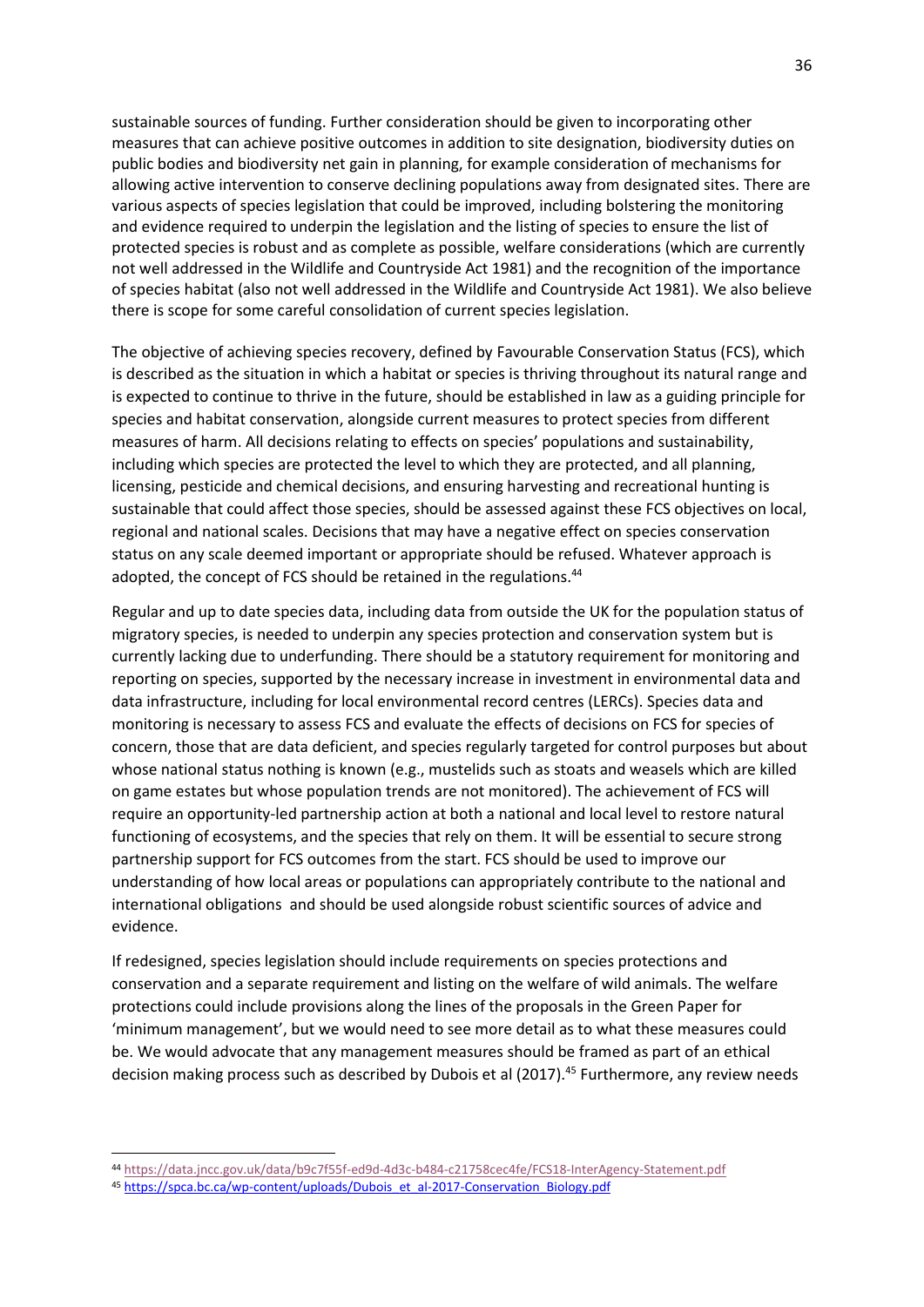sustainable sources of funding. Further consideration should be given to incorporating other measures that can achieve positive outcomes in addition to site designation, biodiversity duties on public bodies and biodiversity net gain in planning, for example consideration of mechanisms for allowing active intervention to conserve declining populations away from designated sites. There are various aspects of species legislation that could be improved, including bolstering the monitoring and evidence required to underpin the legislation and the listing of species to ensure the list of protected species is robust and as complete as possible, welfare considerations (which are currently not well addressed in the Wildlife and Countryside Act 1981) and the recognition of the importance of species habitat (also not well addressed in the Wildlife and Countryside Act 1981). We also believe there is scope for some careful consolidation of current species legislation.

The objective of achieving species recovery, defined by Favourable Conservation Status (FCS), which is described as the situation in which a habitat or species is thriving throughout its natural range and is expected to continue to thrive in the future, should be established in law as a guiding principle for species and habitat conservation, alongside current measures to protect species from different measures of harm. All decisions relating to effects on species' populations and sustainability, including which species are protected the level to which they are protected, and all planning, licensing, pesticide and chemical decisions, and ensuring harvesting and recreational hunting is sustainable that could affect those species, should be assessed against these FCS objectives on local, regional and national scales. Decisions that may have a negative effect on species conservation status on any scale deemed important or appropriate should be refused. Whatever approach is adopted, the concept of FCS should be retained in the regulations.[44]

Regular and up to date species data, including data from outside the UK for the population status of migratory species, is needed to underpin any species protection and conservation system but is currently lacking due to underfunding. There should be a statutory requirement for monitoring and reporting on species, supported by the necessary increase in investment in environmental data and data infrastructure, including for local environmental record centres (LERCs). Species data and monitoring is necessary to assess FCS and evaluate the effects of decisions on FCS for species of concern, those that are data deficient, and species regularly targeted for control purposes but about whose national status nothing is known (e.g., mustelids such as stoats and weasels which are killed on game estates but whose population trends are not monitored). The achievement of FCS will require an opportunity-led partnership action at both a national and local level to restore natural functioning of ecosystems, and the species that rely on them. It will be essential to secure strong partnership support for FCS outcomes from the start. FCS should be used to improve our understanding of how local areas or populations can appropriately contribute to the national and international obligations and should be used alongside robust scientific sources of advice and evidence.

If redesigned, species legislation should include requirements on species protections and conservation and a separate requirement and listing on the welfare of wild animals. The welfare protections could include provisions along the lines of the proposals in the Green Paper for 'minimum management', but we would need to see more detail as to what these measures could be. We would advocate that any management measures should be framed as part of an ethical decision making process such as described by Dubois et al (2017).[45] Furthermore, any review needs

[44] https://data.jncc.gov.uk/data/b9c7f55f-ed9d-4d3c-b484-c21758cec4fe/FCS18-InterAgency-Statement.pdf

[45] https://spca.bc.ca/wp-content/uploads/Dubois_et_al-2017-Conservation_Biology.pdf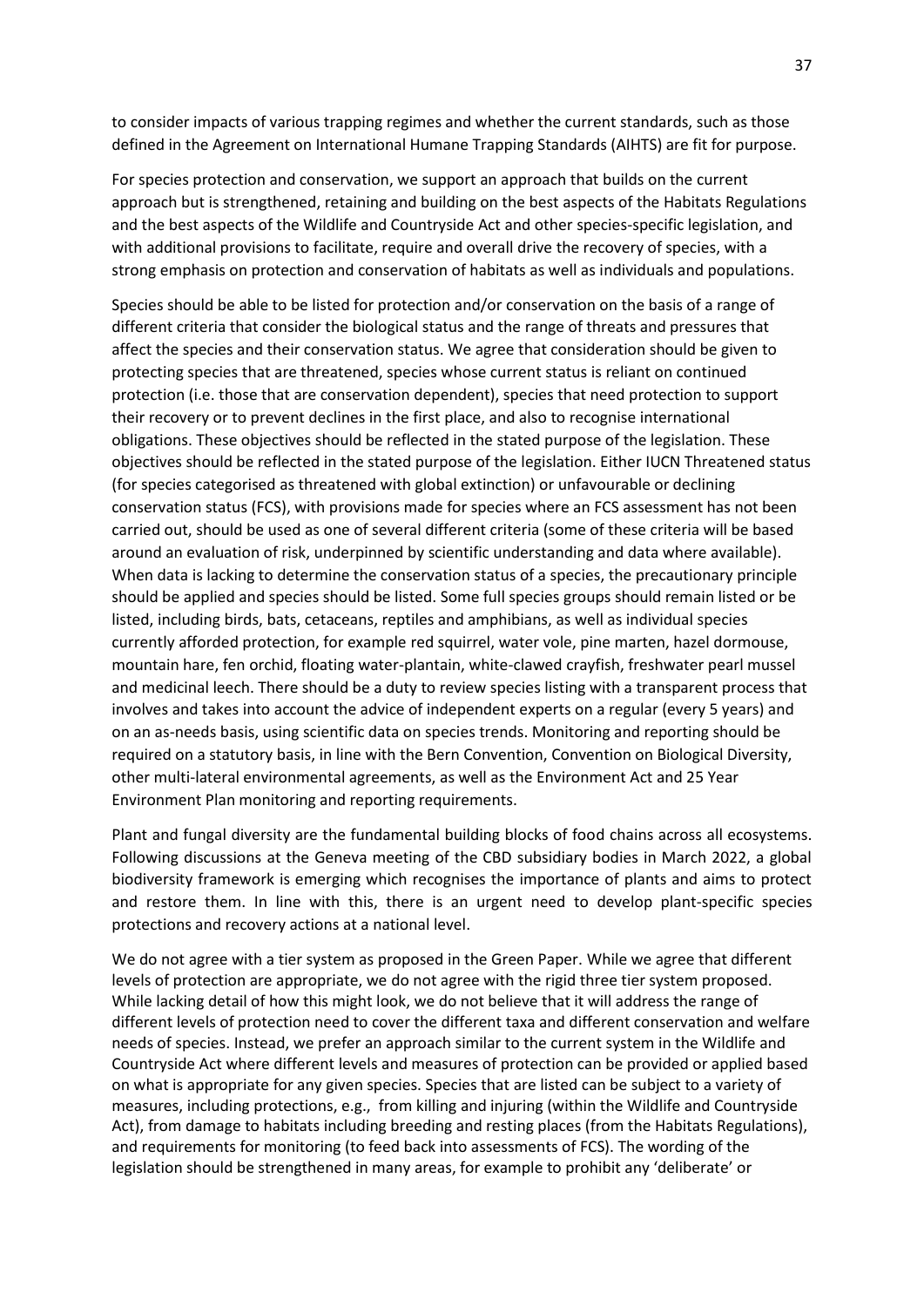to consider impacts of various trapping regimes and whether the current standards, such as those defined in the Agreement on International Humane Trapping Standards (AIHTS) are fit for purpose.

For species protection and conservation, we support an approach that builds on the current approach but is strengthened, retaining and building on the best aspects of the Habitats Regulations and the best aspects of the Wildlife and Countryside Act and other species-specific legislation, and with additional provisions to facilitate, require and overall drive the recovery of species, with a strong emphasis on protection and conservation of habitats as well as individuals and populations.

Species should be able to be listed for protection and/or conservation on the basis of a range of different criteria that consider the biological status and the range of threats and pressures that affect the species and their conservation status. We agree that consideration should be given to protecting species that are threatened, species whose current status is reliant on continued protection (i.e. those that are conservation dependent), species that need protection to support their recovery or to prevent declines in the first place, and also to recognise international obligations. These objectives should be reflected in the stated purpose of the legislation. These objectives should be reflected in the stated purpose of the legislation. Either IUCN Threatened status (for species categorised as threatened with global extinction) or unfavourable or declining conservation status (FCS), with provisions made for species where an FCS assessment has not been carried out, should be used as one of several different criteria (some of these criteria will be based around an evaluation of risk, underpinned by scientific understanding and data where available). When data is lacking to determine the conservation status of a species, the precautionary principle should be applied and species should be listed. Some full species groups should remain listed or be listed, including birds, bats, cetaceans, reptiles and amphibians, as well as individual species currently afforded protection, for example red squirrel, water vole, pine marten, hazel dormouse, mountain hare, fen orchid, floating water-plantain, white-clawed crayfish, freshwater pearl mussel and medicinal leech. There should be a duty to review species listing with a transparent process that involves and takes into account the advice of independent experts on a regular (every 5 years) and on an as-needs basis, using scientific data on species trends. Monitoring and reporting should be required on a statutory basis, in line with the Bern Convention, Convention on Biological Diversity, other multi-lateral environmental agreements, as well as the Environment Act and 25 Year Environment Plan monitoring and reporting requirements.

Plant and fungal diversity are the fundamental building blocks of food chains across all ecosystems. Following discussions at the Geneva meeting of the CBD subsidiary bodies in March 2022, a global biodiversity framework is emerging which recognises the importance of plants and aims to protect and restore them. In line with this, there is an urgent need to develop plant-specific species protections and recovery actions at a national level.

We do not agree with a tier system as proposed in the Green Paper. While we agree that different levels of protection are appropriate, we do not agree with the rigid three tier system proposed. While lacking detail of how this might look, we do not believe that it will address the range of different levels of protection need to cover the different taxa and different conservation and welfare needs of species. Instead, we prefer an approach similar to the current system in the Wildlife and Countryside Act where different levels and measures of protection can be provided or applied based on what is appropriate for any given species. Species that are listed can be subject to a variety of measures, including protections, e.g., from killing and injuring (within the Wildlife and Countryside Act), from damage to habitats including breeding and resting places (from the Habitats Regulations), and requirements for monitoring (to feed back into assessments of FCS). The wording of the legislation should be strengthened in many areas, for example to prohibit any 'deliberate' or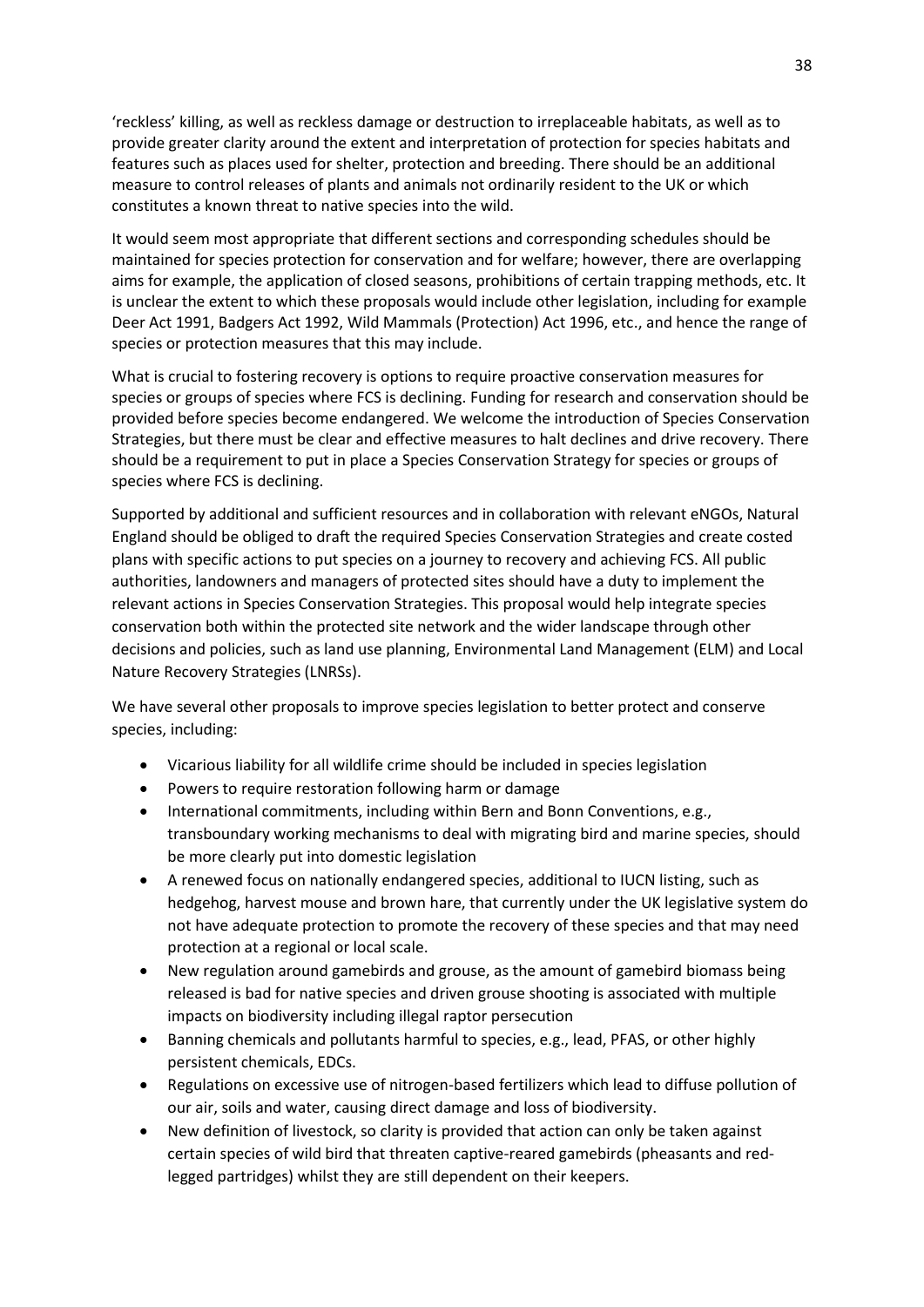'reckless' killing, as well as reckless damage or destruction to irreplaceable habitats, as well as to provide greater clarity around the extent and interpretation of protection for species habitats and features such as places used for shelter, protection and breeding. There should be an additional measure to control releases of plants and animals not ordinarily resident to the UK or which constitutes a known threat to native species into the wild.

It would seem most appropriate that different sections and corresponding schedules should be maintained for species protection for conservation and for welfare; however, there are overlapping aims for example, the application of closed seasons, prohibitions of certain trapping methods, etc. It is unclear the extent to which these proposals would include other legislation, including for example Deer Act 1991, Badgers Act 1992, Wild Mammals (Protection) Act 1996, etc., and hence the range of species or protection measures that this may include.

What is crucial to fostering recovery is options to require proactive conservation measures for species or groups of species where FCS is declining. Funding for research and conservation should be provided before species become endangered. We welcome the introduction of Species Conservation Strategies, but there must be clear and effective measures to halt declines and drive recovery. There should be a requirement to put in place a Species Conservation Strategy for species or groups of species where FCS is declining.

Supported by additional and sufficient resources and in collaboration with relevant eNGOs, Natural England should be obliged to draft the required Species Conservation Strategies and create costed plans with specific actions to put species on a journey to recovery and achieving FCS. All public authorities, landowners and managers of protected sites should have a duty to implement the relevant actions in Species Conservation Strategies. This proposal would help integrate species conservation both within the protected site network and the wider landscape through other decisions and policies, such as land use planning, Environmental Land Management (ELM) and Local Nature Recovery Strategies (LNRSs).

We have several other proposals to improve species legislation to better protect and conserve species, including:

- Vicarious liability for all wildlife crime should be included in species legislation
- Powers to require restoration following harm or damage
- International commitments, including within Bern and Bonn Conventions, e.g., transboundary working mechanisms to deal with migrating bird and marine species, should be more clearly put into domestic legislation
- A renewed focus on nationally endangered species, additional to IUCN listing, such as hedgehog, harvest mouse and brown hare, that currently under the UK legislative system do not have adequate protection to promote the recovery of these species and that may need protection at a regional or local scale.
- New regulation around gamebirds and grouse, as the amount of gamebird biomass being released is bad for native species and driven grouse shooting is associated with multiple impacts on biodiversity including illegal raptor persecution
- Banning chemicals and pollutants harmful to species, e.g., lead, PFAS, or other highly persistent chemicals, EDCs.
- Regulations on excessive use of nitrogen-based fertilizers which lead to diffuse pollution of our air, soils and water, causing direct damage and loss of biodiversity.
- New definition of livestock, so clarity is provided that action can only be taken against certain species of wild bird that threaten captive-reared gamebirds (pheasants and red-legged partridges) whilst they are still dependent on their keepers.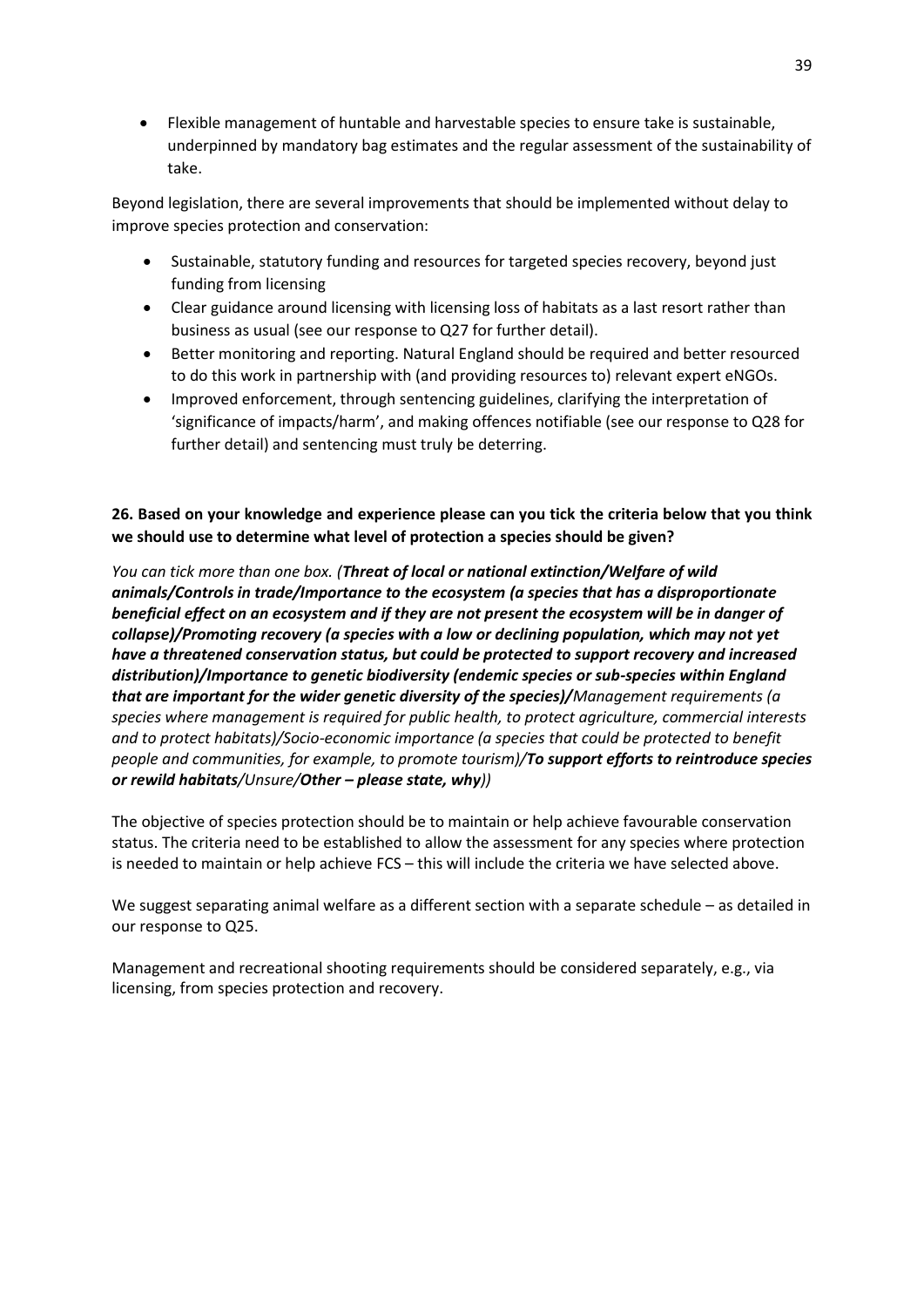- Flexible management of huntable and harvestable species to ensure take is sustainable, underpinned by mandatory bag estimates and the regular assessment of the sustainability of take.

Beyond legislation, there are several improvements that should be implemented without delay to improve species protection and conservation:

- Sustainable, statutory funding and resources for targeted species recovery, beyond just funding from licensing
- Clear guidance around licensing with licensing loss of habitats as a last resort rather than business as usual (see our response to Q27 for further detail).
- Better monitoring and reporting. Natural England should be required and better resourced to do this work in partnership with (and providing resources to) relevant expert eNGOs.
- Improved enforcement, through sentencing guidelines, clarifying the interpretation of 'significance of impacts/harm', and making offences notifiable (see our response to Q28 for further detail) and sentencing must truly be deterring.

**26. Based on your knowledge and experience please can you tick the criteria below that you think we should use to determine what level of protection a species should be given?**

*You can tick more than one box. (**Threat of local or national extinction/Welfare of wild animals/Controls in trade/Importance to the ecosystem (a species that has a disproportionate beneficial effect on an ecosystem and if they are not present the ecosystem will be in danger of collapse)/Promoting recovery (a species with a low or declining population, which may not yet have a threatened conservation status, but could be protected to support recovery and increased distribution)/Importance to genetic biodiversity (endemic species or sub-species within England that are important for the wider genetic diversity of the species)/**Management requirements (a species where management is required for public health, to protect agriculture, commercial interests and to protect habitats)/Socio-economic importance (a species that could be protected to benefit people and communities, for example, to promote tourism)/**To support efforts to reintroduce species or rewild habitats**/Unsure/**Other – please state, why**))*

The objective of species protection should be to maintain or help achieve favourable conservation status. The criteria need to be established to allow the assessment for any species where protection is needed to maintain or help achieve FCS – this will include the criteria we have selected above.

We suggest separating animal welfare as a different section with a separate schedule – as detailed in our response to Q25.

Management and recreational shooting requirements should be considered separately, e.g., via licensing, from species protection and recovery.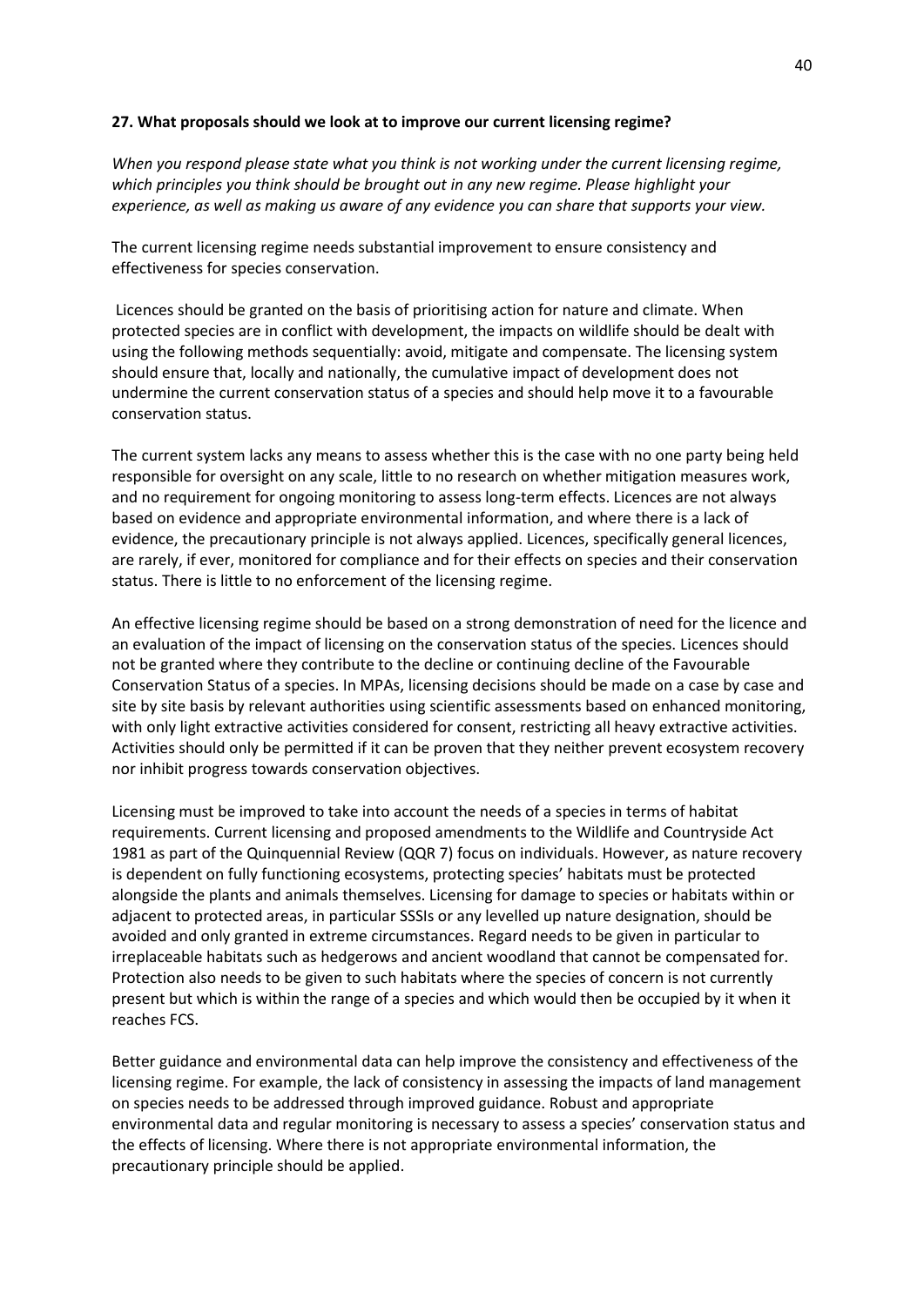**27. What proposals should we look at to improve our current licensing regime?**

*When you respond please state what you think is not working under the current licensing regime, which principles you think should be brought out in any new regime. Please highlight your experience, as well as making us aware of any evidence you can share that supports your view.*

The current licensing regime needs substantial improvement to ensure consistency and effectiveness for species conservation.

Licences should be granted on the basis of prioritising action for nature and climate. When protected species are in conflict with development, the impacts on wildlife should be dealt with using the following methods sequentially: avoid, mitigate and compensate. The licensing system should ensure that, locally and nationally, the cumulative impact of development does not undermine the current conservation status of a species and should help move it to a favourable conservation status.

The current system lacks any means to assess whether this is the case with no one party being held responsible for oversight on any scale, little to no research on whether mitigation measures work, and no requirement for ongoing monitoring to assess long-term effects. Licences are not always based on evidence and appropriate environmental information, and where there is a lack of evidence, the precautionary principle is not always applied. Licences, specifically general licences, are rarely, if ever, monitored for compliance and for their effects on species and their conservation status. There is little to no enforcement of the licensing regime.

An effective licensing regime should be based on a strong demonstration of need for the licence and an evaluation of the impact of licensing on the conservation status of the species. Licences should not be granted where they contribute to the decline or continuing decline of the Favourable Conservation Status of a species. In MPAs, licensing decisions should be made on a case by case and site by site basis by relevant authorities using scientific assessments based on enhanced monitoring, with only light extractive activities considered for consent, restricting all heavy extractive activities. Activities should only be permitted if it can be proven that they neither prevent ecosystem recovery nor inhibit progress towards conservation objectives.

Licensing must be improved to take into account the needs of a species in terms of habitat requirements. Current licensing and proposed amendments to the Wildlife and Countryside Act 1981 as part of the Quinquennial Review (QQR 7) focus on individuals. However, as nature recovery is dependent on fully functioning ecosystems, protecting species' habitats must be protected alongside the plants and animals themselves. Licensing for damage to species or habitats within or adjacent to protected areas, in particular SSSIs or any levelled up nature designation, should be avoided and only granted in extreme circumstances. Regard needs to be given in particular to irreplaceable habitats such as hedgerows and ancient woodland that cannot be compensated for. Protection also needs to be given to such habitats where the species of concern is not currently present but which is within the range of a species and which would then be occupied by it when it reaches FCS.

Better guidance and environmental data can help improve the consistency and effectiveness of the licensing regime. For example, the lack of consistency in assessing the impacts of land management on species needs to be addressed through improved guidance. Robust and appropriate environmental data and regular monitoring is necessary to assess a species' conservation status and the effects of licensing. Where there is not appropriate environmental information, the precautionary principle should be applied.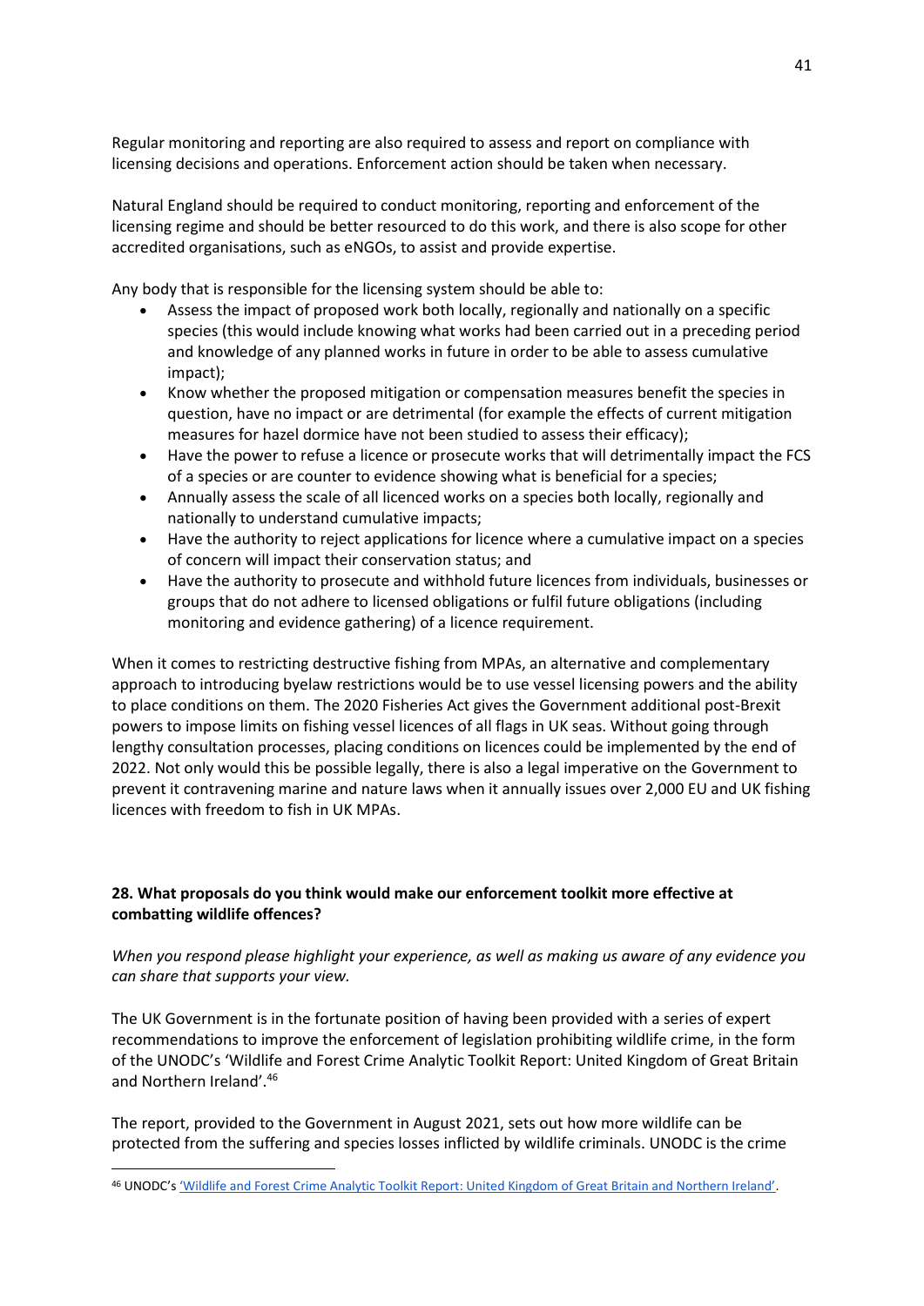Regular monitoring and reporting are also required to assess and report on compliance with licensing decisions and operations. Enforcement action should be taken when necessary.

Natural England should be required to conduct monitoring, reporting and enforcement of the licensing regime and should be better resourced to do this work, and there is also scope for other accredited organisations, such as eNGOs, to assist and provide expertise.

Any body that is responsible for the licensing system should be able to:

- Assess the impact of proposed work both locally, regionally and nationally on a specific species (this would include knowing what works had been carried out in a preceding period and knowledge of any planned works in future in order to be able to assess cumulative impact);
- Know whether the proposed mitigation or compensation measures benefit the species in question, have no impact or are detrimental (for example the effects of current mitigation measures for hazel dormice have not been studied to assess their efficacy);
- Have the power to refuse a licence or prosecute works that will detrimentally impact the FCS of a species or are counter to evidence showing what is beneficial for a species;
- Annually assess the scale of all licenced works on a species both locally, regionally and nationally to understand cumulative impacts;
- Have the authority to reject applications for licence where a cumulative impact on a species of concern will impact their conservation status; and
- Have the authority to prosecute and withhold future licences from individuals, businesses or groups that do not adhere to licensed obligations or fulfil future obligations (including monitoring and evidence gathering) of a licence requirement.

When it comes to restricting destructive fishing from MPAs, an alternative and complementary approach to introducing byelaw restrictions would be to use vessel licensing powers and the ability to place conditions on them. The 2020 Fisheries Act gives the Government additional post-Brexit powers to impose limits on fishing vessel licences of all flags in UK seas. Without going through lengthy consultation processes, placing conditions on licences could be implemented by the end of 2022. Not only would this be possible legally, there is also a legal imperative on the Government to prevent it contravening marine and nature laws when it annually issues over 2,000 EU and UK fishing licences with freedom to fish in UK MPAs.

**28. What proposals do you think would make our enforcement toolkit more effective at combatting wildlife offences?**

*When you respond please highlight your experience, as well as making us aware of any evidence you can share that supports your view.*

The UK Government is in the fortunate position of having been provided with a series of expert recommendations to improve the enforcement of legislation prohibiting wildlife crime, in the form of the UNODC's 'Wildlife and Forest Crime Analytic Toolkit Report: United Kingdom of Great Britain and Northern Ireland'.[46]

The report, provided to the Government in August 2021, sets out how more wildlife can be protected from the suffering and species losses inflicted by wildlife criminals. UNODC is the crime

[46] UNODC's 'Wildlife and Forest Crime Analytic Toolkit Report: United Kingdom of Great Britain and Northern Ireland'.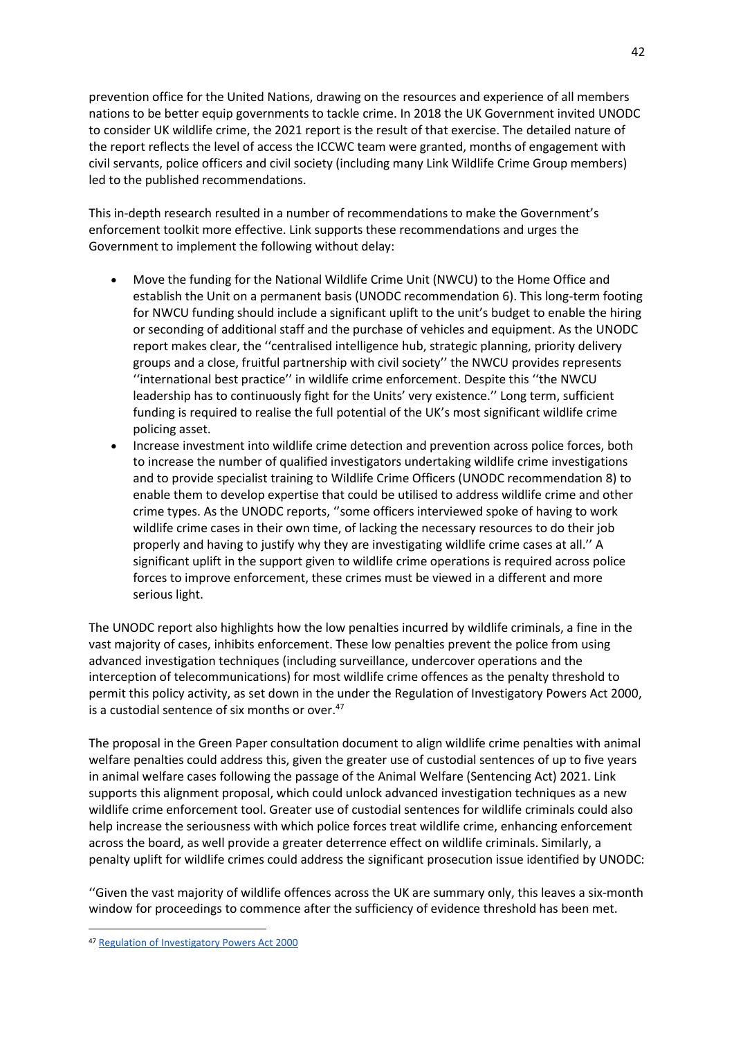prevention office for the United Nations, drawing on the resources and experience of all members nations to be better equip governments to tackle crime. In 2018 the UK Government invited UNODC to consider UK wildlife crime, the 2021 report is the result of that exercise. The detailed nature of the report reflects the level of access the ICCWC team were granted, months of engagement with civil servants, police officers and civil society (including many Link Wildlife Crime Group members) led to the published recommendations.

This in-depth research resulted in a number of recommendations to make the Government's enforcement toolkit more effective. Link supports these recommendations and urges the Government to implement the following without delay:

- Move the funding for the National Wildlife Crime Unit (NWCU) to the Home Office and establish the Unit on a permanent basis (UNODC recommendation 6). This long-term footing for NWCU funding should include a significant uplift to the unit's budget to enable the hiring or seconding of additional staff and the purchase of vehicles and equipment. As the UNODC report makes clear, the ''centralised intelligence hub, strategic planning, priority delivery groups and a close, fruitful partnership with civil society'' the NWCU provides represents ''international best practice'' in wildlife crime enforcement. Despite this ''the NWCU leadership has to continuously fight for the Units' very existence.'' Long term, sufficient funding is required to realise the full potential of the UK's most significant wildlife crime policing asset.
- Increase investment into wildlife crime detection and prevention across police forces, both to increase the number of qualified investigators undertaking wildlife crime investigations and to provide specialist training to Wildlife Crime Officers (UNODC recommendation 8) to enable them to develop expertise that could be utilised to address wildlife crime and other crime types. As the UNODC reports, ''some officers interviewed spoke of having to work wildlife crime cases in their own time, of lacking the necessary resources to do their job properly and having to justify why they are investigating wildlife crime cases at all.'' A significant uplift in the support given to wildlife crime operations is required across police forces to improve enforcement, these crimes must be viewed in a different and more serious light.

The UNODC report also highlights how the low penalties incurred by wildlife criminals, a fine in the vast majority of cases, inhibits enforcement. These low penalties prevent the police from using advanced investigation techniques (including surveillance, undercover operations and the interception of telecommunications) for most wildlife crime offences as the penalty threshold to permit this policy activity, as set down in the under the Regulation of Investigatory Powers Act 2000, is a custodial sentence of six months or over.[47]

The proposal in the Green Paper consultation document to align wildlife crime penalties with animal welfare penalties could address this, given the greater use of custodial sentences of up to five years in animal welfare cases following the passage of the Animal Welfare (Sentencing Act) 2021. Link supports this alignment proposal, which could unlock advanced investigation techniques as a new wildlife crime enforcement tool. Greater use of custodial sentences for wildlife criminals could also help increase the seriousness with which police forces treat wildlife crime, enhancing enforcement across the board, as well provide a greater deterrence effect on wildlife criminals. Similarly, a penalty uplift for wildlife crimes could address the significant prosecution issue identified by UNODC:

''Given the vast majority of wildlife offences across the UK are summary only, this leaves a six-month window for proceedings to commence after the sufficiency of evidence threshold has been met.

[47] Regulation of Investigatory Powers Act 2000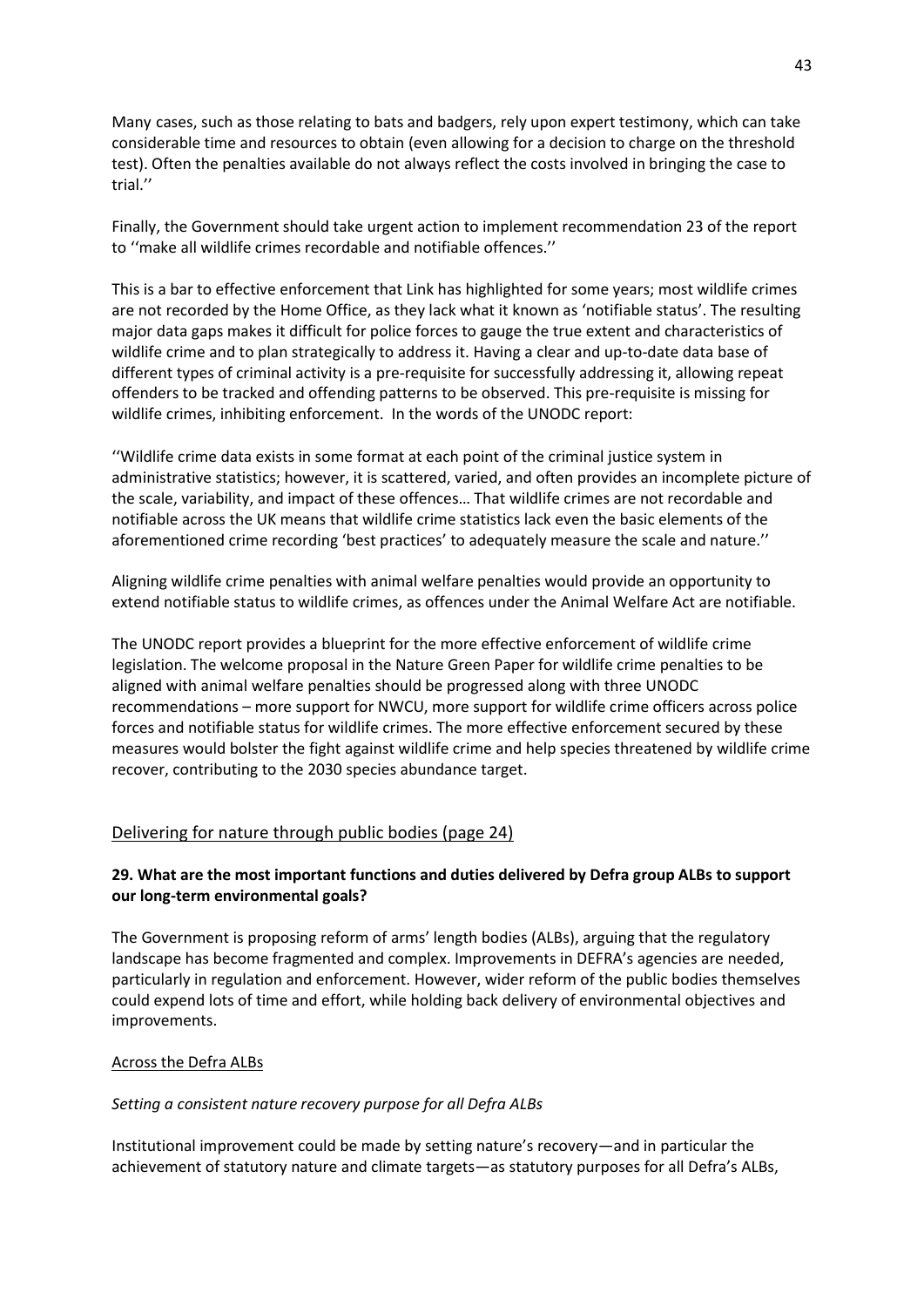Many cases, such as those relating to bats and badgers, rely upon expert testimony, which can take considerable time and resources to obtain (even allowing for a decision to charge on the threshold test). Often the penalties available do not always reflect the costs involved in bringing the case to trial.''

Finally, the Government should take urgent action to implement recommendation 23 of the report to ''make all wildlife crimes recordable and notifiable offences.''

This is a bar to effective enforcement that Link has highlighted for some years; most wildlife crimes are not recorded by the Home Office, as they lack what it known as 'notifiable status'. The resulting major data gaps makes it difficult for police forces to gauge the true extent and characteristics of wildlife crime and to plan strategically to address it. Having a clear and up-to-date data base of different types of criminal activity is a pre-requisite for successfully addressing it, allowing repeat offenders to be tracked and offending patterns to be observed. This pre-requisite is missing for wildlife crimes, inhibiting enforcement. In the words of the UNODC report:

''Wildlife crime data exists in some format at each point of the criminal justice system in administrative statistics; however, it is scattered, varied, and often provides an incomplete picture of the scale, variability, and impact of these offences… That wildlife crimes are not recordable and notifiable across the UK means that wildlife crime statistics lack even the basic elements of the aforementioned crime recording 'best practices' to adequately measure the scale and nature.''

Aligning wildlife crime penalties with animal welfare penalties would provide an opportunity to extend notifiable status to wildlife crimes, as offences under the Animal Welfare Act are notifiable.

The UNODC report provides a blueprint for the more effective enforcement of wildlife crime legislation. The welcome proposal in the Nature Green Paper for wildlife crime penalties to be aligned with animal welfare penalties should be progressed along with three UNODC recommendations – more support for NWCU, more support for wildlife crime officers across police forces and notifiable status for wildlife crimes. The more effective enforcement secured by these measures would bolster the fight against wildlife crime and help species threatened by wildlife crime recover, contributing to the 2030 species abundance target.

## Delivering for nature through public bodies (page 24)

**29. What are the most important functions and duties delivered by Defra group ALBs to support our long-term environmental goals?**

The Government is proposing reform of arms' length bodies (ALBs), arguing that the regulatory landscape has become fragmented and complex. Improvements in DEFRA's agencies are needed, particularly in regulation and enforcement. However, wider reform of the public bodies themselves could expend lots of time and effort, while holding back delivery of environmental objectives and improvements.

### Across the Defra ALBs

*Setting a consistent nature recovery purpose for all Defra ALBs*

Institutional improvement could be made by setting nature's recovery—and in particular the achievement of statutory nature and climate targets—as statutory purposes for all Defra's ALBs,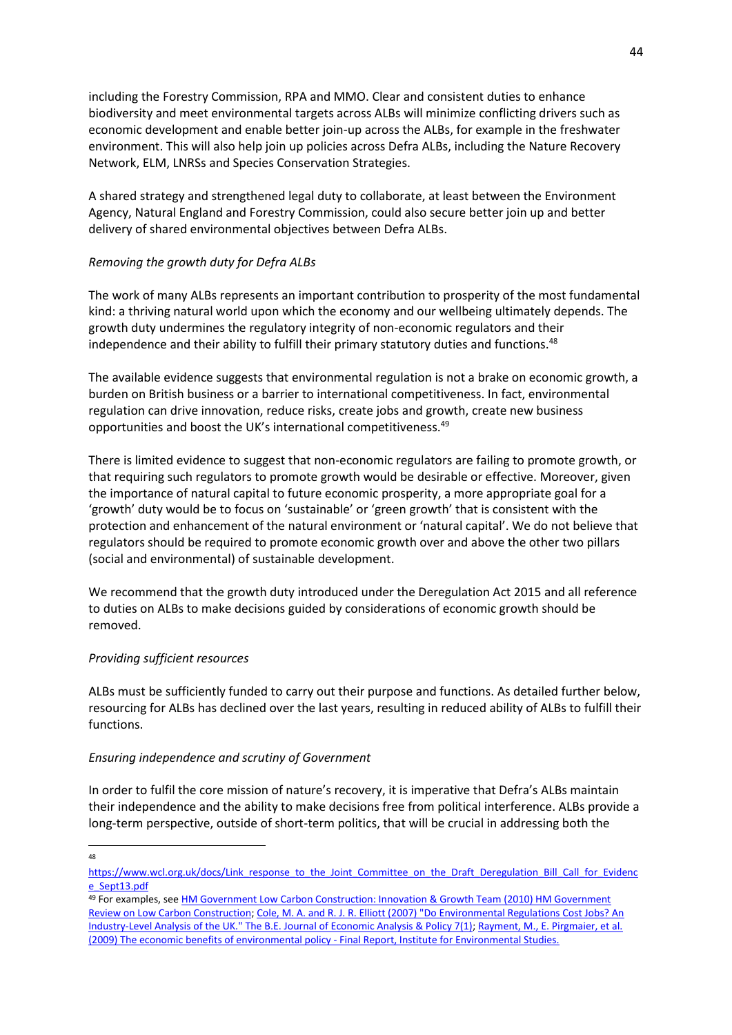including the Forestry Commission, RPA and MMO. Clear and consistent duties to enhance biodiversity and meet environmental targets across ALBs will minimize conflicting drivers such as economic development and enable better join-up across the ALBs, for example in the freshwater environment. This will also help join up policies across Defra ALBs, including the Nature Recovery Network, ELM, LNRSs and Species Conservation Strategies.

A shared strategy and strengthened legal duty to collaborate, at least between the Environment Agency, Natural England and Forestry Commission, could also secure better join up and better delivery of shared environmental objectives between Defra ALBs.

*Removing the growth duty for Defra ALBs*

The work of many ALBs represents an important contribution to prosperity of the most fundamental kind: a thriving natural world upon which the economy and our wellbeing ultimately depends. The growth duty undermines the regulatory integrity of non-economic regulators and their independence and their ability to fulfill their primary statutory duties and functions.[48]

The available evidence suggests that environmental regulation is not a brake on economic growth, a burden on British business or a barrier to international competitiveness. In fact, environmental regulation can drive innovation, reduce risks, create jobs and growth, create new business opportunities and boost the UK's international competitiveness.[49]

There is limited evidence to suggest that non-economic regulators are failing to promote growth, or that requiring such regulators to promote growth would be desirable or effective. Moreover, given the importance of natural capital to future economic prosperity, a more appropriate goal for a 'growth' duty would be to focus on 'sustainable' or 'green growth' that is consistent with the protection and enhancement of the natural environment or 'natural capital'. We do not believe that regulators should be required to promote economic growth over and above the other two pillars (social and environmental) of sustainable development.

We recommend that the growth duty introduced under the Deregulation Act 2015 and all reference to duties on ALBs to make decisions guided by considerations of economic growth should be removed.

*Providing sufficient resources*

ALBs must be sufficiently funded to carry out their purpose and functions. As detailed further below, resourcing for ALBs has declined over the last years, resulting in reduced ability of ALBs to fulfill their functions.

*Ensuring independence and scrutiny of Government*

In order to fulfil the core mission of nature's recovery, it is imperative that Defra's ALBs maintain their independence and the ability to make decisions free from political interference. ALBs provide a long-term perspective, outside of short-term politics, that will be crucial in addressing both the

---

[48] https://www.wcl.org.uk/docs/Link_response_to_the_Joint_Committee_on_the_Draft_Deregulation_Bill_Call_for_Evidence_Sept13.pdf

[49] For examples, see HM Government Low Carbon Construction: Innovation & Growth Team (2010) HM Government Review on Low Carbon Construction; Cole, M. A. and R. J. R. Elliott (2007) "Do Environmental Regulations Cost Jobs? An Industry-Level Analysis of the UK." The B.E. Journal of Economic Analysis & Policy 7(1); Rayment, M., E. Pirgmaier, et al. (2009) The economic benefits of environmental policy - Final Report, Institute for Environmental Studies.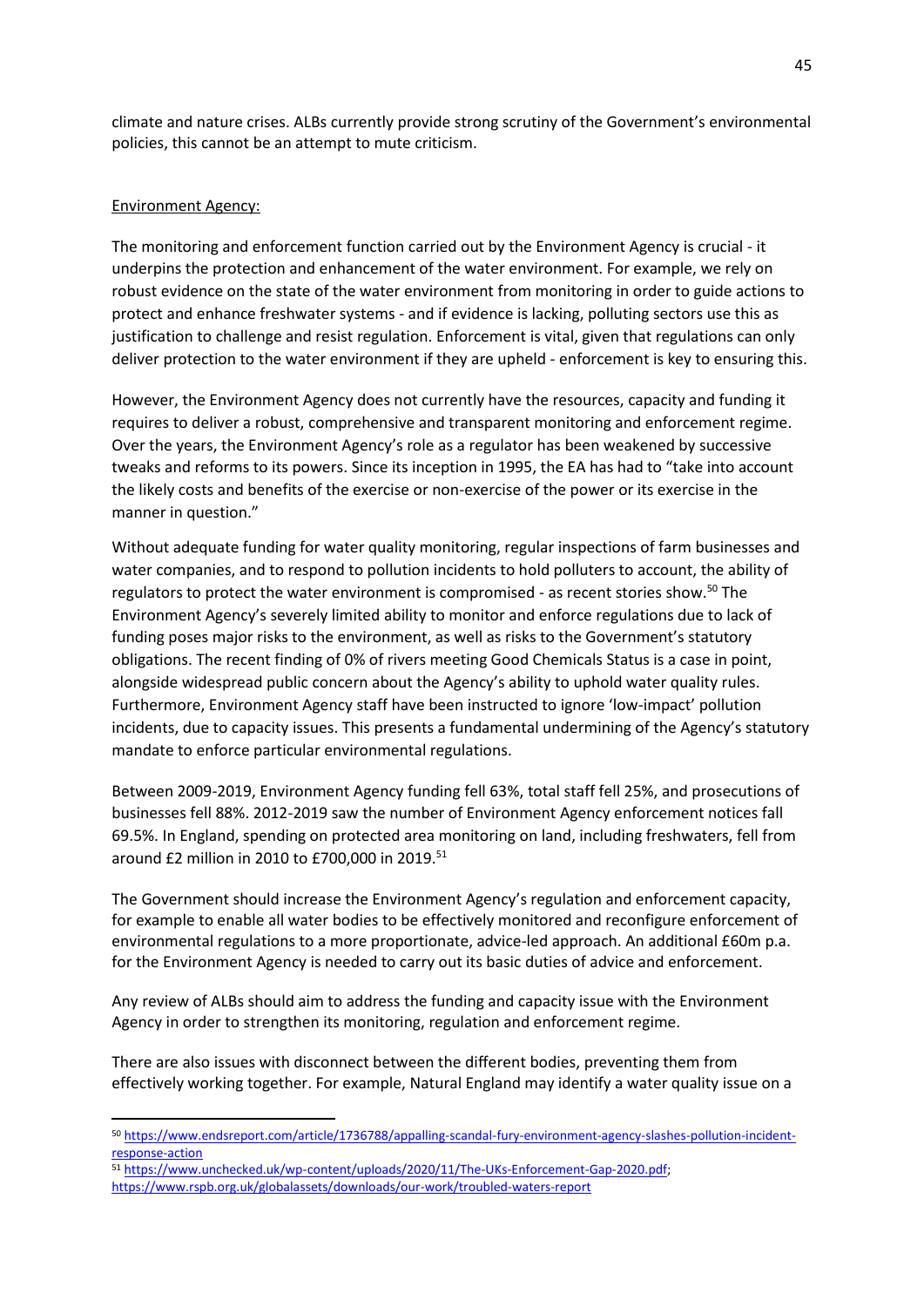climate and nature crises. ALBs currently provide strong scrutiny of the Government's environmental policies, this cannot be an attempt to mute criticism.

Environment Agency:

The monitoring and enforcement function carried out by the Environment Agency is crucial - it underpins the protection and enhancement of the water environment. For example, we rely on robust evidence on the state of the water environment from monitoring in order to guide actions to protect and enhance freshwater systems - and if evidence is lacking, polluting sectors use this as justification to challenge and resist regulation. Enforcement is vital, given that regulations can only deliver protection to the water environment if they are upheld - enforcement is key to ensuring this.

However, the Environment Agency does not currently have the resources, capacity and funding it requires to deliver a robust, comprehensive and transparent monitoring and enforcement regime. Over the years, the Environment Agency's role as a regulator has been weakened by successive tweaks and reforms to its powers. Since its inception in 1995, the EA has had to "take into account the likely costs and benefits of the exercise or non-exercise of the power or its exercise in the manner in question."

Without adequate funding for water quality monitoring, regular inspections of farm businesses and water companies, and to respond to pollution incidents to hold polluters to account, the ability of regulators to protect the water environment is compromised - as recent stories show.[50] The Environment Agency's severely limited ability to monitor and enforce regulations due to lack of funding poses major risks to the environment, as well as risks to the Government's statutory obligations. The recent finding of 0% of rivers meeting Good Chemicals Status is a case in point, alongside widespread public concern about the Agency's ability to uphold water quality rules. Furthermore, Environment Agency staff have been instructed to ignore 'low-impact' pollution incidents, due to capacity issues. This presents a fundamental undermining of the Agency's statutory mandate to enforce particular environmental regulations.

Between 2009-2019, Environment Agency funding fell 63%, total staff fell 25%, and prosecutions of businesses fell 88%. 2012-2019 saw the number of Environment Agency enforcement notices fall 69.5%. In England, spending on protected area monitoring on land, including freshwaters, fell from around £2 million in 2010 to £700,000 in 2019.[51]

The Government should increase the Environment Agency's regulation and enforcement capacity, for example to enable all water bodies to be effectively monitored and reconfigure enforcement of environmental regulations to a more proportionate, advice-led approach. An additional £60m p.a. for the Environment Agency is needed to carry out its basic duties of advice and enforcement.

Any review of ALBs should aim to address the funding and capacity issue with the Environment Agency in order to strengthen its monitoring, regulation and enforcement regime.

There are also issues with disconnect between the different bodies, preventing them from effectively working together. For example, Natural England may identify a water quality issue on a

---

[50] https://www.endsreport.com/article/1736788/appalling-scandal-fury-environment-agency-slashes-pollution-incident-response-action

[51] https://www.unchecked.uk/wp-content/uploads/2020/11/The-UKs-Enforcement-Gap-2020.pdf; https://www.rspb.org.uk/globalassets/downloads/our-work/troubled-waters-report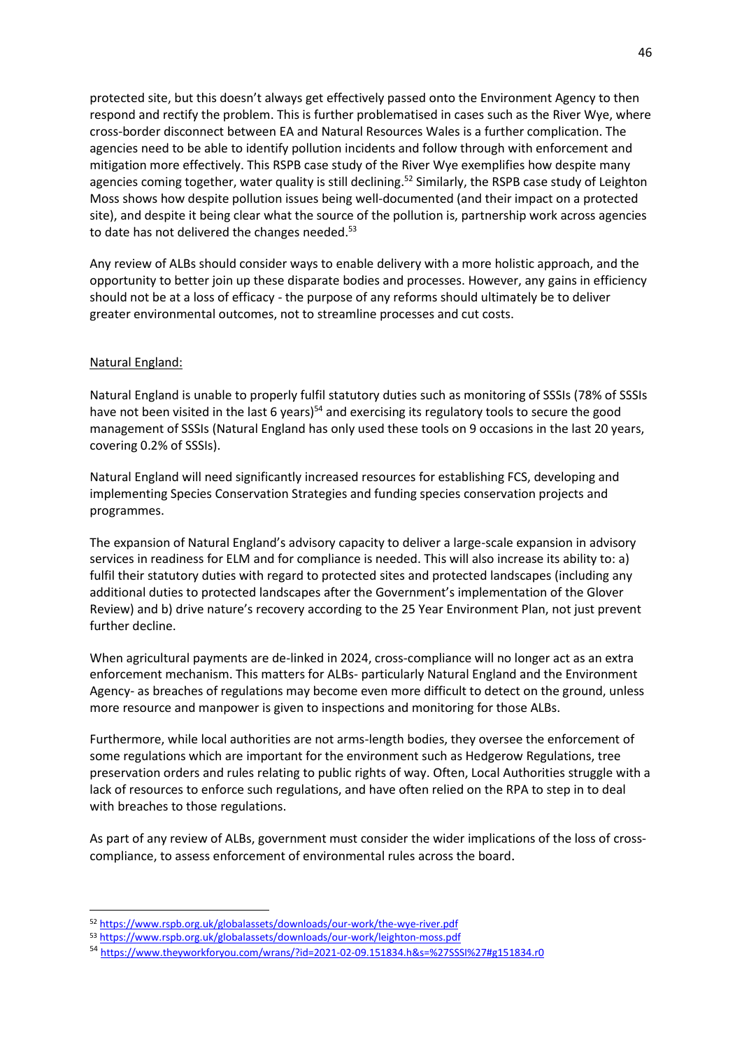protected site, but this doesn't always get effectively passed onto the Environment Agency to then respond and rectify the problem. This is further problematised in cases such as the River Wye, where cross-border disconnect between EA and Natural Resources Wales is a further complication. The agencies need to be able to identify pollution incidents and follow through with enforcement and mitigation more effectively. This RSPB case study of the River Wye exemplifies how despite many agencies coming together, water quality is still declining.[52] Similarly, the RSPB case study of Leighton Moss shows how despite pollution issues being well-documented (and their impact on a protected site), and despite it being clear what the source of the pollution is, partnership work across agencies to date has not delivered the changes needed.[53]

Any review of ALBs should consider ways to enable delivery with a more holistic approach, and the opportunity to better join up these disparate bodies and processes. However, any gains in efficiency should not be at a loss of efficacy - the purpose of any reforms should ultimately be to deliver greater environmental outcomes, not to streamline processes and cut costs.

<u>Natural England:</u>

Natural England is unable to properly fulfil statutory duties such as monitoring of SSSIs (78% of SSSIs have not been visited in the last 6 years)[54] and exercising its regulatory tools to secure the good management of SSSIs (Natural England has only used these tools on 9 occasions in the last 20 years, covering 0.2% of SSSIs).

Natural England will need significantly increased resources for establishing FCS, developing and implementing Species Conservation Strategies and funding species conservation projects and programmes.

The expansion of Natural England's advisory capacity to deliver a large-scale expansion in advisory services in readiness for ELM and for compliance is needed. This will also increase its ability to: a) fulfil their statutory duties with regard to protected sites and protected landscapes (including any additional duties to protected landscapes after the Government's implementation of the Glover Review) and b) drive nature's recovery according to the 25 Year Environment Plan, not just prevent further decline.

When agricultural payments are de-linked in 2024, cross-compliance will no longer act as an extra enforcement mechanism. This matters for ALBs- particularly Natural England and the Environment Agency- as breaches of regulations may become even more difficult to detect on the ground, unless more resource and manpower is given to inspections and monitoring for those ALBs.

Furthermore, while local authorities are not arms-length bodies, they oversee the enforcement of some regulations which are important for the environment such as Hedgerow Regulations, tree preservation orders and rules relating to public rights of way. Often, Local Authorities struggle with a lack of resources to enforce such regulations, and have often relied on the RPA to step in to deal with breaches to those regulations.

As part of any review of ALBs, government must consider the wider implications of the loss of cross-compliance, to assess enforcement of environmental rules across the board.

---

[52] https://www.rspb.org.uk/globalassets/downloads/our-work/the-wye-river.pdf

[53] https://www.rspb.org.uk/globalassets/downloads/our-work/leighton-moss.pdf

[54] https://www.theyworkforyou.com/wrans/?id=2021-02-09.151834.h&s=%27SSSI%27#g151834.r0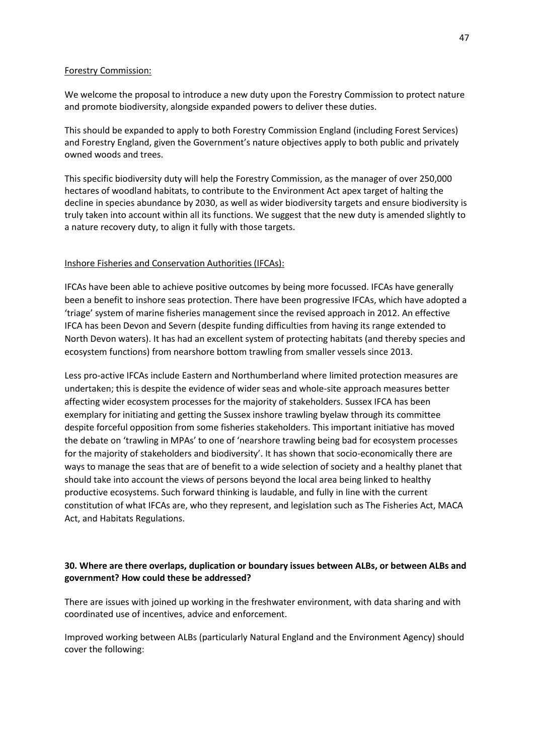<u>Forestry Commission:</u>

We welcome the proposal to introduce a new duty upon the Forestry Commission to protect nature and promote biodiversity, alongside expanded powers to deliver these duties.

This should be expanded to apply to both Forestry Commission England (including Forest Services) and Forestry England, given the Government's nature objectives apply to both public and privately owned woods and trees.

This specific biodiversity duty will help the Forestry Commission, as the manager of over 250,000 hectares of woodland habitats, to contribute to the Environment Act apex target of halting the decline in species abundance by 2030, as well as wider biodiversity targets and ensure biodiversity is truly taken into account within all its functions. We suggest that the new duty is amended slightly to a nature recovery duty, to align it fully with those targets.

<u>Inshore Fisheries and Conservation Authorities (IFCAs):</u>

IFCAs have been able to achieve positive outcomes by being more focussed. IFCAs have generally been a benefit to inshore seas protection. There have been progressive IFCAs, which have adopted a 'triage' system of marine fisheries management since the revised approach in 2012. An effective IFCA has been Devon and Severn (despite funding difficulties from having its range extended to North Devon waters). It has had an excellent system of protecting habitats (and thereby species and ecosystem functions) from nearshore bottom trawling from smaller vessels since 2013.

Less pro-active IFCAs include Eastern and Northumberland where limited protection measures are undertaken; this is despite the evidence of wider seas and whole-site approach measures better affecting wider ecosystem processes for the majority of stakeholders. Sussex IFCA has been exemplary for initiating and getting the Sussex inshore trawling byelaw through its committee despite forceful opposition from some fisheries stakeholders. This important initiative has moved the debate on 'trawling in MPAs' to one of 'nearshore trawling being bad for ecosystem processes for the majority of stakeholders and biodiversity'. It has shown that socio-economically there are ways to manage the seas that are of benefit to a wide selection of society and a healthy planet that should take into account the views of persons beyond the local area being linked to healthy productive ecosystems. Such forward thinking is laudable, and fully in line with the current constitution of what IFCAs are, who they represent, and legislation such as The Fisheries Act, MACA Act, and Habitats Regulations.

**30. Where are there overlaps, duplication or boundary issues between ALBs, or between ALBs and government? How could these be addressed?**

There are issues with joined up working in the freshwater environment, with data sharing and with coordinated use of incentives, advice and enforcement.

Improved working between ALBs (particularly Natural England and the Environment Agency) should cover the following: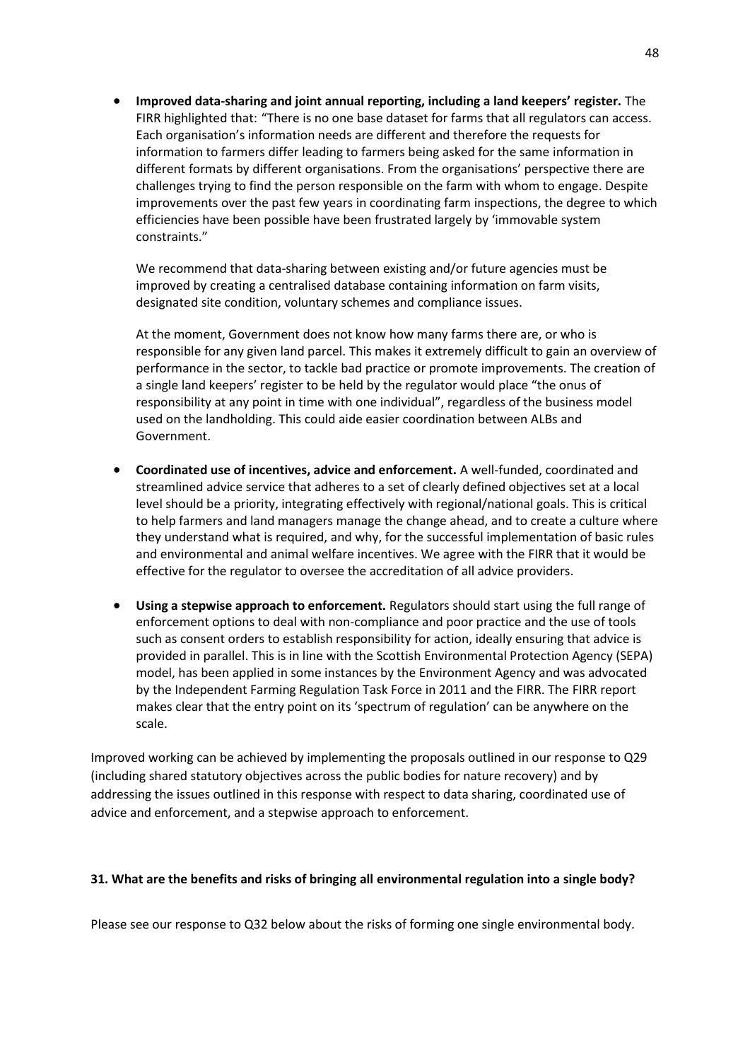- **Improved data-sharing and joint annual reporting, including a land keepers' register.** The FIRR highlighted that: "There is no one base dataset for farms that all regulators can access. Each organisation's information needs are different and therefore the requests for information to farmers differ leading to farmers being asked for the same information in different formats by different organisations. From the organisations' perspective there are challenges trying to find the person responsible on the farm with whom to engage. Despite improvements over the past few years in coordinating farm inspections, the degree to which efficiencies have been possible have been frustrated largely by 'immovable system constraints."

  We recommend that data-sharing between existing and/or future agencies must be improved by creating a centralised database containing information on farm visits, designated site condition, voluntary schemes and compliance issues.

  At the moment, Government does not know how many farms there are, or who is responsible for any given land parcel. This makes it extremely difficult to gain an overview of performance in the sector, to tackle bad practice or promote improvements. The creation of a single land keepers' register to be held by the regulator would place "the onus of responsibility at any point in time with one individual", regardless of the business model used on the landholding. This could aide easier coordination between ALBs and Government.

- **Coordinated use of incentives, advice and enforcement.** A well-funded, coordinated and streamlined advice service that adheres to a set of clearly defined objectives set at a local level should be a priority, integrating effectively with regional/national goals. This is critical to help farmers and land managers manage the change ahead, and to create a culture where they understand what is required, and why, for the successful implementation of basic rules and environmental and animal welfare incentives. We agree with the FIRR that it would be effective for the regulator to oversee the accreditation of all advice providers.

- **Using a stepwise approach to enforcement.** Regulators should start using the full range of enforcement options to deal with non-compliance and poor practice and the use of tools such as consent orders to establish responsibility for action, ideally ensuring that advice is provided in parallel. This is in line with the Scottish Environmental Protection Agency (SEPA) model, has been applied in some instances by the Environment Agency and was advocated by the Independent Farming Regulation Task Force in 2011 and the FIRR. The FIRR report makes clear that the entry point on its 'spectrum of regulation' can be anywhere on the scale.

Improved working can be achieved by implementing the proposals outlined in our response to Q29 (including shared statutory objectives across the public bodies for nature recovery) and by addressing the issues outlined in this response with respect to data sharing, coordinated use of advice and enforcement, and a stepwise approach to enforcement.

**31. What are the benefits and risks of bringing all environmental regulation into a single body?**

Please see our response to Q32 below about the risks of forming one single environmental body.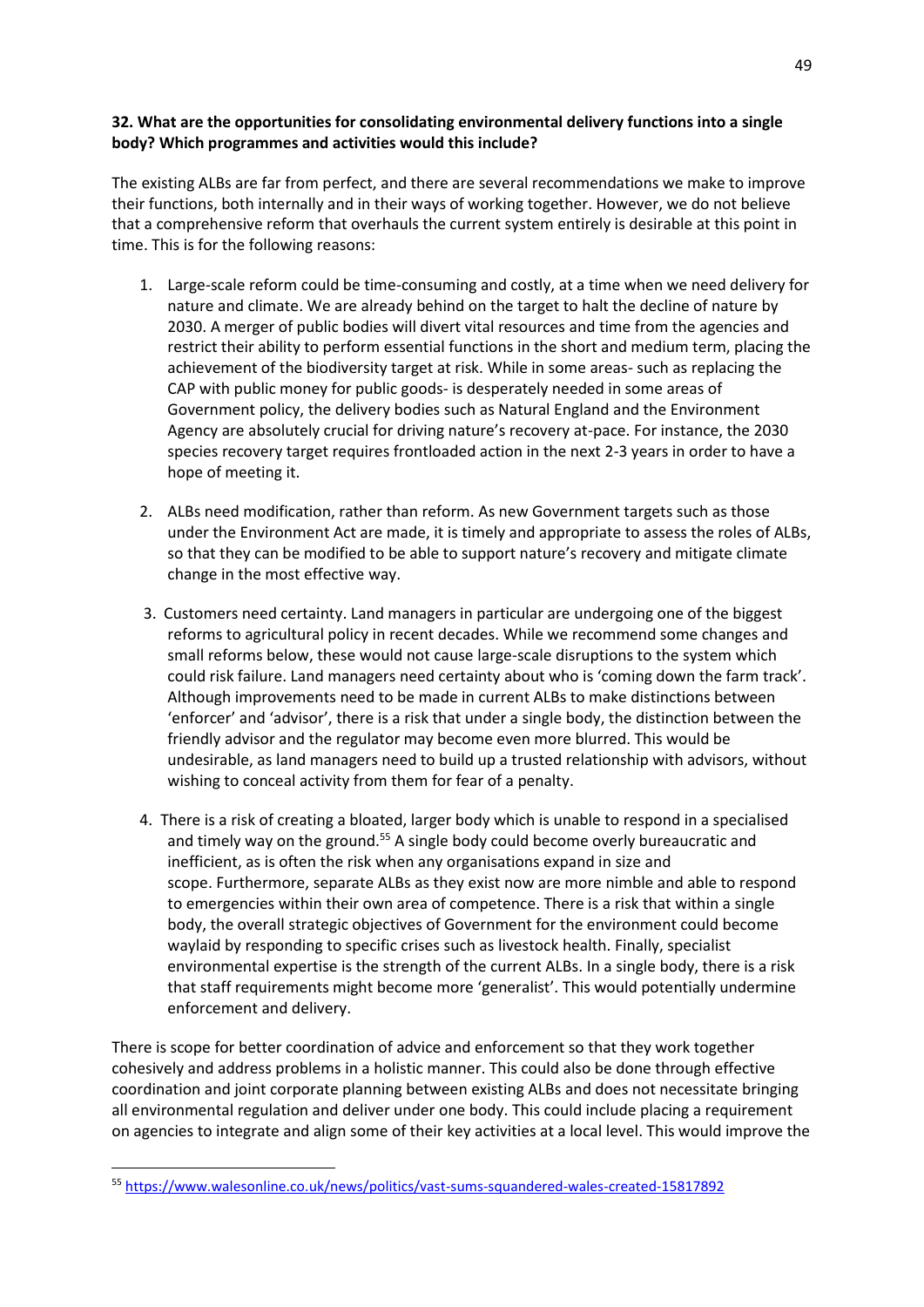**32. What are the opportunities for consolidating environmental delivery functions into a single body? Which programmes and activities would this include?**

The existing ALBs are far from perfect, and there are several recommendations we make to improve their functions, both internally and in their ways of working together. However, we do not believe that a comprehensive reform that overhauls the current system entirely is desirable at this point in time. This is for the following reasons:

1. Large-scale reform could be time-consuming and costly, at a time when we need delivery for nature and climate. We are already behind on the target to halt the decline of nature by 2030. A merger of public bodies will divert vital resources and time from the agencies and restrict their ability to perform essential functions in the short and medium term, placing the achievement of the biodiversity target at risk. While in some areas- such as replacing the CAP with public money for public goods- is desperately needed in some areas of Government policy, the delivery bodies such as Natural England and the Environment Agency are absolutely crucial for driving nature's recovery at-pace. For instance, the 2030 species recovery target requires frontloaded action in the next 2-3 years in order to have a hope of meeting it.

2. ALBs need modification, rather than reform. As new Government targets such as those under the Environment Act are made, it is timely and appropriate to assess the roles of ALBs, so that they can be modified to be able to support nature's recovery and mitigate climate change in the most effective way.

3. Customers need certainty. Land managers in particular are undergoing one of the biggest reforms to agricultural policy in recent decades. While we recommend some changes and small reforms below, these would not cause large-scale disruptions to the system which could risk failure. Land managers need certainty about who is 'coming down the farm track'. Although improvements need to be made in current ALBs to make distinctions between 'enforcer' and 'advisor', there is a risk that under a single body, the distinction between the friendly advisor and the regulator may become even more blurred. This would be undesirable, as land managers need to build up a trusted relationship with advisors, without wishing to conceal activity from them for fear of a penalty.

4. There is a risk of creating a bloated, larger body which is unable to respond in a specialised and timely way on the ground.[55] A single body could become overly bureaucratic and inefficient, as is often the risk when any organisations expand in size and scope. Furthermore, separate ALBs as they exist now are more nimble and able to respond to emergencies within their own area of competence. There is a risk that within a single body, the overall strategic objectives of Government for the environment could become waylaid by responding to specific crises such as livestock health. Finally, specialist environmental expertise is the strength of the current ALBs. In a single body, there is a risk that staff requirements might become more 'generalist'. This would potentially undermine enforcement and delivery.

There is scope for better coordination of advice and enforcement so that they work together cohesively and address problems in a holistic manner. This could also be done through effective coordination and joint corporate planning between existing ALBs and does not necessitate bringing all environmental regulation and deliver under one body. This could include placing a requirement on agencies to integrate and align some of their key activities at a local level. This would improve the

---

[55] https://www.walesonline.co.uk/news/politics/vast-sums-squandered-wales-created-15817892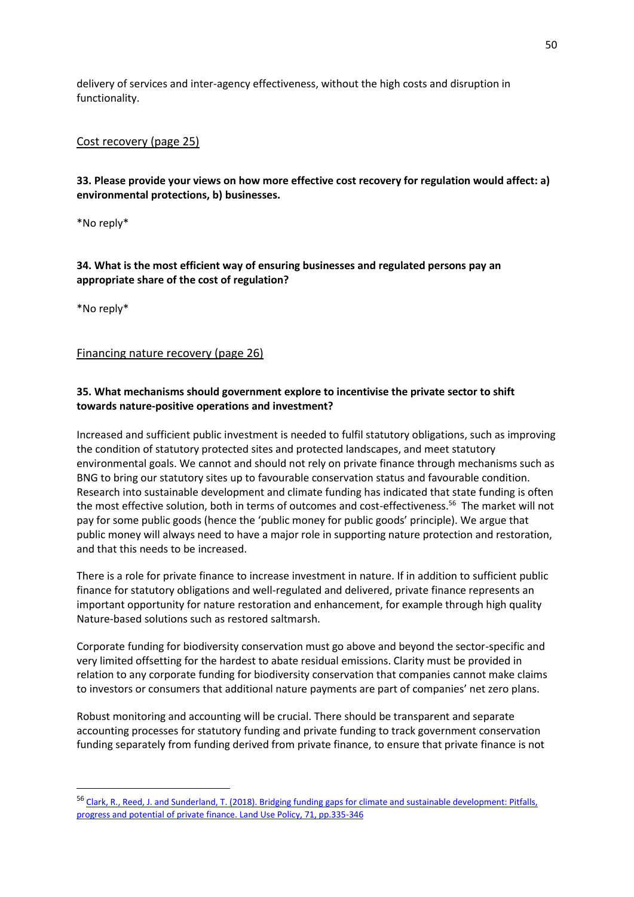delivery of services and inter-agency effectiveness, without the high costs and disruption in functionality.

Cost recovery (page 25)

**33. Please provide your views on how more effective cost recovery for regulation would affect: a) environmental protections, b) businesses.**

*No reply*

**34. What is the most efficient way of ensuring businesses and regulated persons pay an appropriate share of the cost of regulation?**

*No reply*

Financing nature recovery (page 26)

**35. What mechanisms should government explore to incentivise the private sector to shift towards nature-positive operations and investment?**

Increased and sufficient public investment is needed to fulfil statutory obligations, such as improving the condition of statutory protected sites and protected landscapes, and meet statutory environmental goals. We cannot and should not rely on private finance through mechanisms such as BNG to bring our statutory sites up to favourable conservation status and favourable condition. Research into sustainable development and climate funding has indicated that state funding is often the most effective solution, both in terms of outcomes and cost-effectiveness.[56] The market will not pay for some public goods (hence the 'public money for public goods' principle). We argue that public money will always need to have a major role in supporting nature protection and restoration, and that this needs to be increased.

There is a role for private finance to increase investment in nature. If in addition to sufficient public finance for statutory obligations and well-regulated and delivered, private finance represents an important opportunity for nature restoration and enhancement, for example through high quality Nature-based solutions such as restored saltmarsh.

Corporate funding for biodiversity conservation must go above and beyond the sector-specific and very limited offsetting for the hardest to abate residual emissions. Clarity must be provided in relation to any corporate funding for biodiversity conservation that companies cannot make claims to investors or consumers that additional nature payments are part of companies' net zero plans.

Robust monitoring and accounting will be crucial. There should be transparent and separate accounting processes for statutory funding and private funding to track government conservation funding separately from funding derived from private finance, to ensure that private finance is not

[56] Clark, R., Reed, J. and Sunderland, T. (2018). Bridging funding gaps for climate and sustainable development: Pitfalls, progress and potential of private finance. Land Use Policy, 71, pp.335-346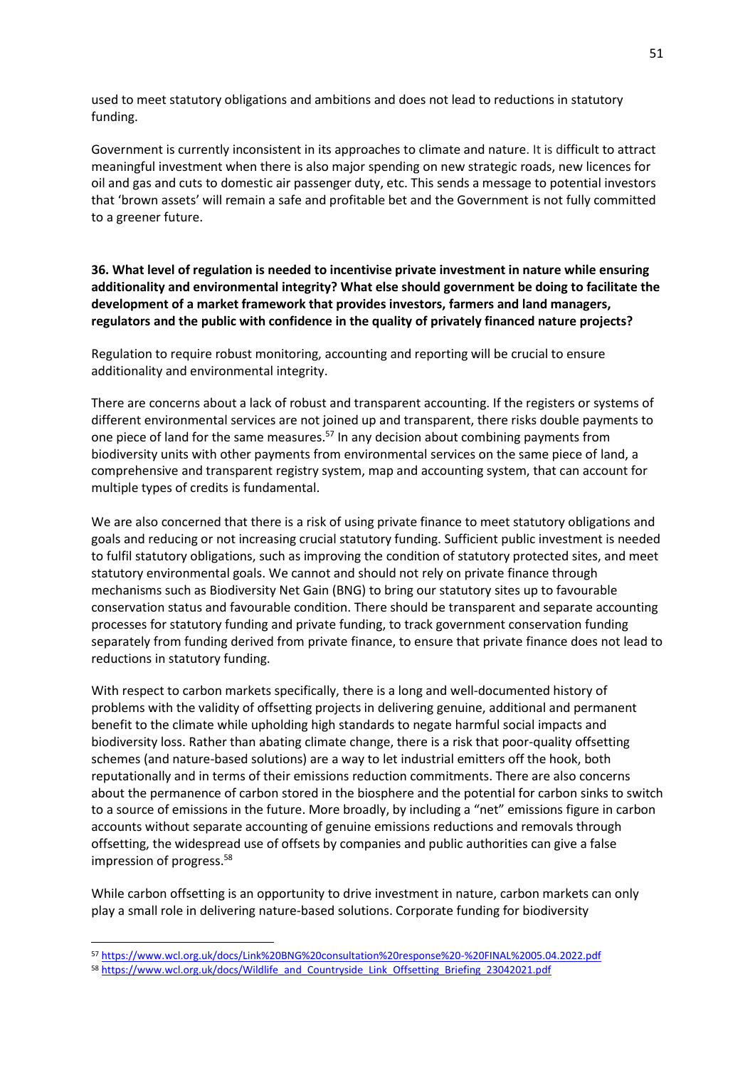used to meet statutory obligations and ambitions and does not lead to reductions in statutory funding.

Government is currently inconsistent in its approaches to climate and nature. It is difficult to attract meaningful investment when there is also major spending on new strategic roads, new licences for oil and gas and cuts to domestic air passenger duty, etc. This sends a message to potential investors that 'brown assets' will remain a safe and profitable bet and the Government is not fully committed to a greener future.

**36. What level of regulation is needed to incentivise private investment in nature while ensuring additionality and environmental integrity? What else should government be doing to facilitate the development of a market framework that provides investors, farmers and land managers, regulators and the public with confidence in the quality of privately financed nature projects?**

Regulation to require robust monitoring, accounting and reporting will be crucial to ensure additionality and environmental integrity.

There are concerns about a lack of robust and transparent accounting. If the registers or systems of different environmental services are not joined up and transparent, there risks double payments to one piece of land for the same measures.[57] In any decision about combining payments from biodiversity units with other payments from environmental services on the same piece of land, a comprehensive and transparent registry system, map and accounting system, that can account for multiple types of credits is fundamental.

We are also concerned that there is a risk of using private finance to meet statutory obligations and goals and reducing or not increasing crucial statutory funding. Sufficient public investment is needed to fulfil statutory obligations, such as improving the condition of statutory protected sites, and meet statutory environmental goals. We cannot and should not rely on private finance through mechanisms such as Biodiversity Net Gain (BNG) to bring our statutory sites up to favourable conservation status and favourable condition. There should be transparent and separate accounting processes for statutory funding and private funding, to track government conservation funding separately from funding derived from private finance, to ensure that private finance does not lead to reductions in statutory funding.

With respect to carbon markets specifically, there is a long and well-documented history of problems with the validity of offsetting projects in delivering genuine, additional and permanent benefit to the climate while upholding high standards to negate harmful social impacts and biodiversity loss. Rather than abating climate change, there is a risk that poor-quality offsetting schemes (and nature-based solutions) are a way to let industrial emitters off the hook, both reputationally and in terms of their emissions reduction commitments. There are also concerns about the permanence of carbon stored in the biosphere and the potential for carbon sinks to switch to a source of emissions in the future. More broadly, by including a "net" emissions figure in carbon accounts without separate accounting of genuine emissions reductions and removals through offsetting, the widespread use of offsets by companies and public authorities can give a false impression of progress.[58]

While carbon offsetting is an opportunity to drive investment in nature, carbon markets can only play a small role in delivering nature-based solutions. Corporate funding for biodiversity

---

[57] https://www.wcl.org.uk/docs/Link%20BNG%20consultation%20response%20-%20FINAL%2005.04.2022.pdf

[58] https://www.wcl.org.uk/docs/Wildlife_and_Countryside_Link_Offsetting_Briefing_23042021.pdf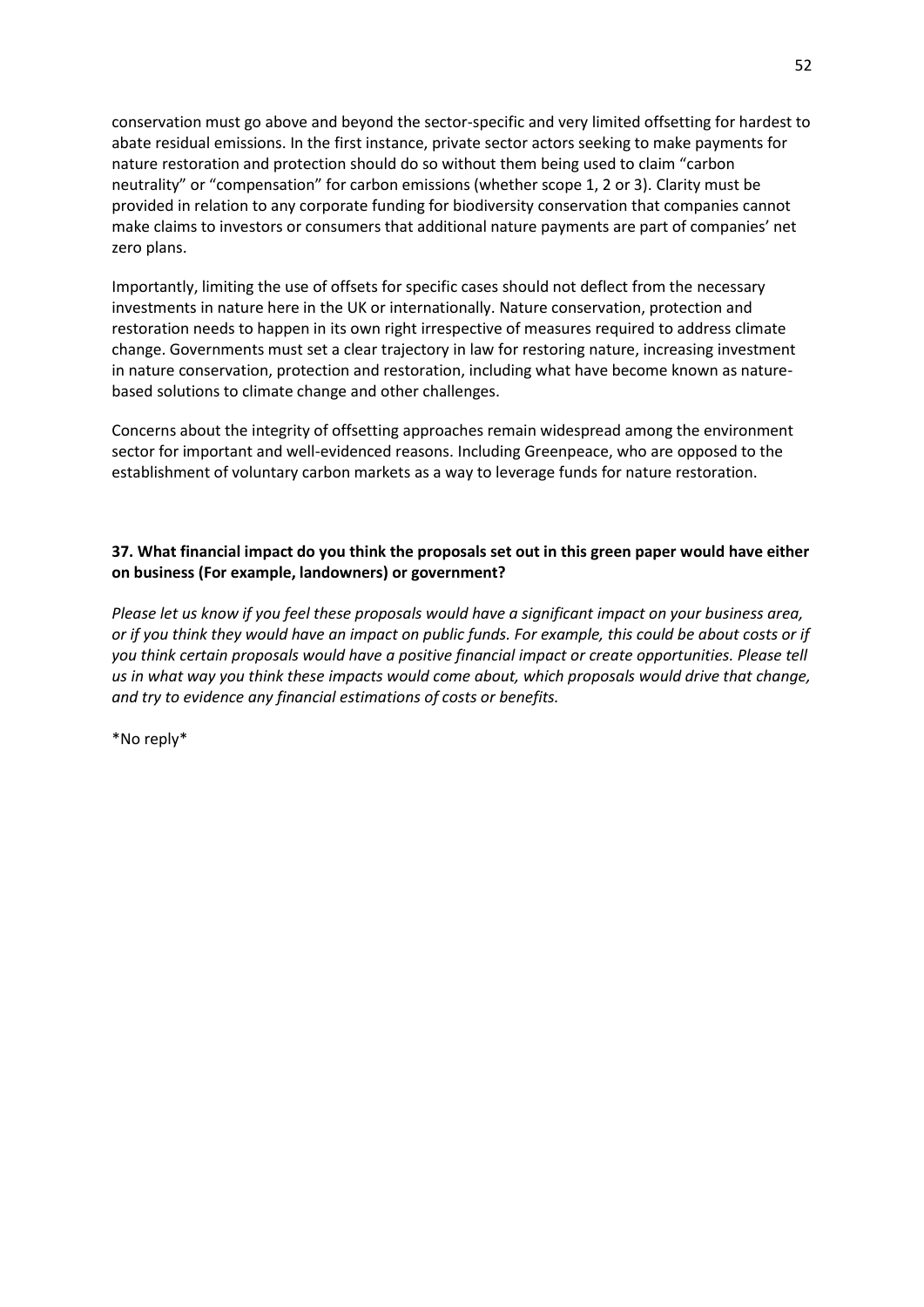conservation must go above and beyond the sector-specific and very limited offsetting for hardest to abate residual emissions. In the first instance, private sector actors seeking to make payments for nature restoration and protection should do so without them being used to claim "carbon neutrality" or "compensation" for carbon emissions (whether scope 1, 2 or 3). Clarity must be provided in relation to any corporate funding for biodiversity conservation that companies cannot make claims to investors or consumers that additional nature payments are part of companies' net zero plans.

Importantly, limiting the use of offsets for specific cases should not deflect from the necessary investments in nature here in the UK or internationally. Nature conservation, protection and restoration needs to happen in its own right irrespective of measures required to address climate change. Governments must set a clear trajectory in law for restoring nature, increasing investment in nature conservation, protection and restoration, including what have become known as nature-based solutions to climate change and other challenges.

Concerns about the integrity of offsetting approaches remain widespread among the environment sector for important and well-evidenced reasons. Including Greenpeace, who are opposed to the establishment of voluntary carbon markets as a way to leverage funds for nature restoration.

**37. What financial impact do you think the proposals set out in this green paper would have either on business (For example, landowners) or government?**

*Please let us know if you feel these proposals would have a significant impact on your business area, or if you think they would have an impact on public funds. For example, this could be about costs or if you think certain proposals would have a positive financial impact or create opportunities. Please tell us in what way you think these impacts would come about, which proposals would drive that change, and try to evidence any financial estimations of costs or benefits.*

*No reply*